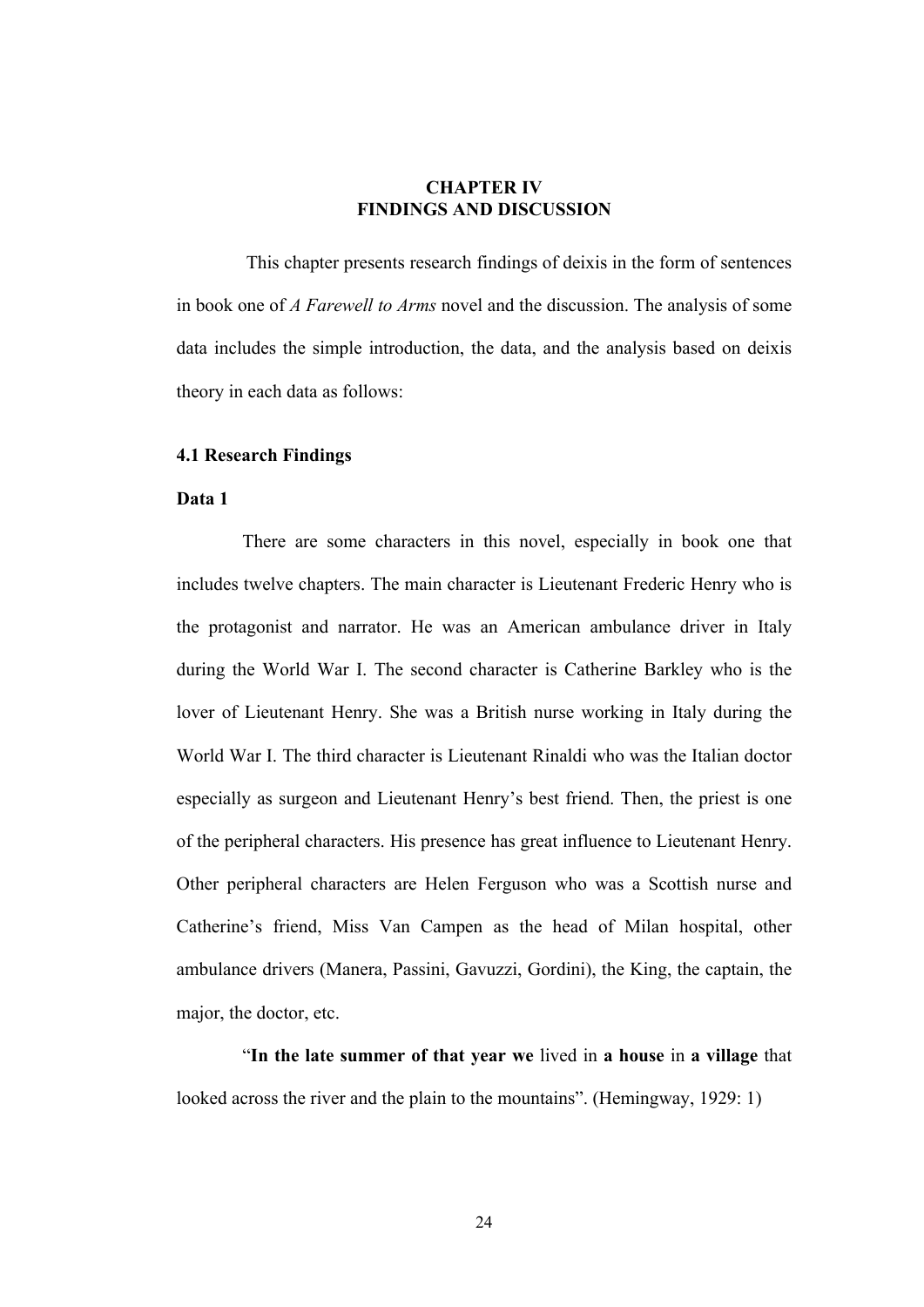# CHAPTER IV
# FINDINGS AND DISCUSSION

This chapter presents research findings of deixis in the form of sentences in book one of *A Farewell to Arms* novel and the discussion. The analysis of some data includes the simple introduction, the data, and the analysis based on deixis theory in each data as follows:

## 4.1 Research Findings

### Data 1

There are some characters in this novel, especially in book one that includes twelve chapters. The main character is Lieutenant Frederic Henry who is the protagonist and narrator. He was an American ambulance driver in Italy during the World War I. The second character is Catherine Barkley who is the lover of Lieutenant Henry. She was a British nurse working in Italy during the World War I. The third character is Lieutenant Rinaldi who was the Italian doctor especially as surgeon and Lieutenant Henry's best friend. Then, the priest is one of the peripheral characters. His presence has great influence to Lieutenant Henry. Other peripheral characters are Helen Ferguson who was a Scottish nurse and Catherine's friend, Miss Van Campen as the head of Milan hospital, other ambulance drivers (Manera, Passini, Gavuzzi, Gordini), the King, the captain, the major, the doctor, etc.

"**In the late summer of that year we** lived in **a house** in **a village** that looked across the river and the plain to the mountains". (Hemingway, 1929: 1)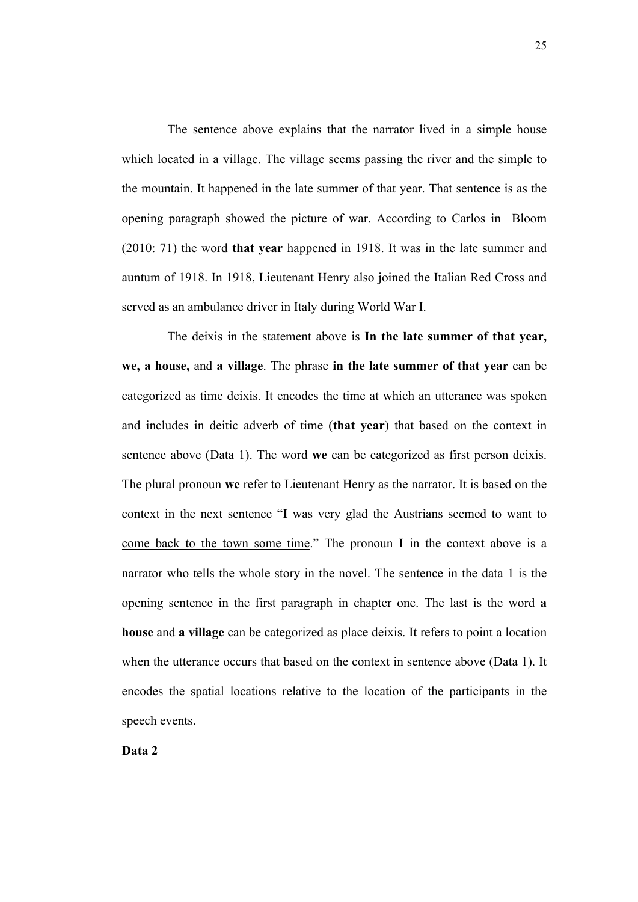The sentence above explains that the narrator lived in a simple house which located in a village. The village seems passing the river and the simple to the mountain. It happened in the late summer of that year. That sentence is as the opening paragraph showed the picture of war. According to Carlos in Bloom (2010: 71) the word **that year** happened in 1918. It was in the late summer and auntum of 1918. In 1918, Lieutenant Henry also joined the Italian Red Cross and served as an ambulance driver in Italy during World War I.

The deixis in the statement above is **In the late summer of that year, we, a house,** and **a village**. The phrase **in the late summer of that year** can be categorized as time deixis. It encodes the time at which an utterance was spoken and includes in deitic adverb of time (**that year**) that based on the context in sentence above (Data 1). The word **we** can be categorized as first person deixis. The plural pronoun **we** refer to Lieutenant Henry as the narrator. It is based on the context in the next sentence "<u>**I** was very glad the Austrians seemed to want to come back to the town some time</u>." The pronoun **I** in the context above is a narrator who tells the whole story in the novel. The sentence in the data 1 is the opening sentence in the first paragraph in chapter one. The last is the word **a house** and **a village** can be categorized as place deixis. It refers to point a location when the utterance occurs that based on the context in sentence above (Data 1). It encodes the spatial locations relative to the location of the participants in the speech events.

**Data 2**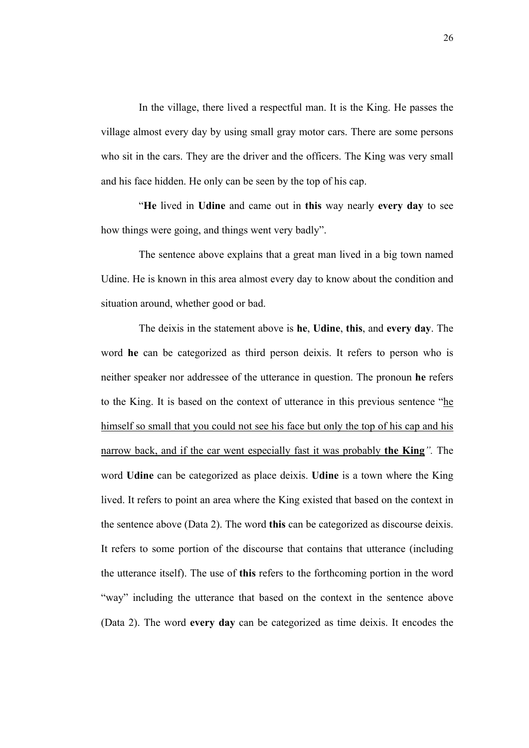In the village, there lived a respectful man. It is the King. He passes the village almost every day by using small gray motor cars. There are some persons who sit in the cars. They are the driver and the officers. The King was very small and his face hidden. He only can be seen by the top of his cap.

"**He** lived in **Udine** and came out in **this** way nearly **every day** to see how things were going, and things went very badly".

The sentence above explains that a great man lived in a big town named Udine. He is known in this area almost every day to know about the condition and situation around, whether good or bad.

The deixis in the statement above is **he**, **Udine**, **this**, and **every day**. The word **he** can be categorized as third person deixis. It refers to person who is neither speaker nor addressee of the utterance in question. The pronoun **he** refers to the King. It is based on the context of utterance in this previous sentence "<u>he himself so small that you could not see his face but only the top of his cap and his narrow back, and if the car went especially fast it was probably **the King**</u>*"*. The word **Udine** can be categorized as place deixis. **Udine** is a town where the King lived. It refers to point an area where the King existed that based on the context in the sentence above (Data 2). The word **this** can be categorized as discourse deixis. It refers to some portion of the discourse that contains that utterance (including the utterance itself). The use of **this** refers to the forthcoming portion in the word "way" including the utterance that based on the context in the sentence above (Data 2). The word **every day** can be categorized as time deixis. It encodes the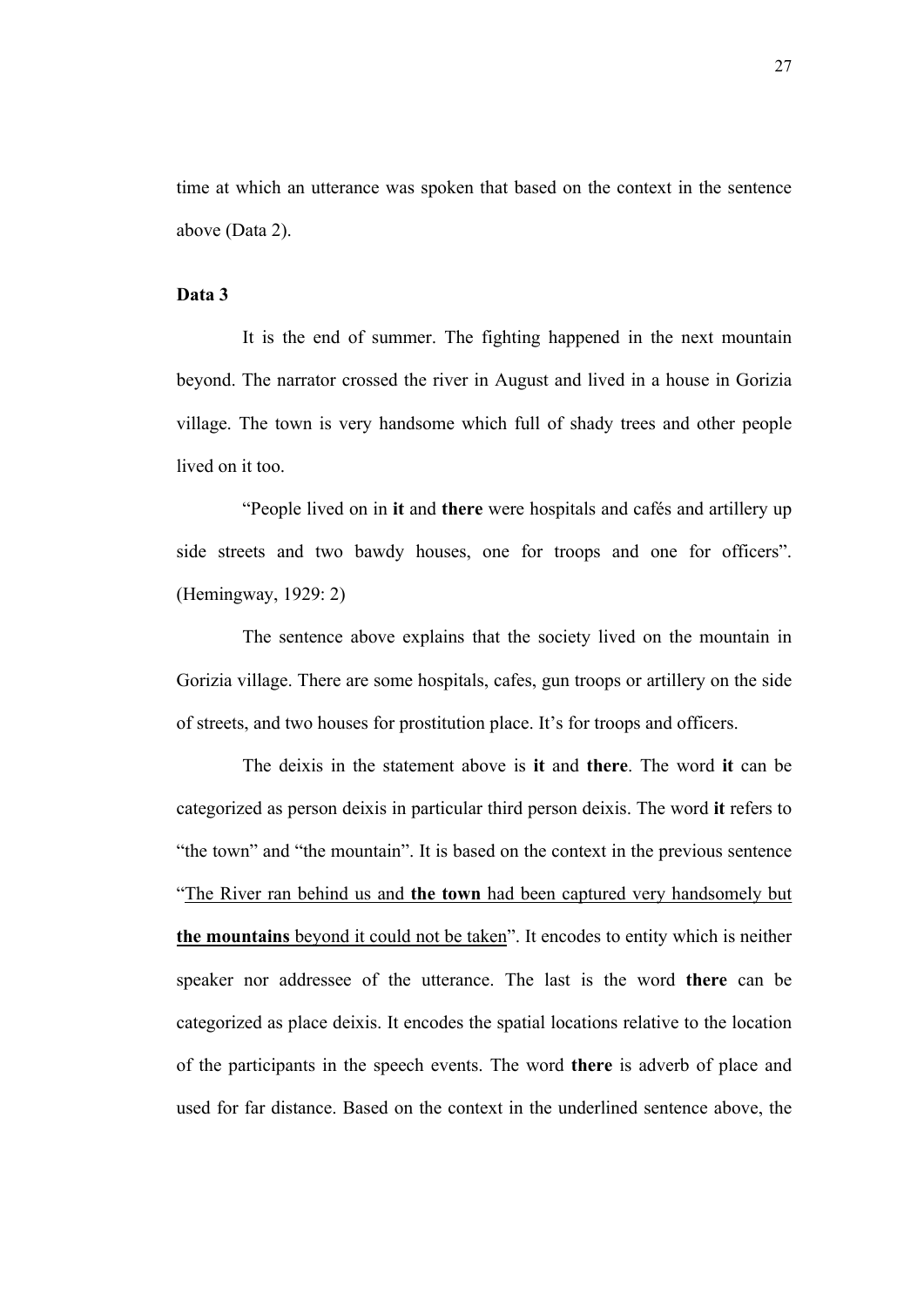time at which an utterance was spoken that based on the context in the sentence above (Data 2).

**Data 3**

It is the end of summer. The fighting happened in the next mountain beyond. The narrator crossed the river in August and lived in a house in Gorizia village. The town is very handsome which full of shady trees and other people lived on it too.

"People lived on in **it** and **there** were hospitals and cafés and artillery up side streets and two bawdy houses, one for troops and one for officers". (Hemingway, 1929: 2)

The sentence above explains that the society lived on the mountain in Gorizia village. There are some hospitals, cafes, gun troops or artillery on the side of streets, and two houses for prostitution place. It's for troops and officers.

The deixis in the statement above is **it** and **there**. The word **it** can be categorized as person deixis in particular third person deixis. The word **it** refers to "the town" and "the mountain". It is based on the context in the previous sentence "<u>The River ran behind us and **the town** had been captured very handsomely but **the mountains** beyond it could not be taken</u>". It encodes to entity which is neither speaker nor addressee of the utterance. The last is the word **there** can be categorized as place deixis. It encodes the spatial locations relative to the location of the participants in the speech events. The word **there** is adverb of place and used for far distance. Based on the context in the underlined sentence above, the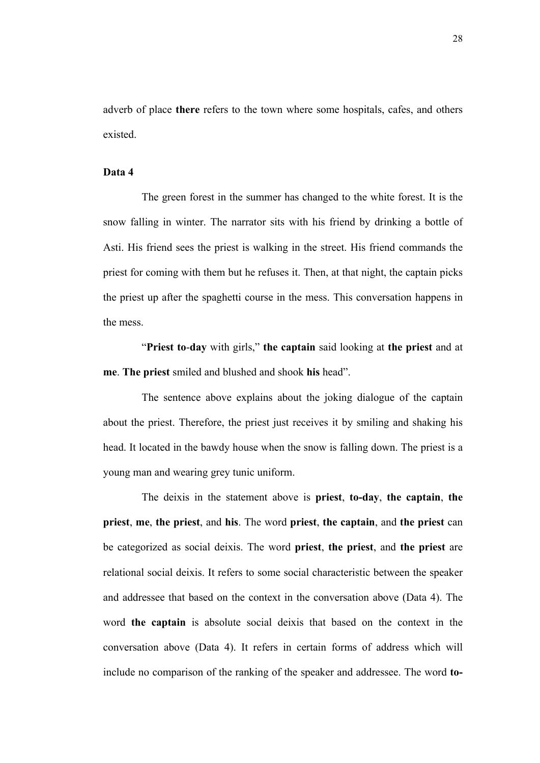adverb of place **there** refers to the town where some hospitals, cafes, and others existed.

**Data 4**

The green forest in the summer has changed to the white forest. It is the snow falling in winter. The narrator sits with his friend by drinking a bottle of Asti. His friend sees the priest is walking in the street. His friend commands the priest for coming with them but he refuses it. Then, at that night, the captain picks the priest up after the spaghetti course in the mess. This conversation happens in the mess.

"**Priest to-day** with girls," **the captain** said looking at **the priest** and at **me**. **The priest** smiled and blushed and shook **his** head".

The sentence above explains about the joking dialogue of the captain about the priest. Therefore, the priest just receives it by smiling and shaking his head. It located in the bawdy house when the snow is falling down. The priest is a young man and wearing grey tunic uniform.

The deixis in the statement above is **priest**, **to-day**, **the captain**, **the priest**, **me**, **the priest**, and **his**. The word **priest**, **the captain**, and **the priest** can be categorized as social deixis. The word **priest**, **the priest**, and **the priest** are relational social deixis. It refers to some social characteristic between the speaker and addressee that based on the context in the conversation above (Data 4). The word **the captain** is absolute social deixis that based on the context in the conversation above (Data 4). It refers in certain forms of address which will include no comparison of the ranking of the speaker and addressee. The word **to-**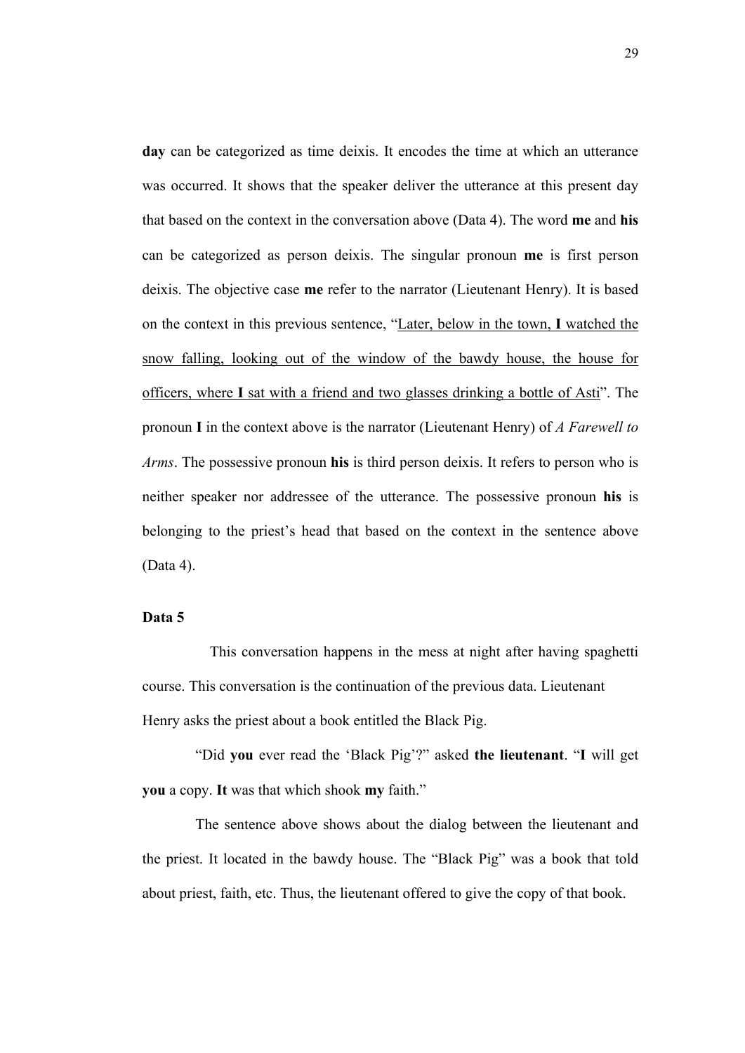**day** can be categorized as time deixis. It encodes the time at which an utterance was occurred. It shows that the speaker deliver the utterance at this present day that based on the context in the conversation above (Data 4). The word **me** and **his** can be categorized as person deixis. The singular pronoun **me** is first person deixis. The objective case **me** refer to the narrator (Lieutenant Henry). It is based on the context in this previous sentence, "<u>Later, below in the town, **I** watched the snow falling, looking out of the window of the bawdy house, the house for officers, where **I** sat with a friend and two glasses drinking a bottle of Asti</u>". The pronoun **I** in the context above is the narrator (Lieutenant Henry) of *A Farewell to Arms*. The possessive pronoun **his** is third person deixis. It refers to person who is neither speaker nor addressee of the utterance. The possessive pronoun **his** is belonging to the priest's head that based on the context in the sentence above (Data 4).

**Data 5**

This conversation happens in the mess at night after having spaghetti course. This conversation is the continuation of the previous data. Lieutenant Henry asks the priest about a book entitled the Black Pig.

"Did **you** ever read the 'Black Pig'?" asked **the lieutenant**. "**I** will get **you** a copy. **It** was that which shook **my** faith."

The sentence above shows about the dialog between the lieutenant and the priest. It located in the bawdy house. The "Black Pig" was a book that told about priest, faith, etc. Thus, the lieutenant offered to give the copy of that book.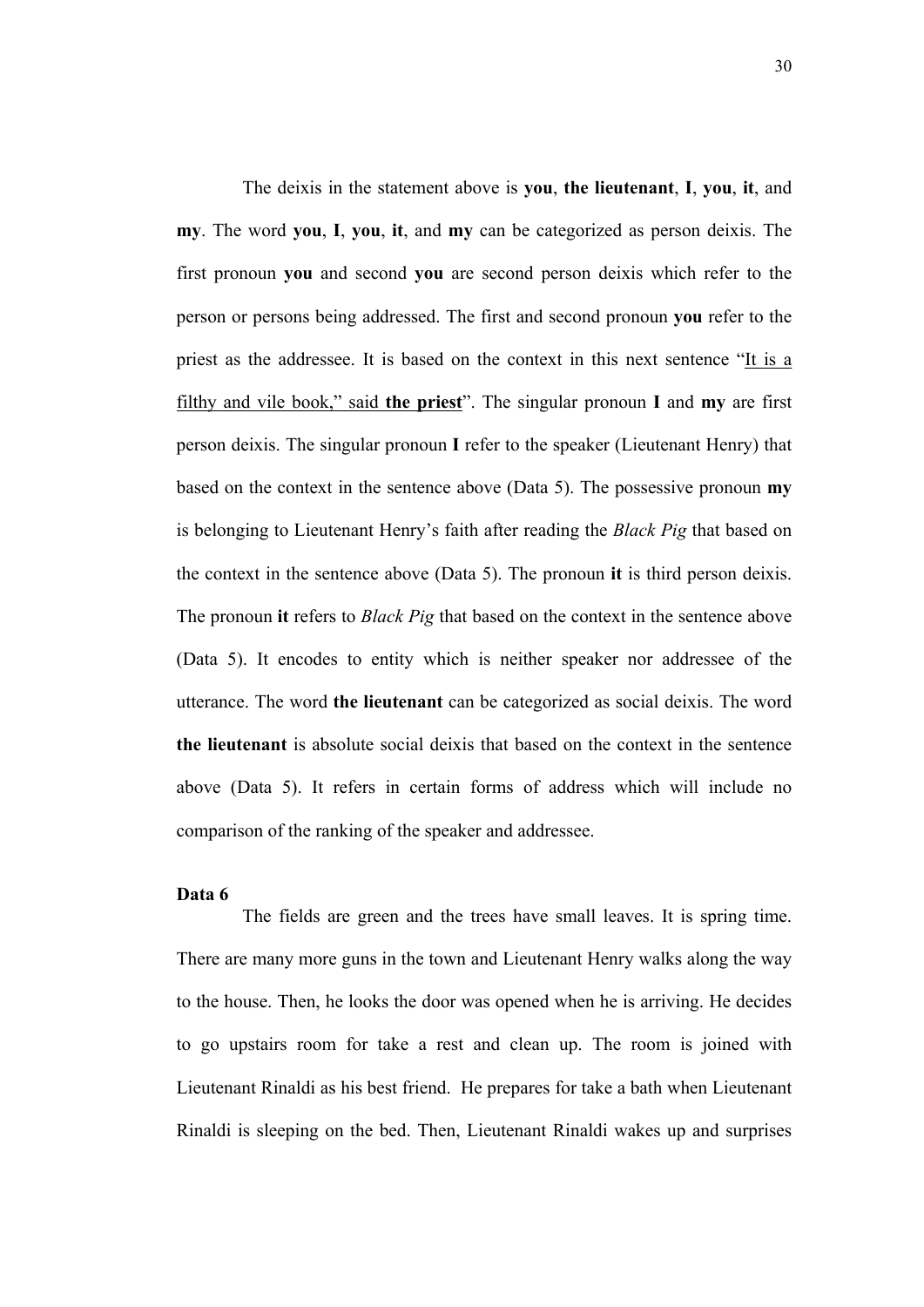The deixis in the statement above is **you**, **the lieutenant**, **I**, **you**, **it**, and **my**. The word **you**, **I**, **you**, **it**, and **my** can be categorized as person deixis. The first pronoun **you** and second **you** are second person deixis which refer to the person or persons being addressed. The first and second pronoun **you** refer to the priest as the addressee. It is based on the context in this next sentence "<u>It is a filthy and vile book," said **the priest**</u>". The singular pronoun **I** and **my** are first person deixis. The singular pronoun **I** refer to the speaker (Lieutenant Henry) that based on the context in the sentence above (Data 5). The possessive pronoun **my** is belonging to Lieutenant Henry's faith after reading the *Black Pig* that based on the context in the sentence above (Data 5). The pronoun **it** is third person deixis. The pronoun **it** refers to *Black Pig* that based on the context in the sentence above (Data 5). It encodes to entity which is neither speaker nor addressee of the utterance. The word **the lieutenant** can be categorized as social deixis. The word **the lieutenant** is absolute social deixis that based on the context in the sentence above (Data 5). It refers in certain forms of address which will include no comparison of the ranking of the speaker and addressee.

**Data 6**

The fields are green and the trees have small leaves. It is spring time. There are many more guns in the town and Lieutenant Henry walks along the way to the house. Then, he looks the door was opened when he is arriving. He decides to go upstairs room for take a rest and clean up. The room is joined with Lieutenant Rinaldi as his best friend. He prepares for take a bath when Lieutenant Rinaldi is sleeping on the bed. Then, Lieutenant Rinaldi wakes up and surprises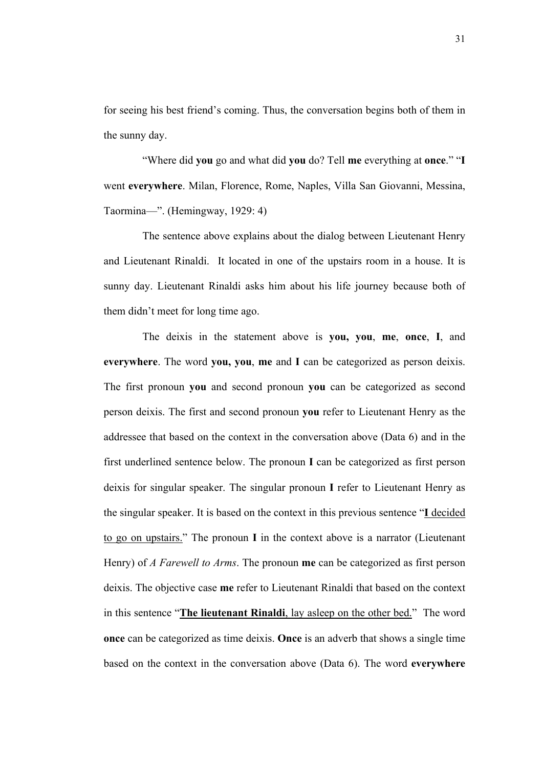for seeing his best friend's coming. Thus, the conversation begins both of them in the sunny day.

"Where did **you** go and what did **you** do? Tell **me** everything at **once**." "**I** went **everywhere**. Milan, Florence, Rome, Naples, Villa San Giovanni, Messina, Taormina—". (Hemingway, 1929: 4)

The sentence above explains about the dialog between Lieutenant Henry and Lieutenant Rinaldi. It located in one of the upstairs room in a house. It is sunny day. Lieutenant Rinaldi asks him about his life journey because both of them didn't meet for long time ago.

The deixis in the statement above is **you, you**, **me**, **once**, **I**, and **everywhere**. The word **you, you**, **me** and **I** can be categorized as person deixis. The first pronoun **you** and second pronoun **you** can be categorized as second person deixis. The first and second pronoun **you** refer to Lieutenant Henry as the addressee that based on the context in the conversation above (Data 6) and in the first underlined sentence below. The pronoun **I** can be categorized as first person deixis for singular speaker. The singular pronoun **I** refer to Lieutenant Henry as the singular speaker. It is based on the context in this previous sentence "<u>**I** decided to go on upstairs.</u>" The pronoun **I** in the context above is a narrator (Lieutenant Henry) of *A Farewell to Arms*. The pronoun **me** can be categorized as first person deixis. The objective case **me** refer to Lieutenant Rinaldi that based on the context in this sentence "<u>**The lieutenant Rinaldi**, lay asleep on the other bed.</u>" The word **once** can be categorized as time deixis. **Once** is an adverb that shows a single time based on the context in the conversation above (Data 6). The word **everywhere**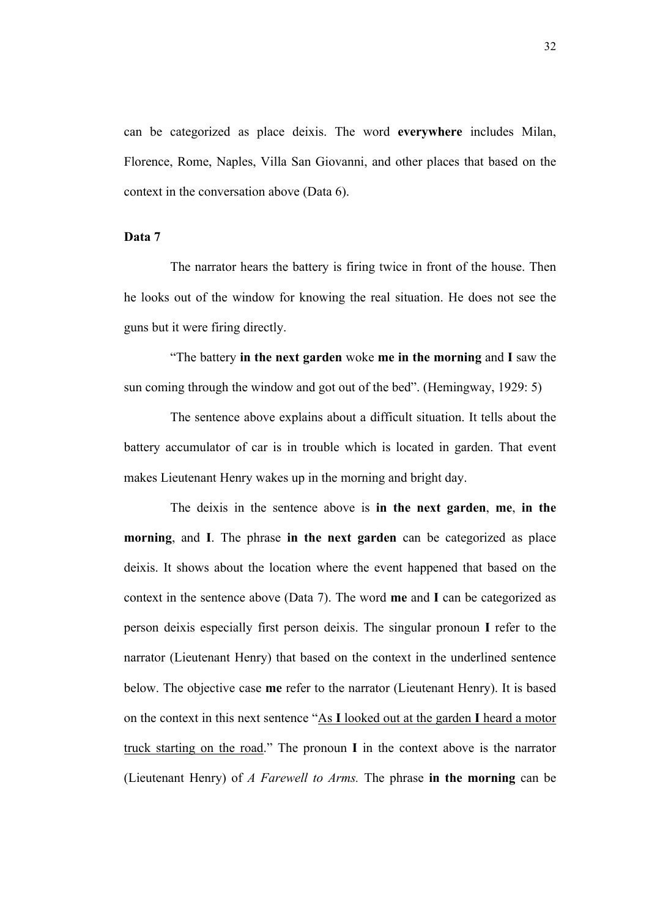can be categorized as place deixis. The word **everywhere** includes Milan, Florence, Rome, Naples, Villa San Giovanni, and other places that based on the context in the conversation above (Data 6).

**Data 7**

The narrator hears the battery is firing twice in front of the house. Then he looks out of the window for knowing the real situation. He does not see the guns but it were firing directly.

"The battery **in the next garden** woke **me in the morning** and **I** saw the sun coming through the window and got out of the bed". (Hemingway, 1929: 5)

The sentence above explains about a difficult situation. It tells about the battery accumulator of car is in trouble which is located in garden. That event makes Lieutenant Henry wakes up in the morning and bright day.

The deixis in the sentence above is **in the next garden**, **me**, **in the morning**, and **I**. The phrase **in the next garden** can be categorized as place deixis. It shows about the location where the event happened that based on the context in the sentence above (Data 7). The word **me** and **I** can be categorized as person deixis especially first person deixis. The singular pronoun **I** refer to the narrator (Lieutenant Henry) that based on the context in the underlined sentence below. The objective case **me** refer to the narrator (Lieutenant Henry). It is based on the context in this next sentence "<u>As **I** looked out at the garden **I** heard a motor truck starting on the road</u>." The pronoun **I** in the context above is the narrator (Lieutenant Henry) of *A Farewell to Arms.* The phrase **in the morning** can be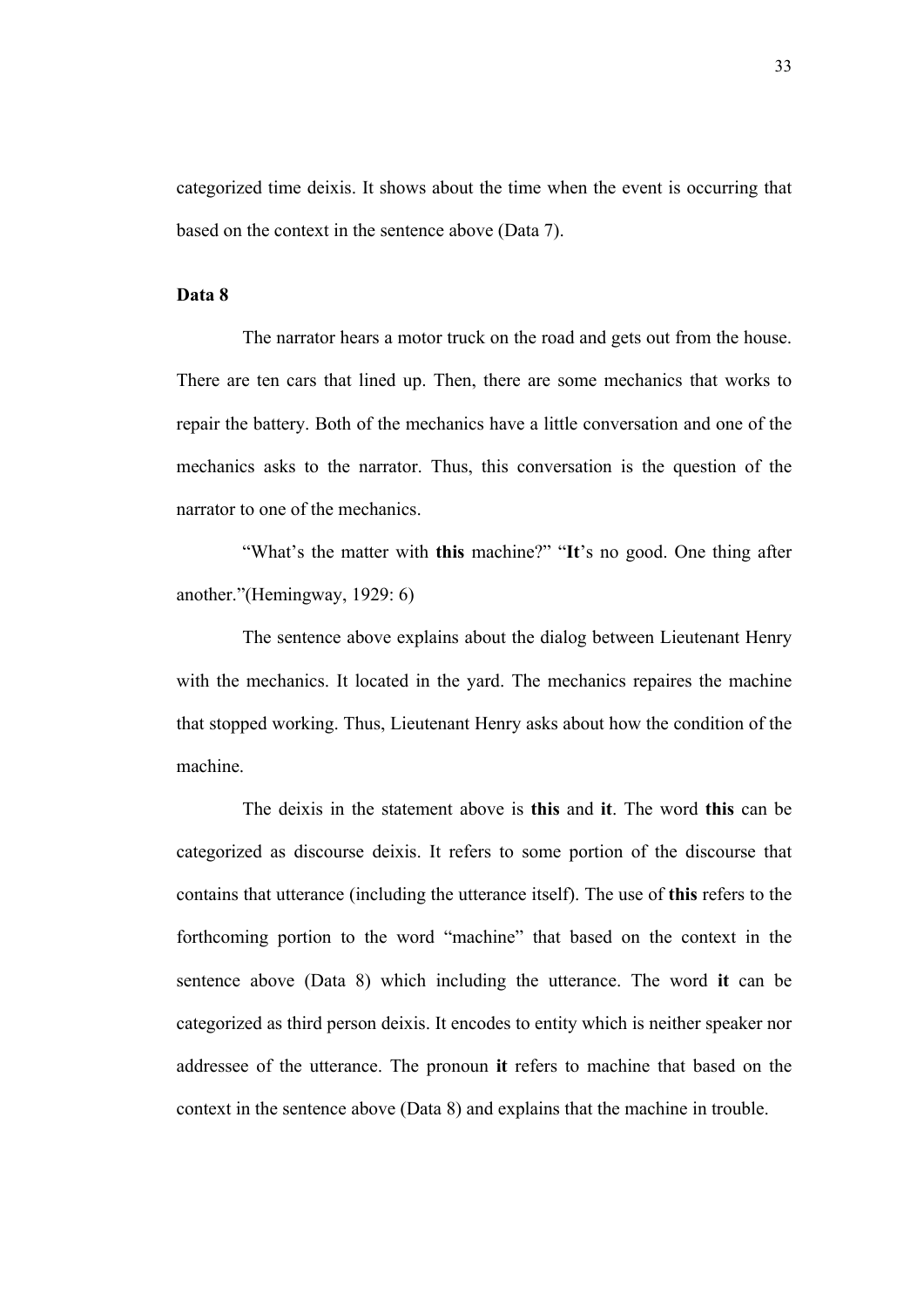categorized time deixis. It shows about the time when the event is occurring that based on the context in the sentence above (Data 7).

**Data 8**

The narrator hears a motor truck on the road and gets out from the house. There are ten cars that lined up. Then, there are some mechanics that works to repair the battery. Both of the mechanics have a little conversation and one of the mechanics asks to the narrator. Thus, this conversation is the question of the narrator to one of the mechanics.

"What's the matter with **this** machine?" "**It**'s no good. One thing after another."(Hemingway, 1929: 6)

The sentence above explains about the dialog between Lieutenant Henry with the mechanics. It located in the yard. The mechanics repaires the machine that stopped working. Thus, Lieutenant Henry asks about how the condition of the machine.

The deixis in the statement above is **this** and **it**. The word **this** can be categorized as discourse deixis. It refers to some portion of the discourse that contains that utterance (including the utterance itself). The use of **this** refers to the forthcoming portion to the word "machine" that based on the context in the sentence above (Data 8) which including the utterance. The word **it** can be categorized as third person deixis. It encodes to entity which is neither speaker nor addressee of the utterance. The pronoun **it** refers to machine that based on the context in the sentence above (Data 8) and explains that the machine in trouble.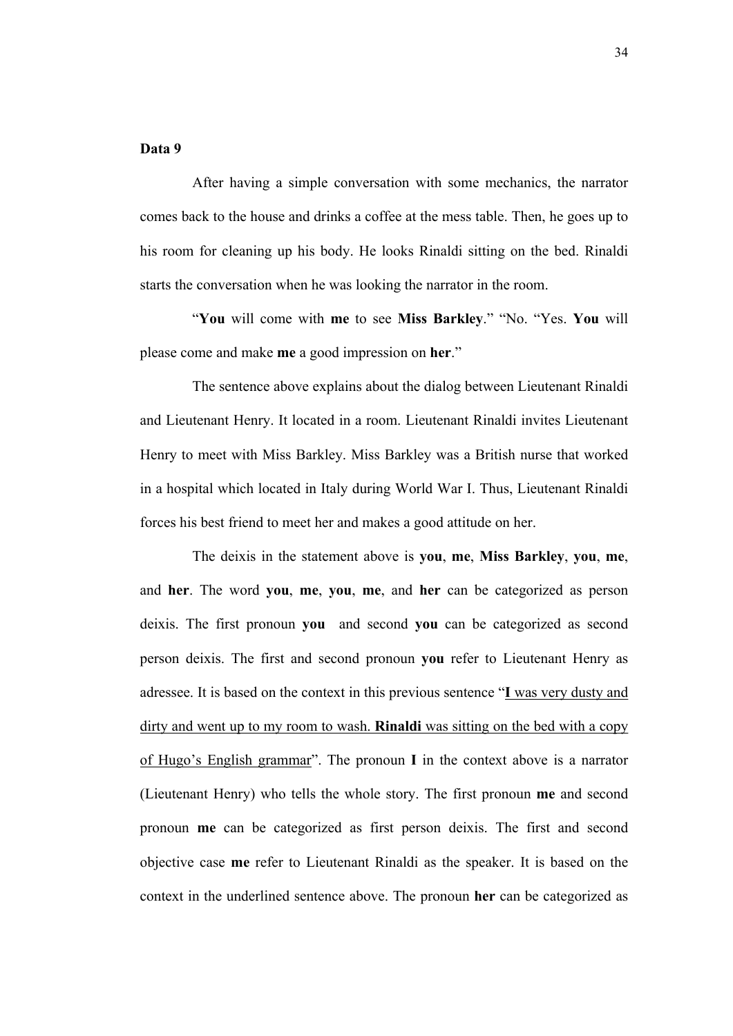**Data 9**

After having a simple conversation with some mechanics, the narrator comes back to the house and drinks a coffee at the mess table. Then, he goes up to his room for cleaning up his body. He looks Rinaldi sitting on the bed. Rinaldi starts the conversation when he was looking the narrator in the room.

"**You** will come with **me** to see **Miss Barkley**." "No. "Yes. **You** will please come and make **me** a good impression on **her**."

The sentence above explains about the dialog between Lieutenant Rinaldi and Lieutenant Henry. It located in a room. Lieutenant Rinaldi invites Lieutenant Henry to meet with Miss Barkley. Miss Barkley was a British nurse that worked in a hospital which located in Italy during World War I. Thus, Lieutenant Rinaldi forces his best friend to meet her and makes a good attitude on her.

The deixis in the statement above is **you**, **me**, **Miss Barkley**, **you**, **me**, and **her**. The word **you**, **me**, **you**, **me**, and **her** can be categorized as person deixis. The first pronoun **you** and second **you** can be categorized as second person deixis. The first and second pronoun **you** refer to Lieutenant Henry as adressee. It is based on the context in this previous sentence "<u>**I** was very dusty and dirty and went up to my room to wash. **Rinaldi** was sitting on the bed with a copy of Hugo's English grammar</u>". The pronoun **I** in the context above is a narrator (Lieutenant Henry) who tells the whole story. The first pronoun **me** and second pronoun **me** can be categorized as first person deixis. The first and second objective case **me** refer to Lieutenant Rinaldi as the speaker. It is based on the context in the underlined sentence above. The pronoun **her** can be categorized as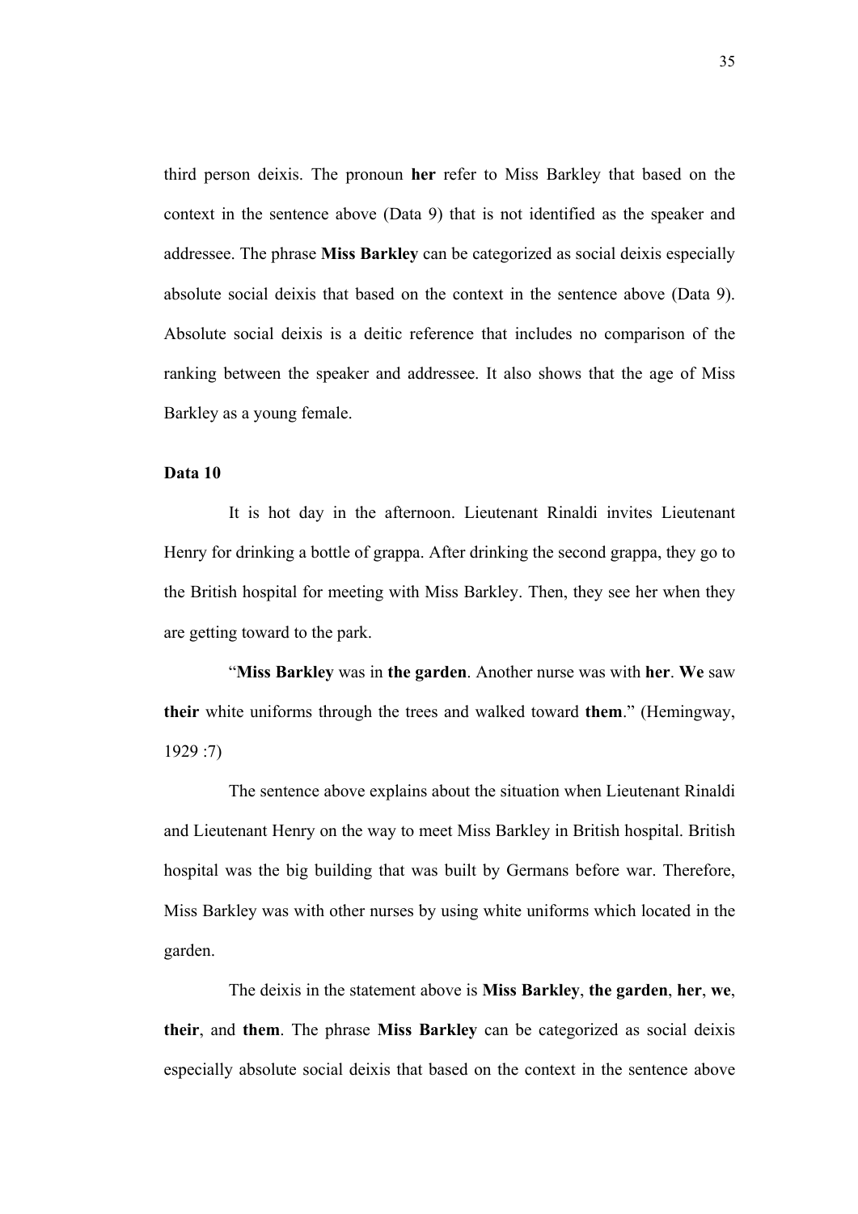third person deixis. The pronoun **her** refer to Miss Barkley that based on the context in the sentence above (Data 9) that is not identified as the speaker and addressee. The phrase **Miss Barkley** can be categorized as social deixis especially absolute social deixis that based on the context in the sentence above (Data 9). Absolute social deixis is a deitic reference that includes no comparison of the ranking between the speaker and addressee. It also shows that the age of Miss Barkley as a young female.

**Data 10**

It is hot day in the afternoon. Lieutenant Rinaldi invites Lieutenant Henry for drinking a bottle of grappa. After drinking the second grappa, they go to the British hospital for meeting with Miss Barkley. Then, they see her when they are getting toward to the park.

"**Miss Barkley** was in **the garden**. Another nurse was with **her**. **We** saw **their** white uniforms through the trees and walked toward **them**." (Hemingway, 1929 :7)

The sentence above explains about the situation when Lieutenant Rinaldi and Lieutenant Henry on the way to meet Miss Barkley in British hospital. British hospital was the big building that was built by Germans before war. Therefore, Miss Barkley was with other nurses by using white uniforms which located in the garden.

The deixis in the statement above is **Miss Barkley**, **the garden**, **her**, **we**, **their**, and **them**. The phrase **Miss Barkley** can be categorized as social deixis especially absolute social deixis that based on the context in the sentence above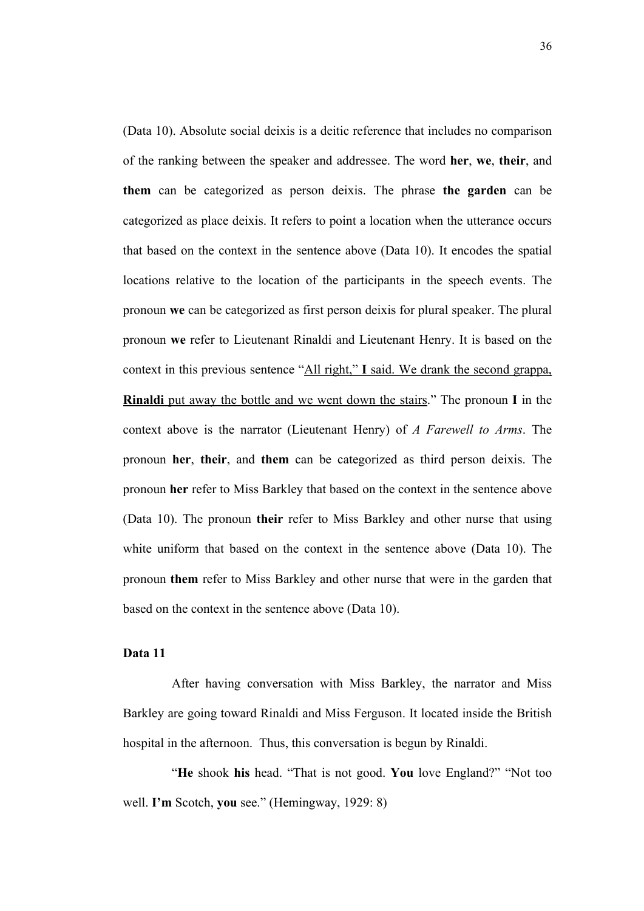(Data 10). Absolute social deixis is a deitic reference that includes no comparison of the ranking between the speaker and addressee. The word **her**, **we**, **their**, and **them** can be categorized as person deixis. The phrase **the garden** can be categorized as place deixis. It refers to point a location when the utterance occurs that based on the context in the sentence above (Data 10). It encodes the spatial locations relative to the location of the participants in the speech events. The pronoun **we** can be categorized as first person deixis for plural speaker. The plural pronoun **we** refer to Lieutenant Rinaldi and Lieutenant Henry. It is based on the context in this previous sentence "<u>All right," **I** said. We drank the second grappa, **Rinaldi** put away the bottle and we went down the stairs</u>." The pronoun **I** in the context above is the narrator (Lieutenant Henry) of *A Farewell to Arms*. The pronoun **her**, **their**, and **them** can be categorized as third person deixis. The pronoun **her** refer to Miss Barkley that based on the context in the sentence above (Data 10). The pronoun **their** refer to Miss Barkley and other nurse that using white uniform that based on the context in the sentence above (Data 10). The pronoun **them** refer to Miss Barkley and other nurse that were in the garden that based on the context in the sentence above (Data 10).

**Data 11**

After having conversation with Miss Barkley, the narrator and Miss Barkley are going toward Rinaldi and Miss Ferguson. It located inside the British hospital in the afternoon. Thus, this conversation is begun by Rinaldi.

"**He** shook **his** head. "That is not good. **You** love England?" "Not too well. **I'm** Scotch, **you** see." (Hemingway, 1929: 8)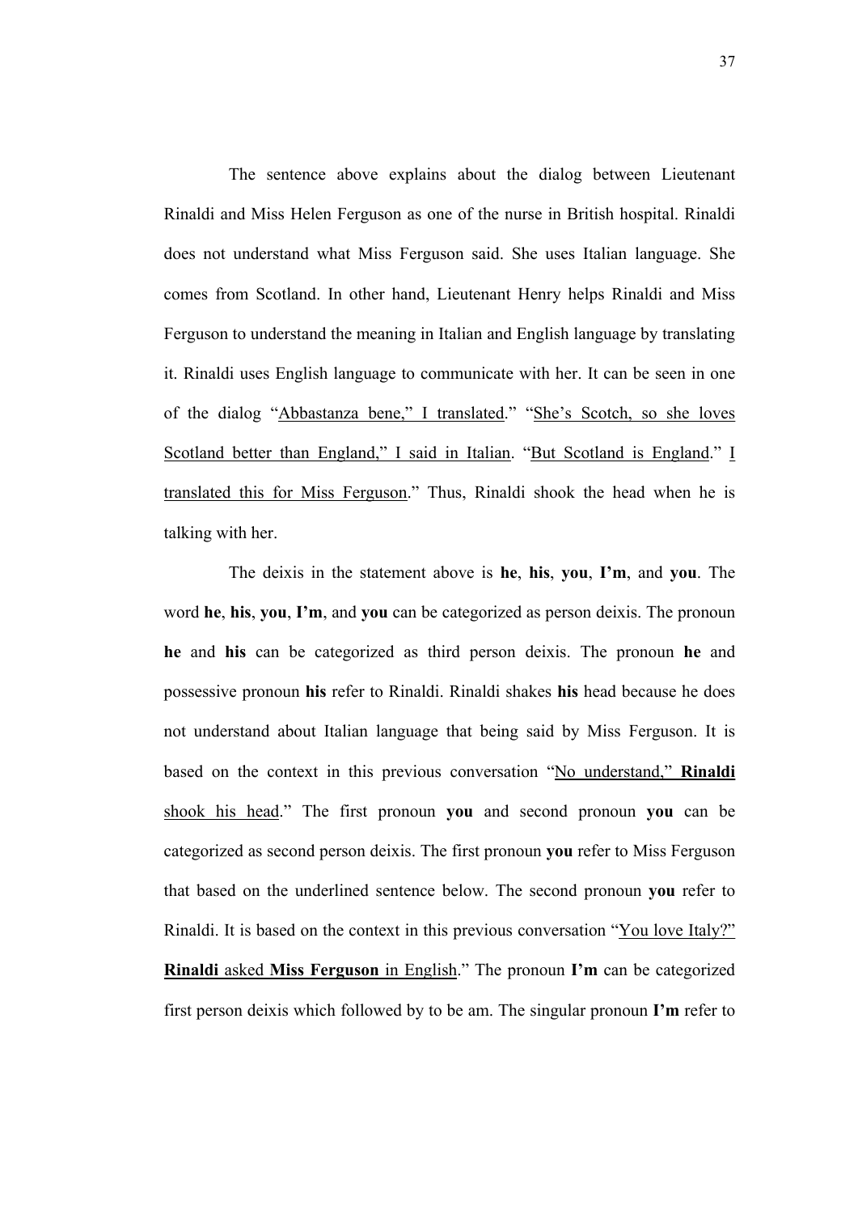The sentence above explains about the dialog between Lieutenant Rinaldi and Miss Helen Ferguson as one of the nurse in British hospital. Rinaldi does not understand what Miss Ferguson said. She uses Italian language. She comes from Scotland. In other hand, Lieutenant Henry helps Rinaldi and Miss Ferguson to understand the meaning in Italian and English language by translating it. Rinaldi uses English language to communicate with her. It can be seen in one of the dialog "<u>Abbastanza bene," I translated</u>." "<u>She's Scotch, so she loves Scotland better than England," I said in Italian</u>. "<u>But Scotland is England</u>." <u>I translated this for Miss Ferguson</u>." Thus, Rinaldi shook the head when he is talking with her.

The deixis in the statement above is **he**, **his**, **you**, **I'm**, and **you**. The word **he**, **his**, **you**, **I'm**, and **you** can be categorized as person deixis. The pronoun **he** and **his** can be categorized as third person deixis. The pronoun **he** and possessive pronoun **his** refer to Rinaldi. Rinaldi shakes **his** head because he does not understand about Italian language that being said by Miss Ferguson. It is based on the context in this previous conversation "<u>No understand," **Rinaldi** shook his head</u>." The first pronoun **you** and second pronoun **you** can be categorized as second person deixis. The first pronoun **you** refer to Miss Ferguson that based on the underlined sentence below. The second pronoun **you** refer to Rinaldi. It is based on the context in this previous conversation "<u>You love Italy?" **Rinaldi** asked **Miss Ferguson** in English</u>." The pronoun **I'm** can be categorized first person deixis which followed by to be am. The singular pronoun **I'm** refer to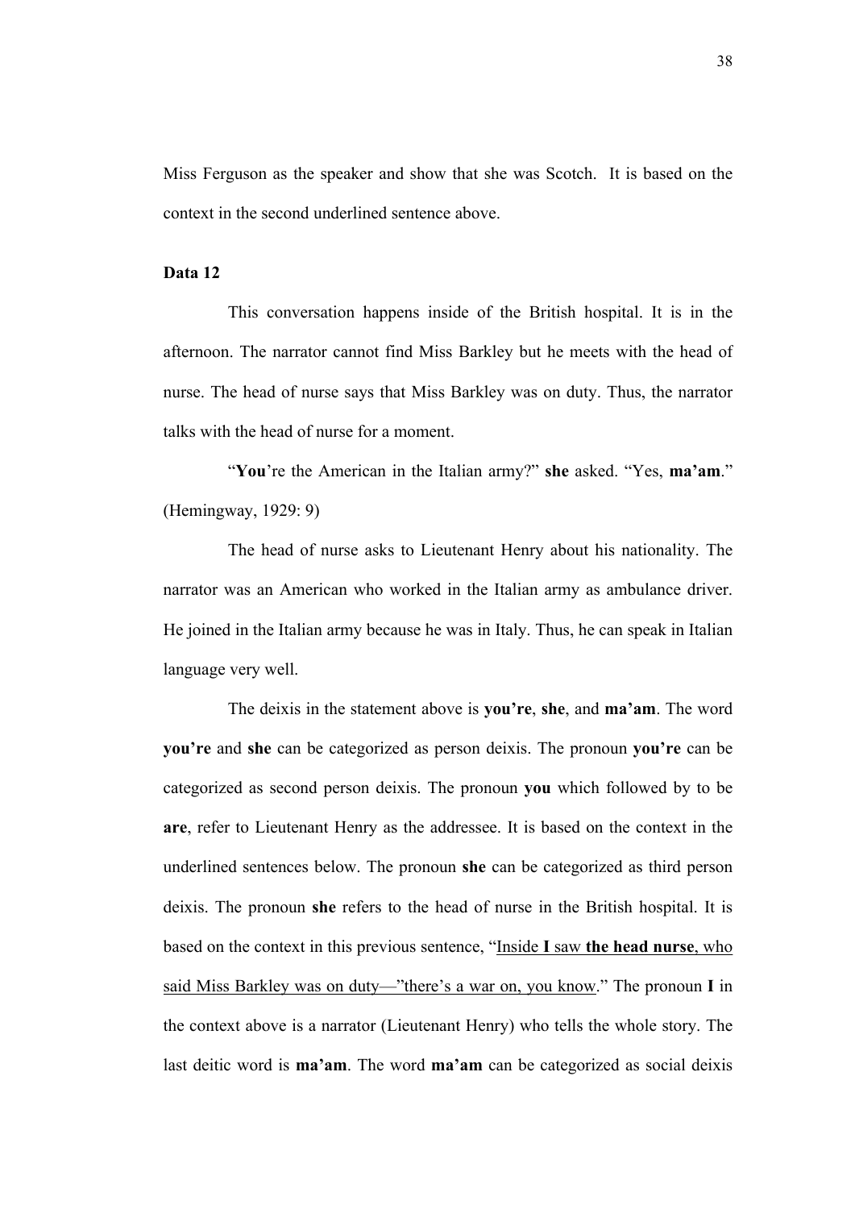Miss Ferguson as the speaker and show that she was Scotch. It is based on the context in the second underlined sentence above.

**Data 12**

This conversation happens inside of the British hospital. It is in the afternoon. The narrator cannot find Miss Barkley but he meets with the head of nurse. The head of nurse says that Miss Barkley was on duty. Thus, the narrator talks with the head of nurse for a moment.

"**You**'re the American in the Italian army?" **she** asked. "Yes, **ma'am**." (Hemingway, 1929: 9)

The head of nurse asks to Lieutenant Henry about his nationality. The narrator was an American who worked in the Italian army as ambulance driver. He joined in the Italian army because he was in Italy. Thus, he can speak in Italian language very well.

The deixis in the statement above is **you're**, **she**, and **ma'am**. The word **you're** and **she** can be categorized as person deixis. The pronoun **you're** can be categorized as second person deixis. The pronoun **you** which followed by to be **are**, refer to Lieutenant Henry as the addressee. It is based on the context in the underlined sentences below. The pronoun **she** can be categorized as third person deixis. The pronoun **she** refers to the head of nurse in the British hospital. It is based on the context in this previous sentence, "<u>Inside **I** saw **the head nurse**, who said Miss Barkley was on duty—"there's a war on, you know</u>." The pronoun **I** in the context above is a narrator (Lieutenant Henry) who tells the whole story. The last deitic word is **ma'am**. The word **ma'am** can be categorized as social deixis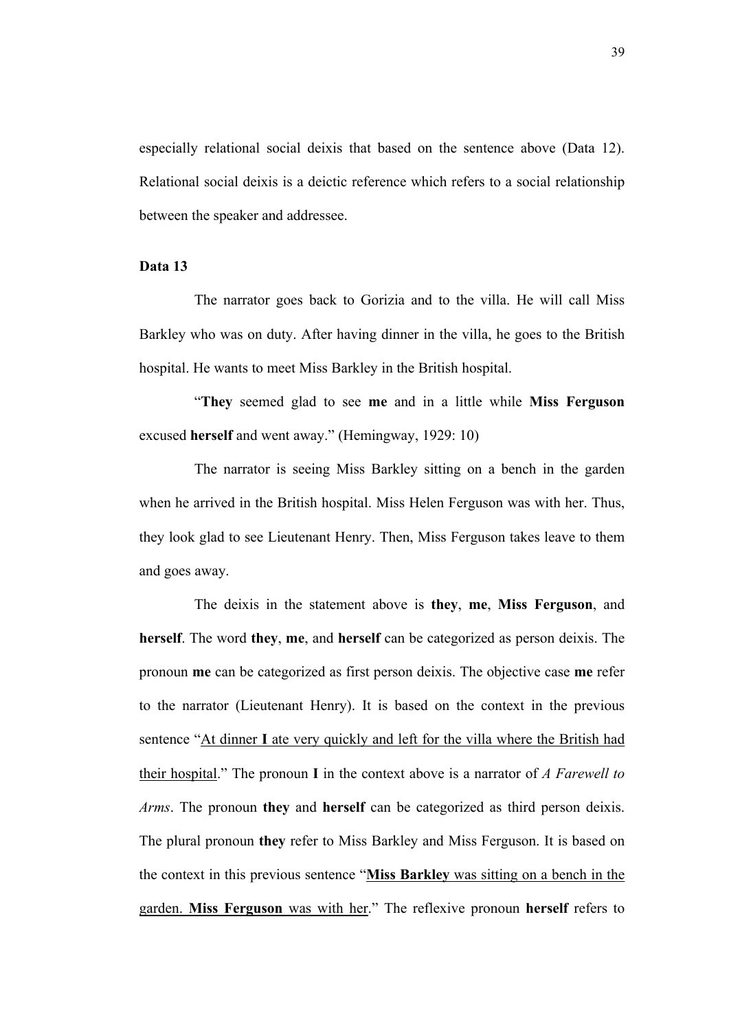especially relational social deixis that based on the sentence above (Data 12). Relational social deixis is a deictic reference which refers to a social relationship between the speaker and addressee.

**Data 13**

The narrator goes back to Gorizia and to the villa. He will call Miss Barkley who was on duty. After having dinner in the villa, he goes to the British hospital. He wants to meet Miss Barkley in the British hospital.

"**They** seemed glad to see **me** and in a little while **Miss Ferguson** excused **herself** and went away." (Hemingway, 1929: 10)

The narrator is seeing Miss Barkley sitting on a bench in the garden when he arrived in the British hospital. Miss Helen Ferguson was with her. Thus, they look glad to see Lieutenant Henry. Then, Miss Ferguson takes leave to them and goes away.

The deixis in the statement above is **they**, **me**, **Miss Ferguson**, and **herself**. The word **they**, **me**, and **herself** can be categorized as person deixis. The pronoun **me** can be categorized as first person deixis. The objective case **me** refer to the narrator (Lieutenant Henry). It is based on the context in the previous sentence "<u>At dinner **I** ate very quickly and left for the villa where the British had their hospital</u>." The pronoun **I** in the context above is a narrator of *A Farewell to Arms*. The pronoun **they** and **herself** can be categorized as third person deixis. The plural pronoun **they** refer to Miss Barkley and Miss Ferguson. It is based on the context in this previous sentence "<u>**Miss Barkley** was sitting on a bench in the garden. **Miss Ferguson** was with her</u>." The reflexive pronoun **herself** refers to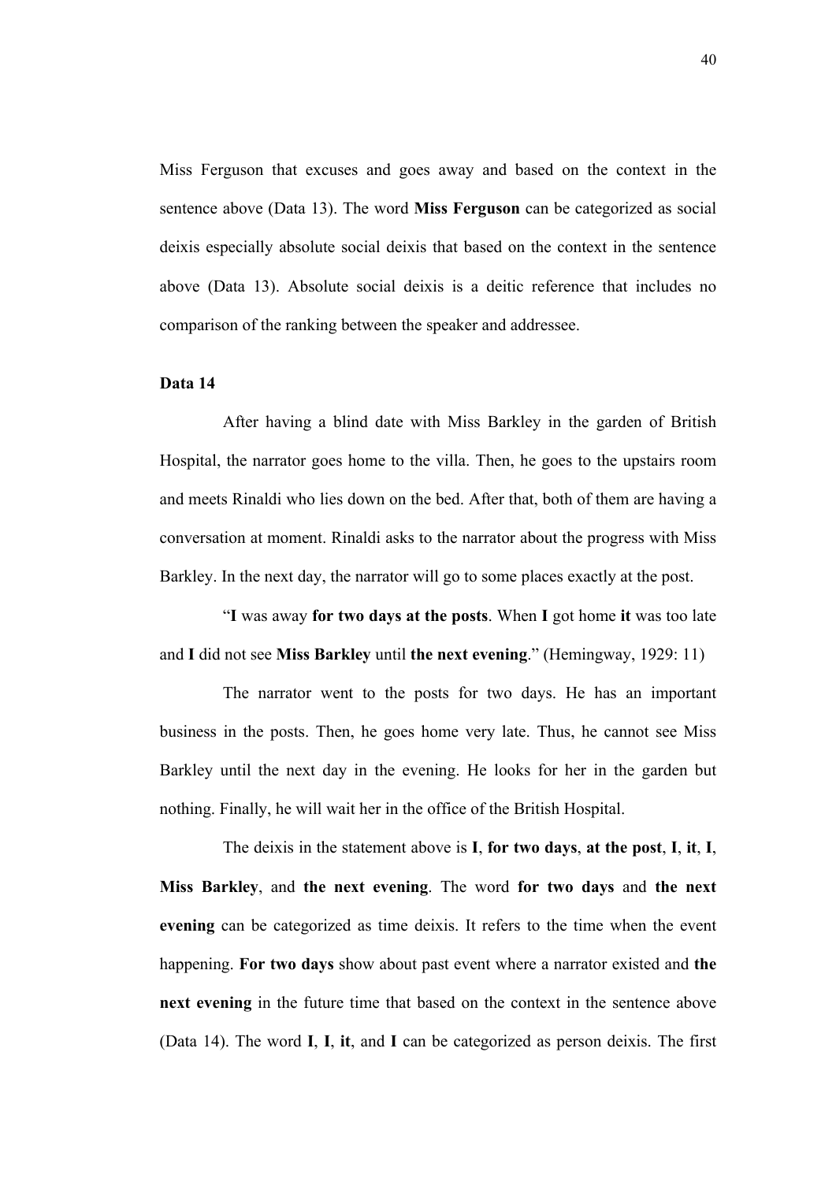Miss Ferguson that excuses and goes away and based on the context in the sentence above (Data 13). The word **Miss Ferguson** can be categorized as social deixis especially absolute social deixis that based on the context in the sentence above (Data 13). Absolute social deixis is a deitic reference that includes no comparison of the ranking between the speaker and addressee.

**Data 14**

After having a blind date with Miss Barkley in the garden of British Hospital, the narrator goes home to the villa. Then, he goes to the upstairs room and meets Rinaldi who lies down on the bed. After that, both of them are having a conversation at moment. Rinaldi asks to the narrator about the progress with Miss Barkley. In the next day, the narrator will go to some places exactly at the post.

"**I** was away **for two days at the posts**. When **I** got home **it** was too late and **I** did not see **Miss Barkley** until **the next evening**." (Hemingway, 1929: 11)

The narrator went to the posts for two days. He has an important business in the posts. Then, he goes home very late. Thus, he cannot see Miss Barkley until the next day in the evening. He looks for her in the garden but nothing. Finally, he will wait her in the office of the British Hospital.

The deixis in the statement above is **I**, **for two days**, **at the post**, **I**, **it**, **I**, **Miss Barkley**, and **the next evening**. The word **for two days** and **the next evening** can be categorized as time deixis. It refers to the time when the event happening. **For two days** show about past event where a narrator existed and **the next evening** in the future time that based on the context in the sentence above (Data 14). The word **I**, **I**, **it**, and **I** can be categorized as person deixis. The first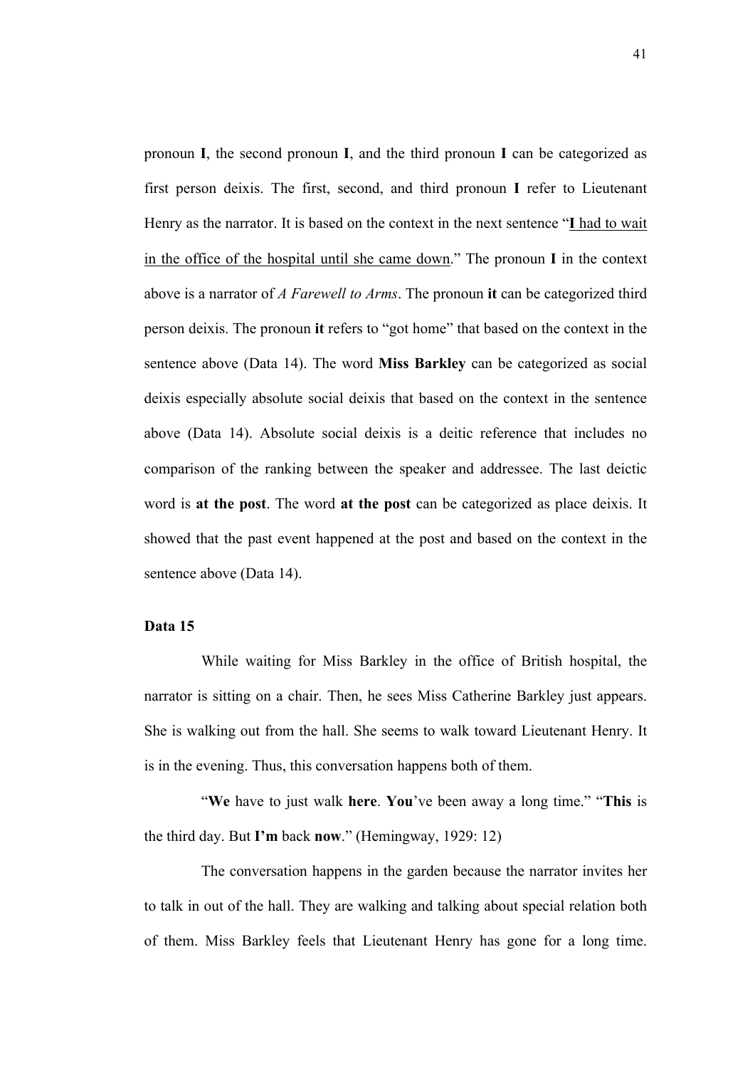pronoun **I**, the second pronoun **I**, and the third pronoun **I** can be categorized as first person deixis. The first, second, and third pronoun **I** refer to Lieutenant Henry as the narrator. It is based on the context in the next sentence "<u>**I** had to wait in the office of the hospital until she came down</u>." The pronoun **I** in the context above is a narrator of *A Farewell to Arms*. The pronoun **it** can be categorized third person deixis. The pronoun **it** refers to "got home" that based on the context in the sentence above (Data 14). The word **Miss Barkley** can be categorized as social deixis especially absolute social deixis that based on the context in the sentence above (Data 14). Absolute social deixis is a deitic reference that includes no comparison of the ranking between the speaker and addressee. The last deictic word is **at the post**. The word **at the post** can be categorized as place deixis. It showed that the past event happened at the post and based on the context in the sentence above (Data 14).

**Data 15**

While waiting for Miss Barkley in the office of British hospital, the narrator is sitting on a chair. Then, he sees Miss Catherine Barkley just appears. She is walking out from the hall. She seems to walk toward Lieutenant Henry. It is in the evening. Thus, this conversation happens both of them.

"**We** have to just walk **here**. **You**'ve been away a long time." "**This** is the third day. But **I'm** back **now**." (Hemingway, 1929: 12)

The conversation happens in the garden because the narrator invites her to talk in out of the hall. They are walking and talking about special relation both of them. Miss Barkley feels that Lieutenant Henry has gone for a long time.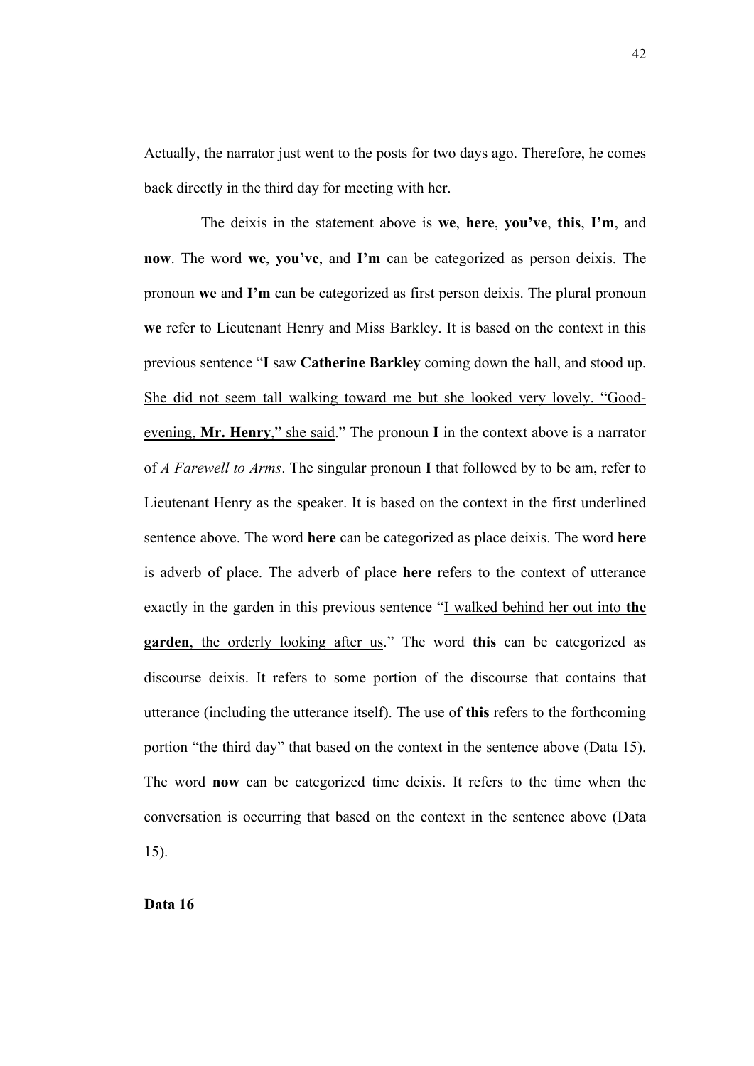Actually, the narrator just went to the posts for two days ago. Therefore, he comes back directly in the third day for meeting with her.

The deixis in the statement above is **we**, **here**, **you've**, **this**, **I'm**, and **now**. The word **we**, **you've**, and **I'm** can be categorized as person deixis. The pronoun **we** and **I'm** can be categorized as first person deixis. The plural pronoun **we** refer to Lieutenant Henry and Miss Barkley. It is based on the context in this previous sentence "<u>**I** saw **Catherine Barkley** coming down the hall, and stood up. She did not seem tall walking toward me but she looked very lovely. "Good-evening, **Mr. Henry**," she said</u>." The pronoun **I** in the context above is a narrator of *A Farewell to Arms*. The singular pronoun **I** that followed by to be am, refer to Lieutenant Henry as the speaker. It is based on the context in the first underlined sentence above. The word **here** can be categorized as place deixis. The word **here** is adverb of place. The adverb of place **here** refers to the context of utterance exactly in the garden in this previous sentence "<u>I walked behind her out into **the garden**, the orderly looking after us</u>." The word **this** can be categorized as discourse deixis. It refers to some portion of the discourse that contains that utterance (including the utterance itself). The use of **this** refers to the forthcoming portion "the third day" that based on the context in the sentence above (Data 15). The word **now** can be categorized time deixis. It refers to the time when the conversation is occurring that based on the context in the sentence above (Data 15).

**Data 16**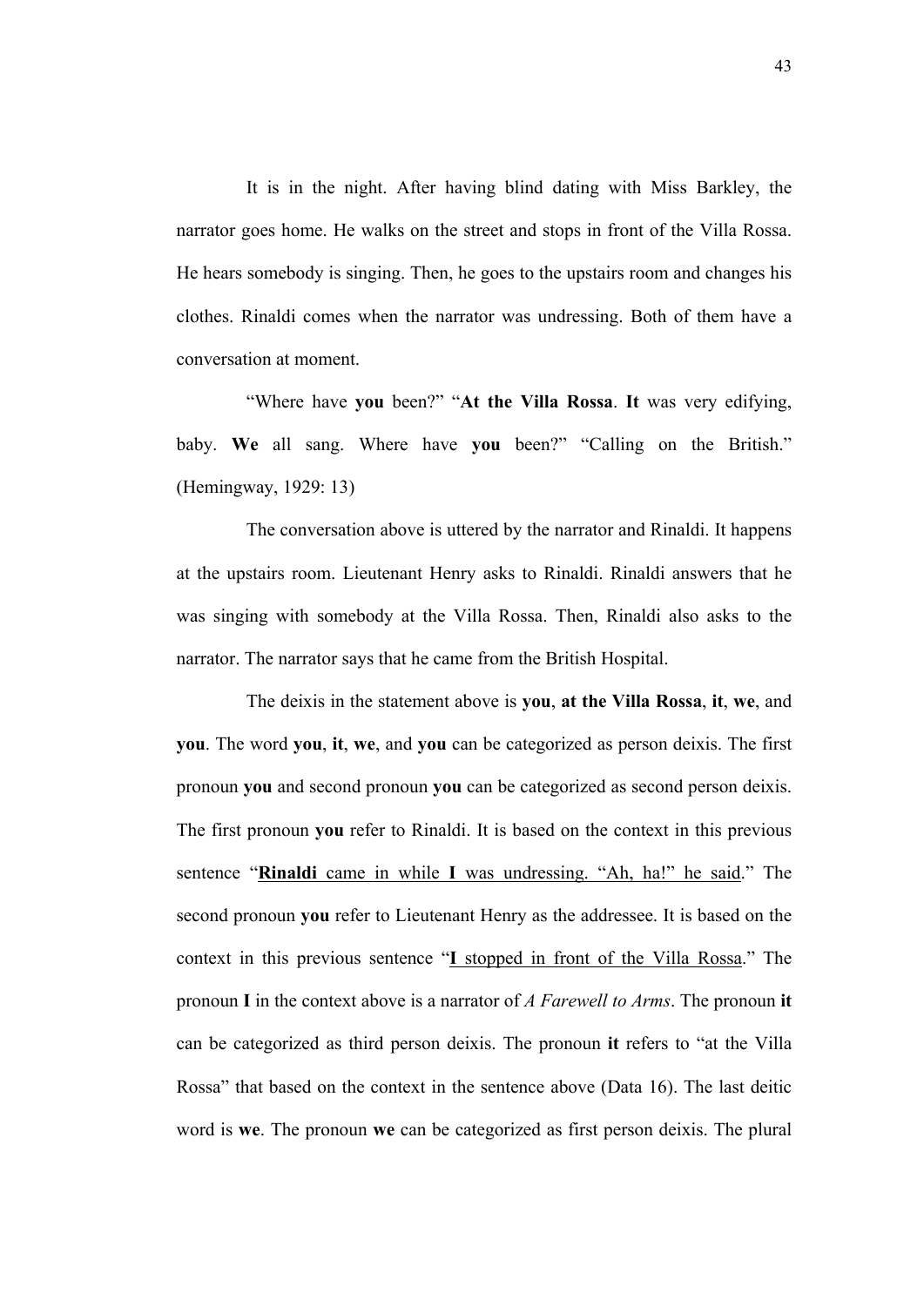It is in the night. After having blind dating with Miss Barkley, the narrator goes home. He walks on the street and stops in front of the Villa Rossa. He hears somebody is singing. Then, he goes to the upstairs room and changes his clothes. Rinaldi comes when the narrator was undressing. Both of them have a conversation at moment.

"Where have **you** been?" "**At the Villa Rossa**. **It** was very edifying, baby. **We** all sang. Where have **you** been?" "Calling on the British." (Hemingway, 1929: 13)

The conversation above is uttered by the narrator and Rinaldi. It happens at the upstairs room. Lieutenant Henry asks to Rinaldi. Rinaldi answers that he was singing with somebody at the Villa Rossa. Then, Rinaldi also asks to the narrator. The narrator says that he came from the British Hospital.

The deixis in the statement above is **you**, **at the Villa Rossa**, **it**, **we**, and **you**. The word **you**, **it**, **we**, and **you** can be categorized as person deixis. The first pronoun **you** and second pronoun **you** can be categorized as second person deixis. The first pronoun **you** refer to Rinaldi. It is based on the context in this previous sentence "<u>**Rinaldi** came in while **I** was undressing. "Ah, ha!" he said</u>." The second pronoun **you** refer to Lieutenant Henry as the addressee. It is based on the context in this previous sentence "<u>**I** stopped in front of the Villa Rossa</u>." The pronoun **I** in the context above is a narrator of *A Farewell to Arms*. The pronoun **it** can be categorized as third person deixis. The pronoun **it** refers to "at the Villa Rossa" that based on the context in the sentence above (Data 16). The last deitic word is **we**. The pronoun **we** can be categorized as first person deixis. The plural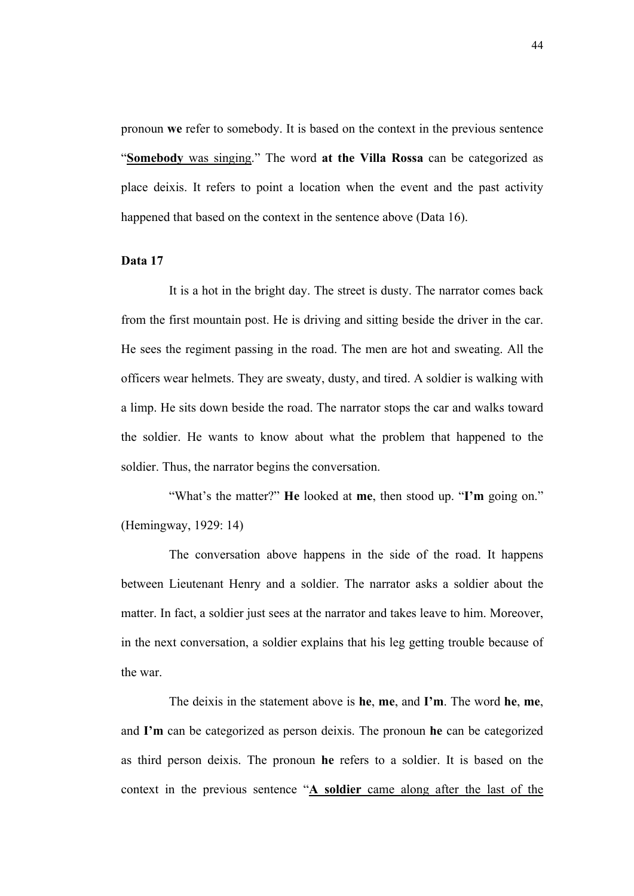pronoun **we** refer to somebody. It is based on the context in the previous sentence "<u>**Somebody** was singing</u>." The word **at the Villa Rossa** can be categorized as place deixis. It refers to point a location when the event and the past activity happened that based on the context in the sentence above (Data 16).

**Data 17**

It is a hot in the bright day. The street is dusty. The narrator comes back from the first mountain post. He is driving and sitting beside the driver in the car. He sees the regiment passing in the road. The men are hot and sweating. All the officers wear helmets. They are sweaty, dusty, and tired. A soldier is walking with a limp. He sits down beside the road. The narrator stops the car and walks toward the soldier. He wants to know about what the problem that happened to the soldier. Thus, the narrator begins the conversation.

"What's the matter?" **He** looked at **me**, then stood up. "**I'm** going on." (Hemingway, 1929: 14)

The conversation above happens in the side of the road. It happens between Lieutenant Henry and a soldier. The narrator asks a soldier about the matter. In fact, a soldier just sees at the narrator and takes leave to him. Moreover, in the next conversation, a soldier explains that his leg getting trouble because of the war.

The deixis in the statement above is **he**, **me**, and **I'm**. The word **he**, **me**, and **I'm** can be categorized as person deixis. The pronoun **he** can be categorized as third person deixis. The pronoun **he** refers to a soldier. It is based on the context in the previous sentence "<u>**A soldier** came along after the last of the</u>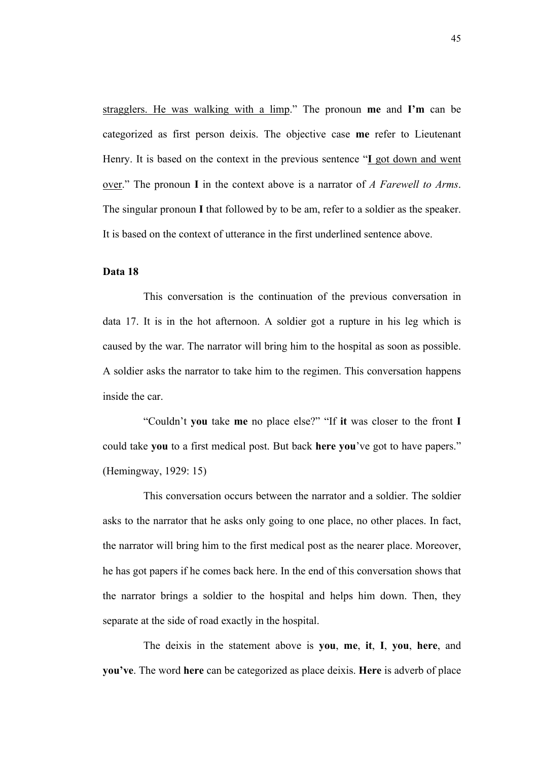<u>stragglers. He was walking with a limp</u>." The pronoun **me** and **I'm** can be categorized as first person deixis. The objective case **me** refer to Lieutenant Henry. It is based on the context in the previous sentence "<u>**I** got down and went over</u>." The pronoun **I** in the context above is a narrator of *A Farewell to Arms*. The singular pronoun **I** that followed by to be am, refer to a soldier as the speaker. It is based on the context of utterance in the first underlined sentence above.

**Data 18**

This conversation is the continuation of the previous conversation in data 17. It is in the hot afternoon. A soldier got a rupture in his leg which is caused by the war. The narrator will bring him to the hospital as soon as possible. A soldier asks the narrator to take him to the regimen. This conversation happens inside the car.

"Couldn't **you** take **me** no place else?" "If **it** was closer to the front **I** could take **you** to a first medical post. But back **here you**'ve got to have papers." (Hemingway, 1929: 15)

This conversation occurs between the narrator and a soldier. The soldier asks to the narrator that he asks only going to one place, no other places. In fact, the narrator will bring him to the first medical post as the nearer place. Moreover, he has got papers if he comes back here. In the end of this conversation shows that the narrator brings a soldier to the hospital and helps him down. Then, they separate at the side of road exactly in the hospital.

The deixis in the statement above is **you**, **me**, **it**, **I**, **you**, **here**, and **you've**. The word **here** can be categorized as place deixis. **Here** is adverb of place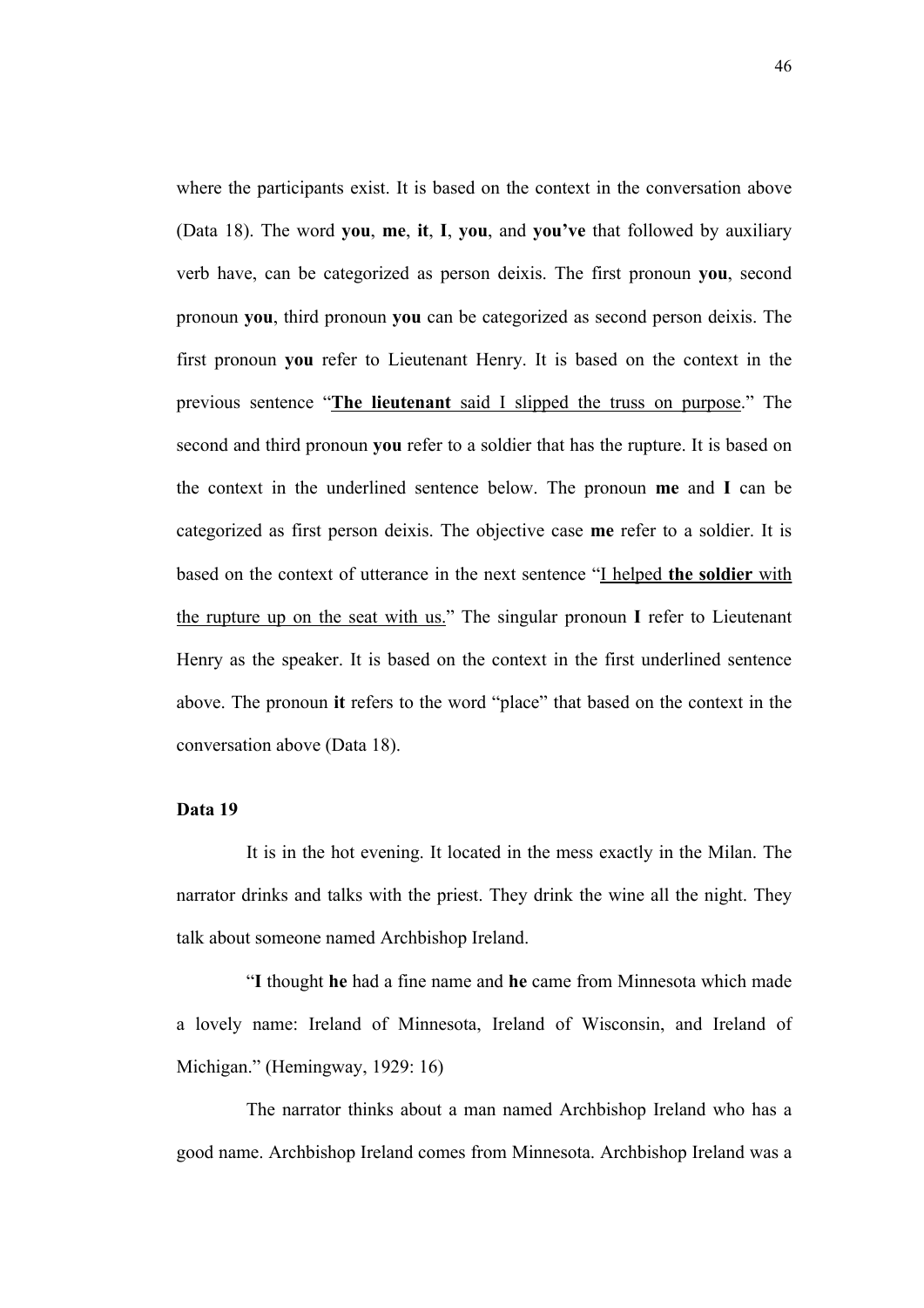where the participants exist. It is based on the context in the conversation above (Data 18). The word **you**, **me**, **it**, **I**, **you**, and **you've** that followed by auxiliary verb have, can be categorized as person deixis. The first pronoun **you**, second pronoun **you**, third pronoun **you** can be categorized as second person deixis. The first pronoun **you** refer to Lieutenant Henry. It is based on the context in the previous sentence "<u>**The lieutenant** said I slipped the truss on purpose</u>." The second and third pronoun **you** refer to a soldier that has the rupture. It is based on the context in the underlined sentence below. The pronoun **me** and **I** can be categorized as first person deixis. The objective case **me** refer to a soldier. It is based on the context of utterance in the next sentence "<u>I helped **the soldier** with the rupture up on the seat with us.</u>" The singular pronoun **I** refer to Lieutenant Henry as the speaker. It is based on the context in the first underlined sentence above. The pronoun **it** refers to the word "place" that based on the context in the conversation above (Data 18).

**Data 19**

It is in the hot evening. It located in the mess exactly in the Milan. The narrator drinks and talks with the priest. They drink the wine all the night. They talk about someone named Archbishop Ireland.

"**I** thought **he** had a fine name and **he** came from Minnesota which made a lovely name: Ireland of Minnesota, Ireland of Wisconsin, and Ireland of Michigan." (Hemingway, 1929: 16)

The narrator thinks about a man named Archbishop Ireland who has a good name. Archbishop Ireland comes from Minnesota. Archbishop Ireland was a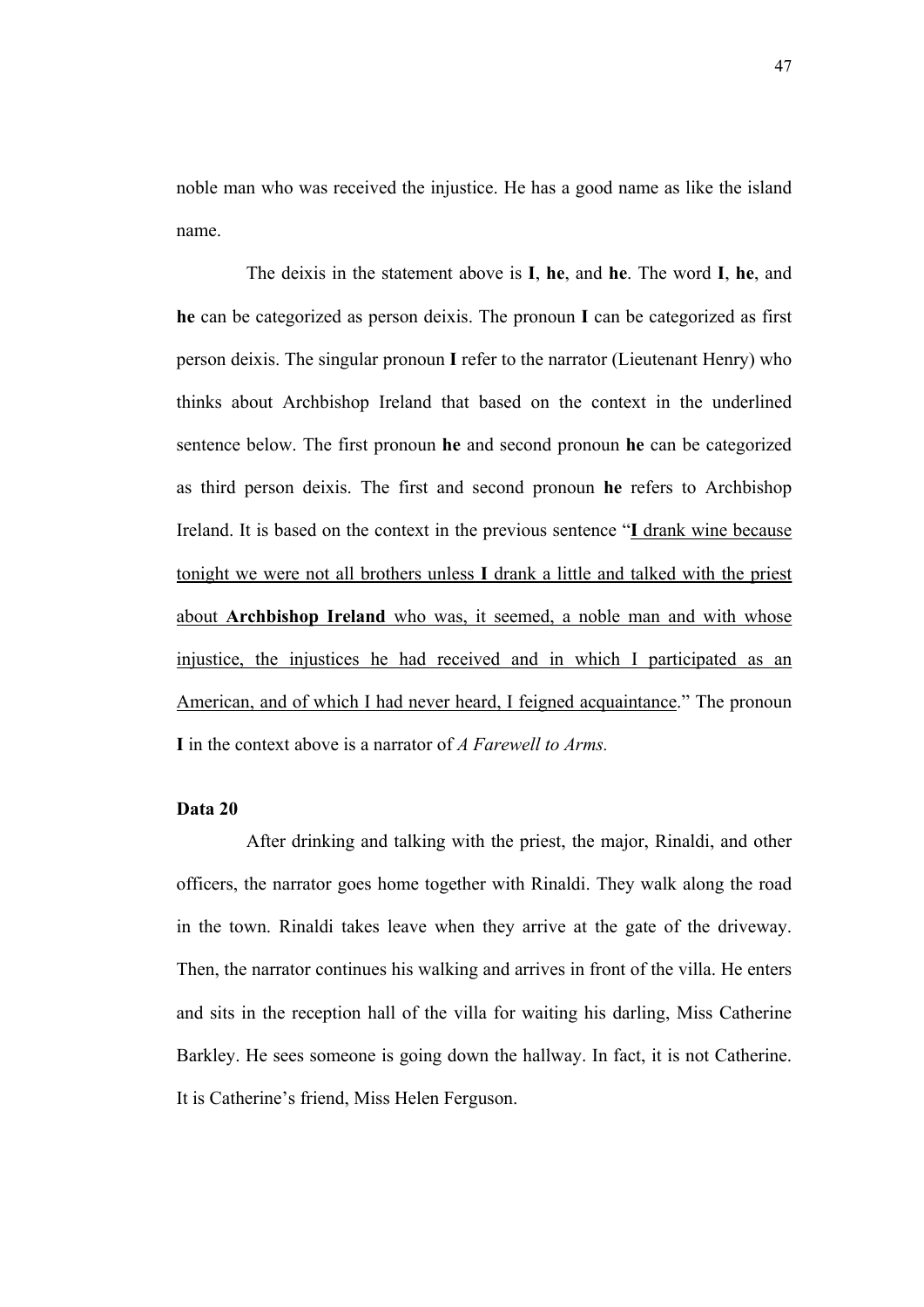noble man who was received the injustice. He has a good name as like the island name.

The deixis in the statement above is **I**, **he**, and **he**. The word **I**, **he**, and **he** can be categorized as person deixis. The pronoun **I** can be categorized as first person deixis. The singular pronoun **I** refer to the narrator (Lieutenant Henry) who thinks about Archbishop Ireland that based on the context in the underlined sentence below. The first pronoun **he** and second pronoun **he** can be categorized as third person deixis. The first and second pronoun **he** refers to Archbishop Ireland. It is based on the context in the previous sentence "<u>**I** drank wine because tonight we were not all brothers unless **I** drank a little and talked with the priest about **Archbishop Ireland** who was, it seemed, a noble man and with whose injustice, the injustices he had received and in which I participated as an American, and of which I had never heard, I feigned acquaintance</u>." The pronoun **I** in the context above is a narrator of *A Farewell to Arms.*

**Data 20**

After drinking and talking with the priest, the major, Rinaldi, and other officers, the narrator goes home together with Rinaldi. They walk along the road in the town. Rinaldi takes leave when they arrive at the gate of the driveway. Then, the narrator continues his walking and arrives in front of the villa. He enters and sits in the reception hall of the villa for waiting his darling, Miss Catherine Barkley. He sees someone is going down the hallway. In fact, it is not Catherine. It is Catherine's friend, Miss Helen Ferguson.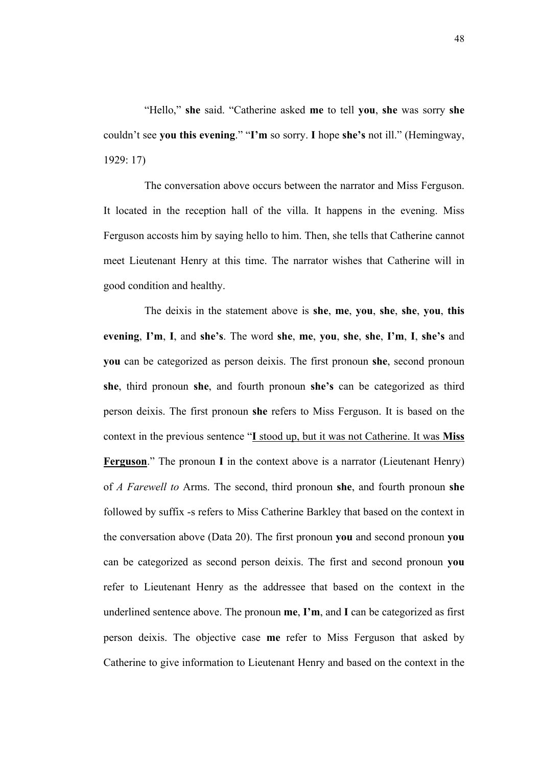"Hello," **she** said. "Catherine asked **me** to tell **you**, **she** was sorry **she** couldn't see **you this evening**." "**I'm** so sorry. **I** hope **she's** not ill." (Hemingway, 1929: 17)

The conversation above occurs between the narrator and Miss Ferguson. It located in the reception hall of the villa. It happens in the evening. Miss Ferguson accosts him by saying hello to him. Then, she tells that Catherine cannot meet Lieutenant Henry at this time. The narrator wishes that Catherine will in good condition and healthy.

The deixis in the statement above is **she**, **me**, **you**, **she**, **she**, **you**, **this evening**, **I'm**, **I**, and **she's**. The word **she**, **me**, **you**, **she**, **she**, **I'm**, **I**, **she's** and **you** can be categorized as person deixis. The first pronoun **she**, second pronoun **she**, third pronoun **she**, and fourth pronoun **she's** can be categorized as third person deixis. The first pronoun **she** refers to Miss Ferguson. It is based on the context in the previous sentence "<u>**I** stood up, but it was not Catherine. It was **Miss Ferguson**</u>." The pronoun **I** in the context above is a narrator (Lieutenant Henry) of *A Farewell to* Arms. The second, third pronoun **she**, and fourth pronoun **she** followed by suffix -s refers to Miss Catherine Barkley that based on the context in the conversation above (Data 20). The first pronoun **you** and second pronoun **you** can be categorized as second person deixis. The first and second pronoun **you** refer to Lieutenant Henry as the addressee that based on the context in the underlined sentence above. The pronoun **me**, **I'm**, and **I** can be categorized as first person deixis. The objective case **me** refer to Miss Ferguson that asked by Catherine to give information to Lieutenant Henry and based on the context in the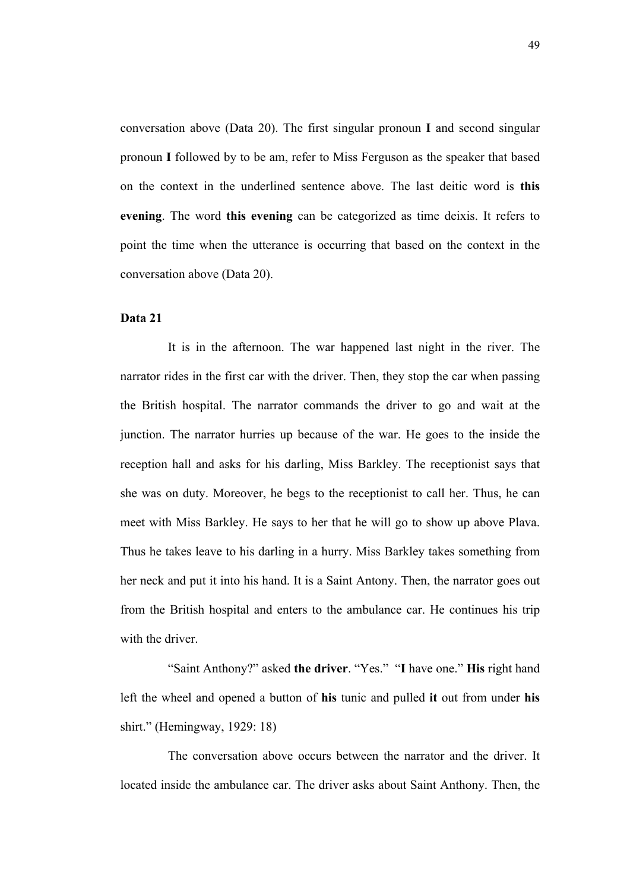conversation above (Data 20). The first singular pronoun **I** and second singular pronoun **I** followed by to be am, refer to Miss Ferguson as the speaker that based on the context in the underlined sentence above. The last deitic word is **this evening**. The word **this evening** can be categorized as time deixis. It refers to point the time when the utterance is occurring that based on the context in the conversation above (Data 20).

**Data 21**

It is in the afternoon. The war happened last night in the river. The narrator rides in the first car with the driver. Then, they stop the car when passing the British hospital. The narrator commands the driver to go and wait at the junction. The narrator hurries up because of the war. He goes to the inside the reception hall and asks for his darling, Miss Barkley. The receptionist says that she was on duty. Moreover, he begs to the receptionist to call her. Thus, he can meet with Miss Barkley. He says to her that he will go to show up above Plava. Thus he takes leave to his darling in a hurry. Miss Barkley takes something from her neck and put it into his hand. It is a Saint Antony. Then, the narrator goes out from the British hospital and enters to the ambulance car. He continues his trip with the driver.

"Saint Anthony?" asked **the driver**. "Yes." "**I** have one." **His** right hand left the wheel and opened a button of **his** tunic and pulled **it** out from under **his** shirt." (Hemingway, 1929: 18)

The conversation above occurs between the narrator and the driver. It located inside the ambulance car. The driver asks about Saint Anthony. Then, the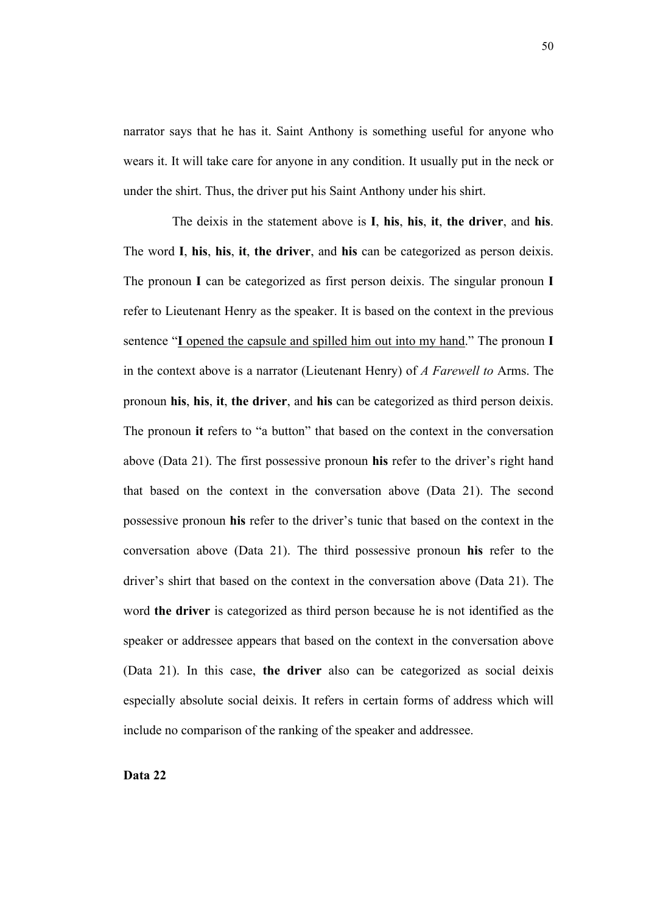narrator says that he has it. Saint Anthony is something useful for anyone who wears it. It will take care for anyone in any condition. It usually put in the neck or under the shirt. Thus, the driver put his Saint Anthony under his shirt.

The deixis in the statement above is **I**, **his**, **his**, **it**, **the driver**, and **his**. The word **I**, **his**, **his**, **it**, **the driver**, and **his** can be categorized as person deixis. The pronoun **I** can be categorized as first person deixis. The singular pronoun **I** refer to Lieutenant Henry as the speaker. It is based on the context in the previous sentence "<u>**I** opened the capsule and spilled him out into my hand</u>." The pronoun **I** in the context above is a narrator (Lieutenant Henry) of *A Farewell to* Arms. The pronoun **his**, **his**, **it**, **the driver**, and **his** can be categorized as third person deixis. The pronoun **it** refers to "a button" that based on the context in the conversation above (Data 21). The first possessive pronoun **his** refer to the driver's right hand that based on the context in the conversation above (Data 21). The second possessive pronoun **his** refer to the driver's tunic that based on the context in the conversation above (Data 21). The third possessive pronoun **his** refer to the driver's shirt that based on the context in the conversation above (Data 21). The word **the driver** is categorized as third person because he is not identified as the speaker or addressee appears that based on the context in the conversation above (Data 21). In this case, **the driver** also can be categorized as social deixis especially absolute social deixis. It refers in certain forms of address which will include no comparison of the ranking of the speaker and addressee.

**Data 22**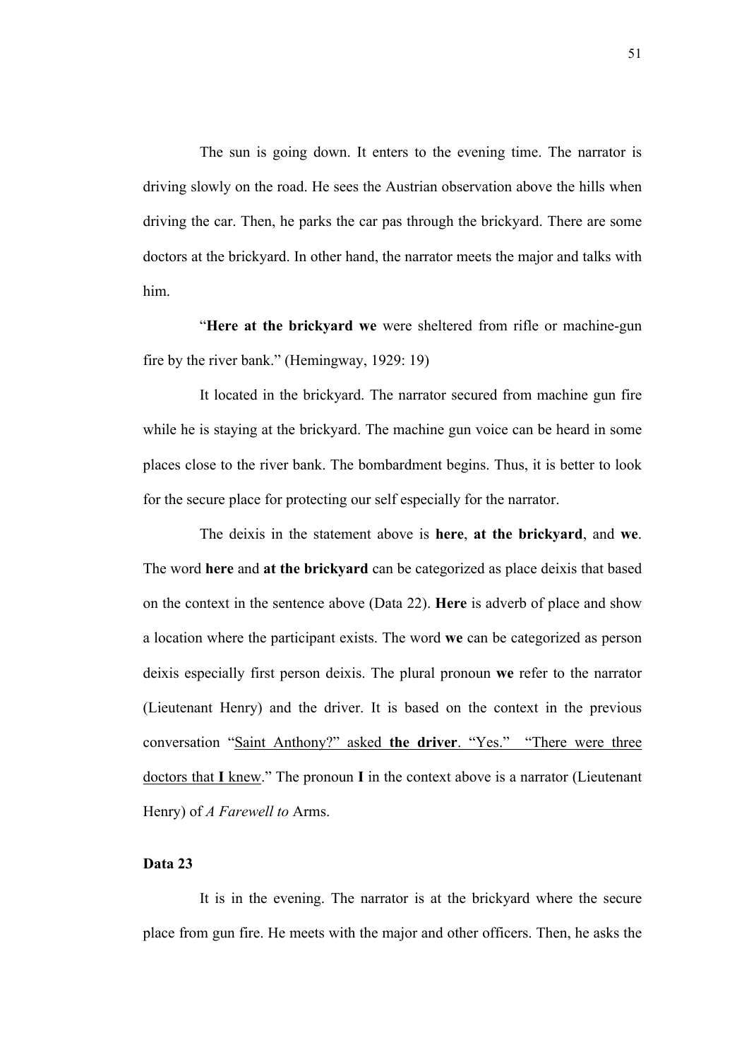The sun is going down. It enters to the evening time. The narrator is driving slowly on the road. He sees the Austrian observation above the hills when driving the car. Then, he parks the car pas through the brickyard. There are some doctors at the brickyard. In other hand, the narrator meets the major and talks with him.

"**Here at the brickyard we** were sheltered from rifle or machine-gun fire by the river bank." (Hemingway, 1929: 19)

It located in the brickyard. The narrator secured from machine gun fire while he is staying at the brickyard. The machine gun voice can be heard in some places close to the river bank. The bombardment begins. Thus, it is better to look for the secure place for protecting our self especially for the narrator.

The deixis in the statement above is **here**, **at the brickyard**, and **we**. The word **here** and **at the brickyard** can be categorized as place deixis that based on the context in the sentence above (Data 22). **Here** is adverb of place and show a location where the participant exists. The word **we** can be categorized as person deixis especially first person deixis. The plural pronoun **we** refer to the narrator (Lieutenant Henry) and the driver. It is based on the context in the previous conversation "<u>Saint Anthony?" asked **the driver**. "Yes." "There were three doctors that **I** knew</u>." The pronoun **I** in the context above is a narrator (Lieutenant Henry) of *A Farewell to* Arms.

**Data 23**

It is in the evening. The narrator is at the brickyard where the secure place from gun fire. He meets with the major and other officers. Then, he asks the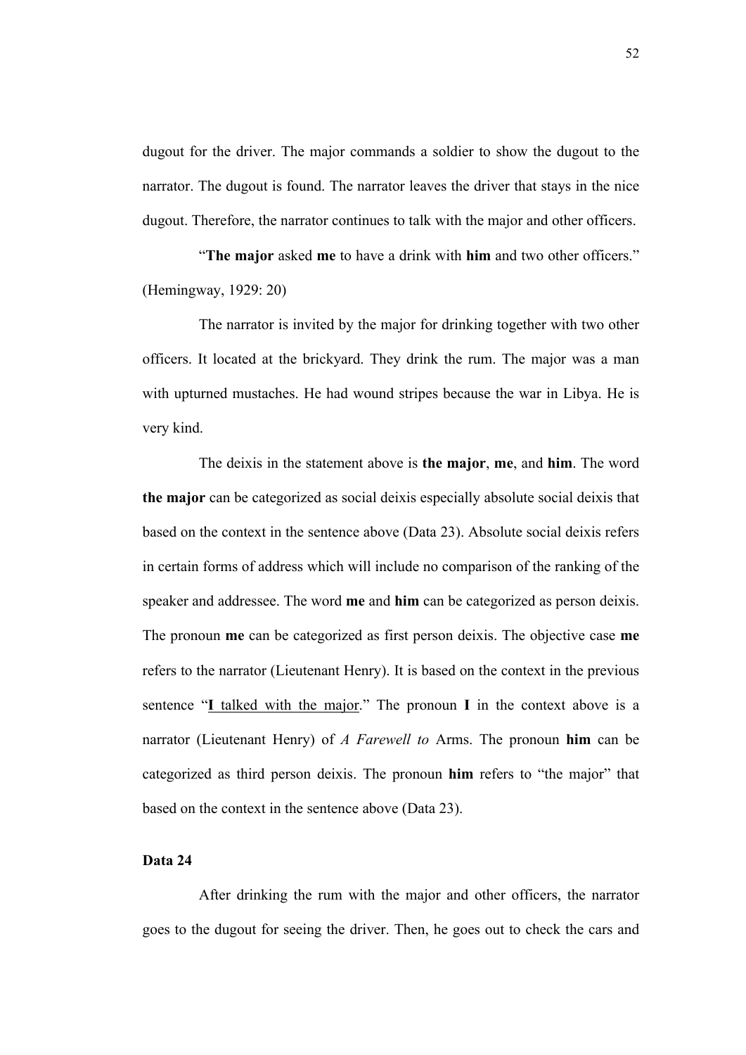dugout for the driver. The major commands a soldier to show the dugout to the narrator. The dugout is found. The narrator leaves the driver that stays in the nice dugout. Therefore, the narrator continues to talk with the major and other officers.

"**The major** asked **me** to have a drink with **him** and two other officers." (Hemingway, 1929: 20)

The narrator is invited by the major for drinking together with two other officers. It located at the brickyard. They drink the rum. The major was a man with upturned mustaches. He had wound stripes because the war in Libya. He is very kind.

The deixis in the statement above is **the major**, **me**, and **him**. The word **the major** can be categorized as social deixis especially absolute social deixis that based on the context in the sentence above (Data 23). Absolute social deixis refers in certain forms of address which will include no comparison of the ranking of the speaker and addressee. The word **me** and **him** can be categorized as person deixis. The pronoun **me** can be categorized as first person deixis. The objective case **me** refers to the narrator (Lieutenant Henry). It is based on the context in the previous sentence "<u>**I** talked with the major</u>." The pronoun **I** in the context above is a narrator (Lieutenant Henry) of *A Farewell to* Arms. The pronoun **him** can be categorized as third person deixis. The pronoun **him** refers to "the major" that based on the context in the sentence above (Data 23).

**Data 24**

After drinking the rum with the major and other officers, the narrator goes to the dugout for seeing the driver. Then, he goes out to check the cars and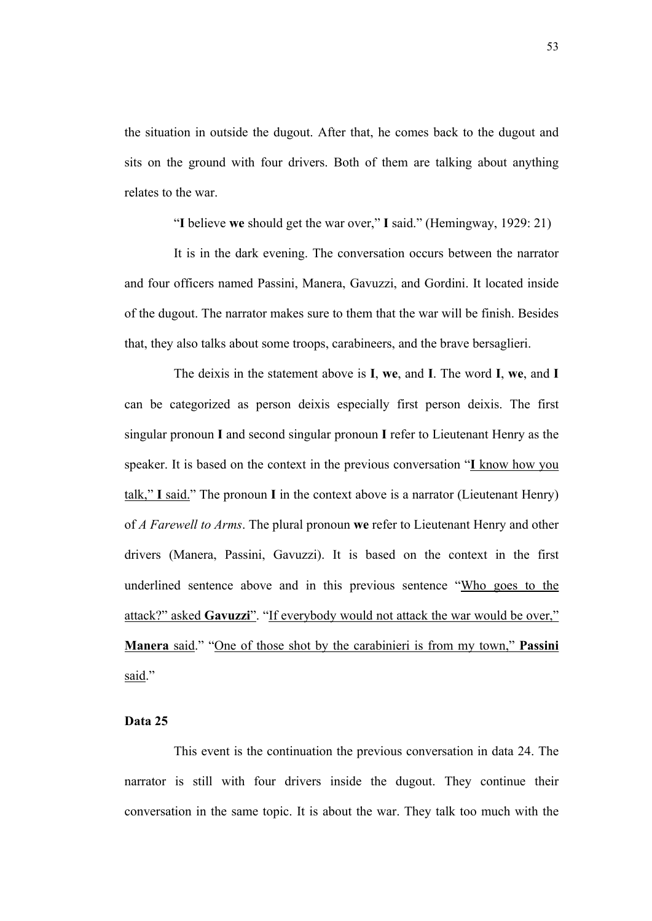the situation in outside the dugout. After that, he comes back to the dugout and sits on the ground with four drivers. Both of them are talking about anything relates to the war.

"**I** believe **we** should get the war over," **I** said." (Hemingway, 1929: 21)

It is in the dark evening. The conversation occurs between the narrator and four officers named Passini, Manera, Gavuzzi, and Gordini. It located inside of the dugout. The narrator makes sure to them that the war will be finish. Besides that, they also talks about some troops, carabineers, and the brave bersaglieri.

The deixis in the statement above is **I**, **we**, and **I**. The word **I**, **we**, and **I** can be categorized as person deixis especially first person deixis. The first singular pronoun **I** and second singular pronoun **I** refer to Lieutenant Henry as the speaker. It is based on the context in the previous conversation "<u>**I** know how you talk," **I** said.</u>" The pronoun **I** in the context above is a narrator (Lieutenant Henry) of *A Farewell to Arms*. The plural pronoun **we** refer to Lieutenant Henry and other drivers (Manera, Passini, Gavuzzi). It is based on the context in the first underlined sentence above and in this previous sentence "<u>Who goes to the attack?" asked **Gavuzzi**</u>". "<u>If everybody would not attack the war would be over," **Manera** said</u>." "<u>One of those shot by the carabinieri is from my town," **Passini** said</u>."

**Data 25**

This event is the continuation the previous conversation in data 24. The narrator is still with four drivers inside the dugout. They continue their conversation in the same topic. It is about the war. They talk too much with the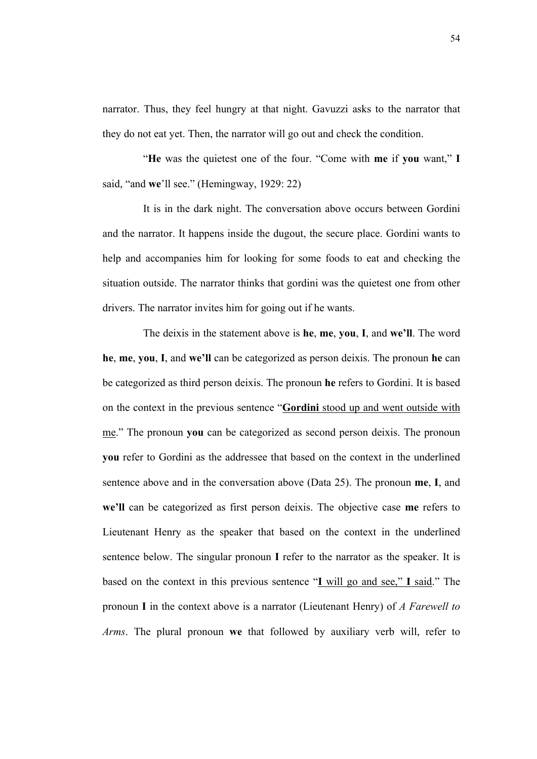narrator. Thus, they feel hungry at that night. Gavuzzi asks to the narrator that they do not eat yet. Then, the narrator will go out and check the condition.

"**He** was the quietest one of the four. "Come with **me** if **you** want," **I** said, "and **we**'ll see." (Hemingway, 1929: 22)

It is in the dark night. The conversation above occurs between Gordini and the narrator. It happens inside the dugout, the secure place. Gordini wants to help and accompanies him for looking for some foods to eat and checking the situation outside. The narrator thinks that gordini was the quietest one from other drivers. The narrator invites him for going out if he wants.

The deixis in the statement above is **he**, **me**, **you**, **I**, and **we'll**. The word **he**, **me**, **you**, **I**, and **we'll** can be categorized as person deixis. The pronoun **he** can be categorized as third person deixis. The pronoun **he** refers to Gordini. It is based on the context in the previous sentence "<u>**Gordini** stood up and went outside with me</u>." The pronoun **you** can be categorized as second person deixis. The pronoun **you** refer to Gordini as the addressee that based on the context in the underlined sentence above and in the conversation above (Data 25). The pronoun **me**, **I**, and **we'll** can be categorized as first person deixis. The objective case **me** refers to Lieutenant Henry as the speaker that based on the context in the underlined sentence below. The singular pronoun **I** refer to the narrator as the speaker. It is based on the context in this previous sentence "<u>**I** will go and see," **I** said</u>." The pronoun **I** in the context above is a narrator (Lieutenant Henry) of *A Farewell to Arms*. The plural pronoun **we** that followed by auxiliary verb will, refer to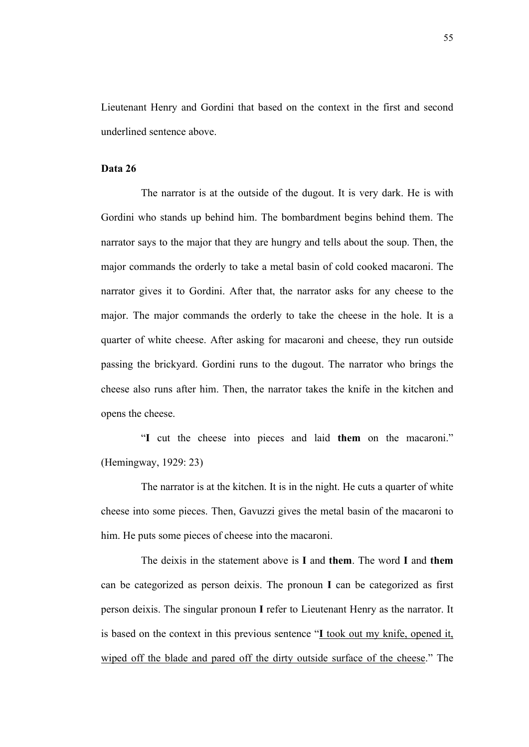Lieutenant Henry and Gordini that based on the context in the first and second underlined sentence above.

**Data 26**

The narrator is at the outside of the dugout. It is very dark. He is with Gordini who stands up behind him. The bombardment begins behind them. The narrator says to the major that they are hungry and tells about the soup. Then, the major commands the orderly to take a metal basin of cold cooked macaroni. The narrator gives it to Gordini. After that, the narrator asks for any cheese to the major. The major commands the orderly to take the cheese in the hole. It is a quarter of white cheese. After asking for macaroni and cheese, they run outside passing the brickyard. Gordini runs to the dugout. The narrator who brings the cheese also runs after him. Then, the narrator takes the knife in the kitchen and opens the cheese.

"**I** cut the cheese into pieces and laid **them** on the macaroni." (Hemingway, 1929: 23)

The narrator is at the kitchen. It is in the night. He cuts a quarter of white cheese into some pieces. Then, Gavuzzi gives the metal basin of the macaroni to him. He puts some pieces of cheese into the macaroni.

The deixis in the statement above is **I** and **them**. The word **I** and **them** can be categorized as person deixis. The pronoun **I** can be categorized as first person deixis. The singular pronoun **I** refer to Lieutenant Henry as the narrator. It is based on the context in this previous sentence "<u>**I** took out my knife, opened it, wiped off the blade and pared off the dirty outside surface of the cheese</u>." The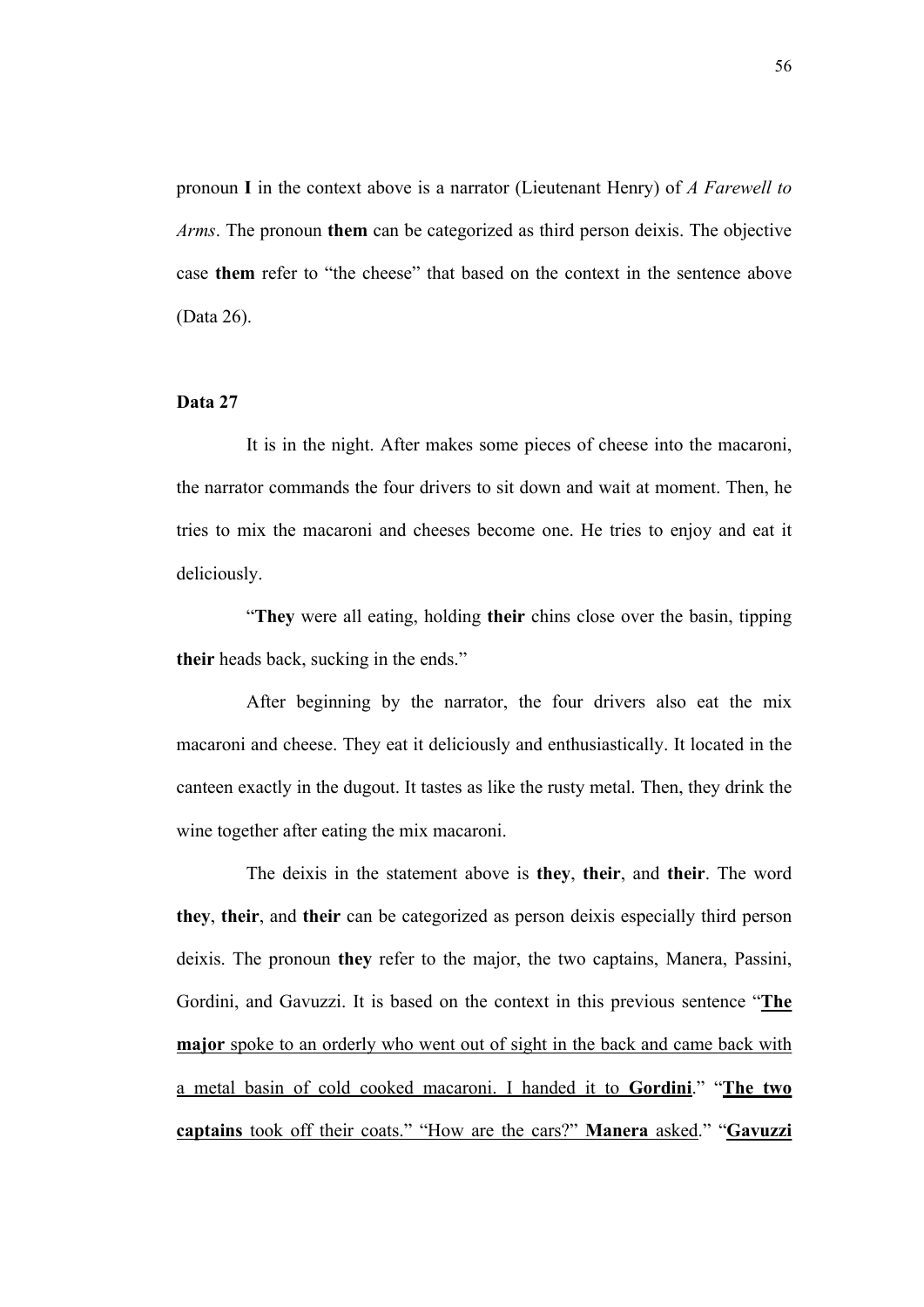pronoun **I** in the context above is a narrator (Lieutenant Henry) of *A Farewell to Arms*. The pronoun **them** can be categorized as third person deixis. The objective case **them** refer to "the cheese" that based on the context in the sentence above (Data 26).

**Data 27**

It is in the night. After makes some pieces of cheese into the macaroni, the narrator commands the four drivers to sit down and wait at moment. Then, he tries to mix the macaroni and cheeses become one. He tries to enjoy and eat it deliciously.

"**They** were all eating, holding **their** chins close over the basin, tipping **their** heads back, sucking in the ends."

After beginning by the narrator, the four drivers also eat the mix macaroni and cheese. They eat it deliciously and enthusiastically. It located in the canteen exactly in the dugout. It tastes as like the rusty metal. Then, they drink the wine together after eating the mix macaroni.

The deixis in the statement above is **they**, **their**, and **their**. The word **they**, **their**, and **their** can be categorized as person deixis especially third person deixis. The pronoun **they** refer to the major, the two captains, Manera, Passini, Gordini, and Gavuzzi. It is based on the context in this previous sentence "<u>**The major** spoke to an orderly who went out of sight in the back and came back with a metal basin of cold cooked macaroni. I handed it to **Gordini**</u>." "<u>**The two captains** took off their coats." "How are the cars?" **Manera** asked</u>." "<u>**Gavuzzi**</u>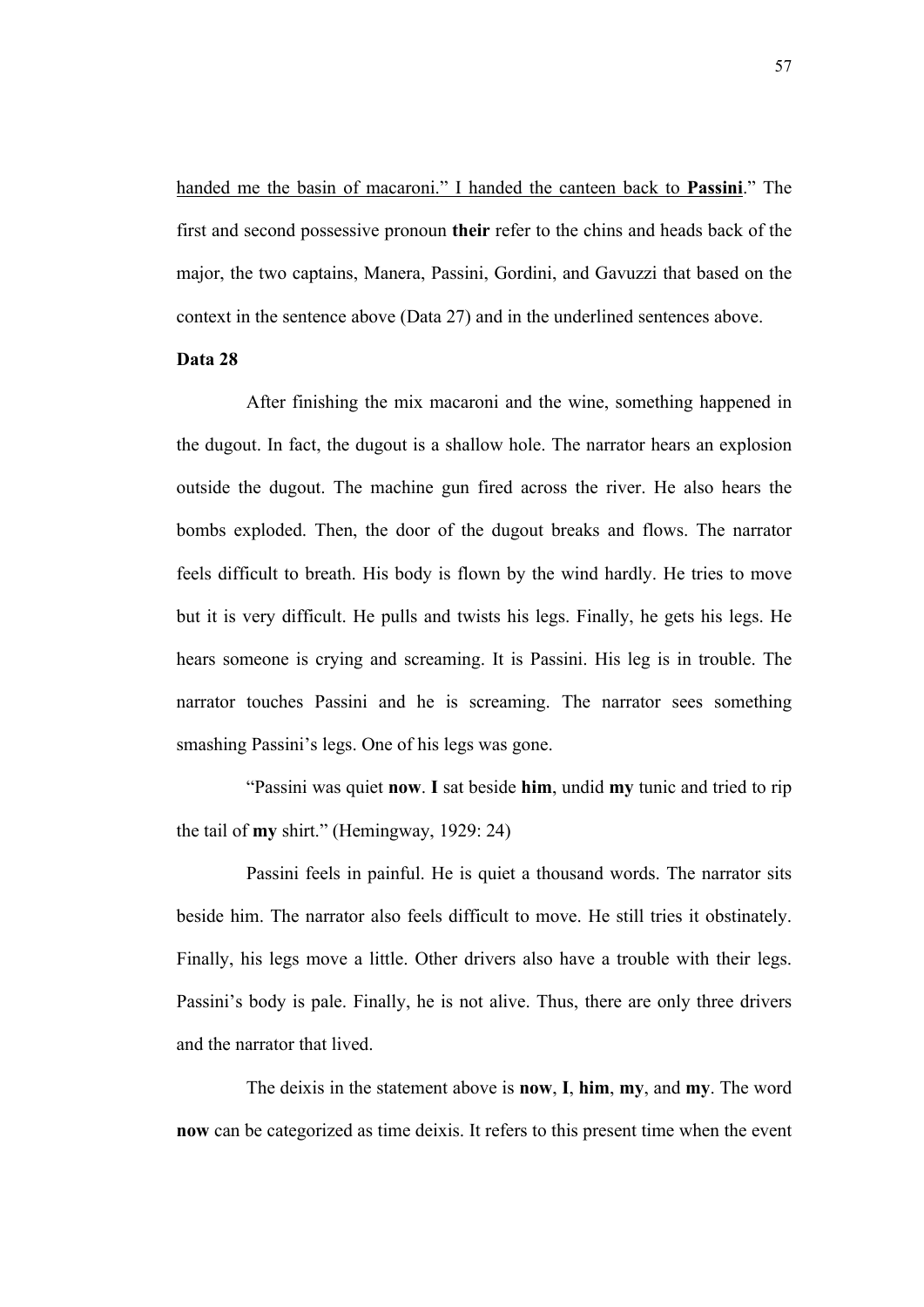<u>handed me the basin of macaroni.”</u> I handed the canteen back to **<u>Passini</u>**.” The first and second possessive pronoun **their** refer to the chins and heads back of the major, the two captains, Manera, Passini, Gordini, and Gavuzzi that based on the context in the sentence above (Data 27) and in the underlined sentences above.

**Data 28**

After finishing the mix macaroni and the wine, something happened in the dugout. In fact, the dugout is a shallow hole. The narrator hears an explosion outside the dugout. The machine gun fired across the river. He also hears the bombs exploded. Then, the door of the dugout breaks and flows. The narrator feels difficult to breath. His body is flown by the wind hardly. He tries to move but it is very difficult. He pulls and twists his legs. Finally, he gets his legs. He hears someone is crying and screaming. It is Passini. His leg is in trouble. The narrator touches Passini and he is screaming. The narrator sees something smashing Passini’s legs. One of his legs was gone.

“Passini was quiet **now**. **I** sat beside **him**, undid **my** tunic and tried to rip the tail of **my** shirt.” (Hemingway, 1929: 24)

Passini feels in painful. He is quiet a thousand words. The narrator sits beside him. The narrator also feels difficult to move. He still tries it obstinately. Finally, his legs move a little. Other drivers also have a trouble with their legs. Passini’s body is pale. Finally, he is not alive. Thus, there are only three drivers and the narrator that lived.

The deixis in the statement above is **now**, **I**, **him**, **my**, and **my**. The word **now** can be categorized as time deixis. It refers to this present time when the event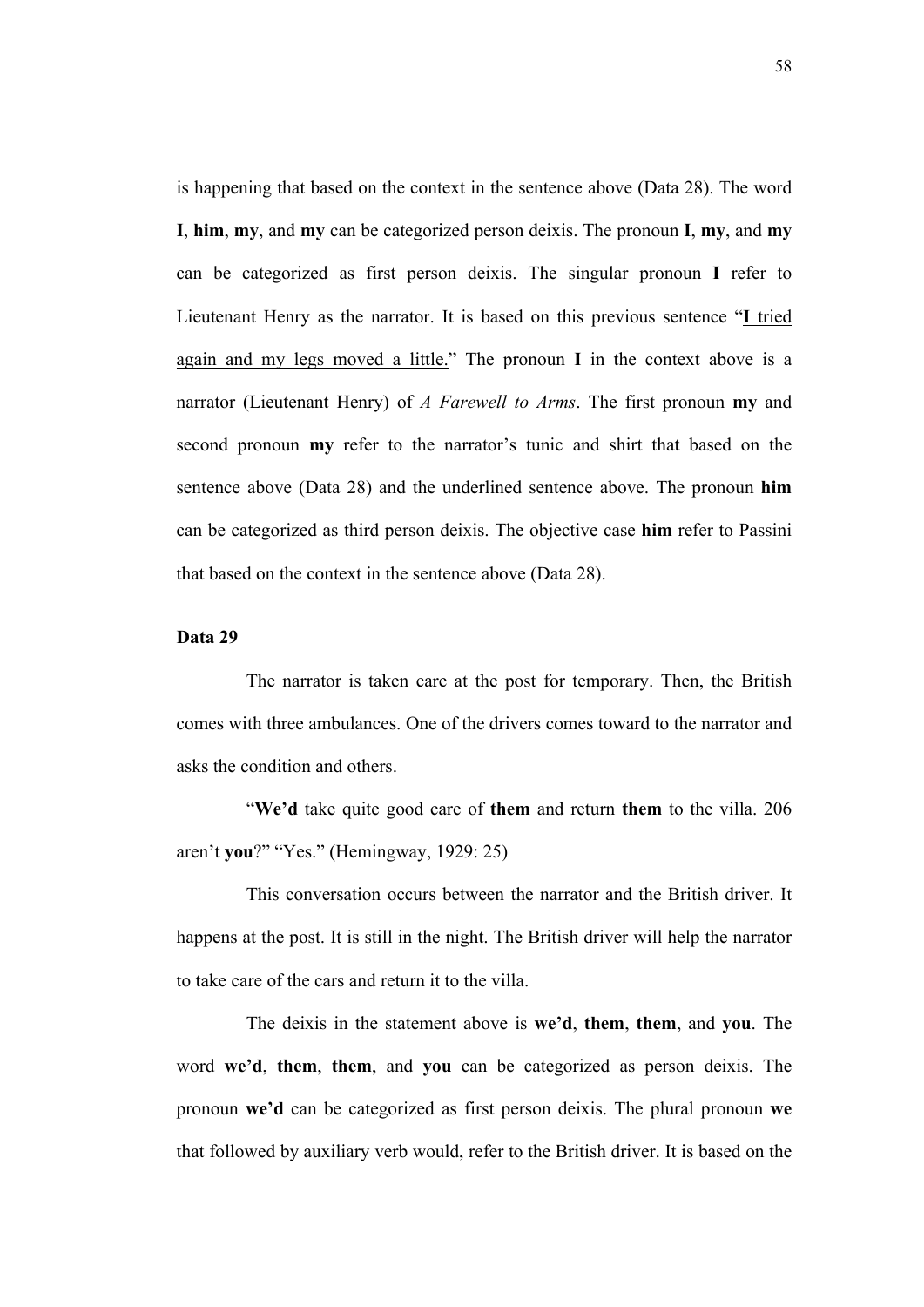is happening that based on the context in the sentence above (Data 28). The word **I**, **him**, **my**, and **my** can be categorized person deixis. The pronoun **I**, **my**, and **my** can be categorized as first person deixis. The singular pronoun **I** refer to Lieutenant Henry as the narrator. It is based on this previous sentence "<u>**I** tried again and my legs moved a little.</u>" The pronoun **I** in the context above is a narrator (Lieutenant Henry) of *A Farewell to Arms*. The first pronoun **my** and second pronoun **my** refer to the narrator's tunic and shirt that based on the sentence above (Data 28) and the underlined sentence above. The pronoun **him** can be categorized as third person deixis. The objective case **him** refer to Passini that based on the context in the sentence above (Data 28).

**Data 29**

The narrator is taken care at the post for temporary. Then, the British comes with three ambulances. One of the drivers comes toward to the narrator and asks the condition and others.

"**We'd** take quite good care of **them** and return **them** to the villa. 206 aren't **you**?" "Yes." (Hemingway, 1929: 25)

This conversation occurs between the narrator and the British driver. It happens at the post. It is still in the night. The British driver will help the narrator to take care of the cars and return it to the villa.

The deixis in the statement above is **we'd**, **them**, **them**, and **you**. The word **we'd**, **them**, **them**, and **you** can be categorized as person deixis. The pronoun **we'd** can be categorized as first person deixis. The plural pronoun **we** that followed by auxiliary verb would, refer to the British driver. It is based on the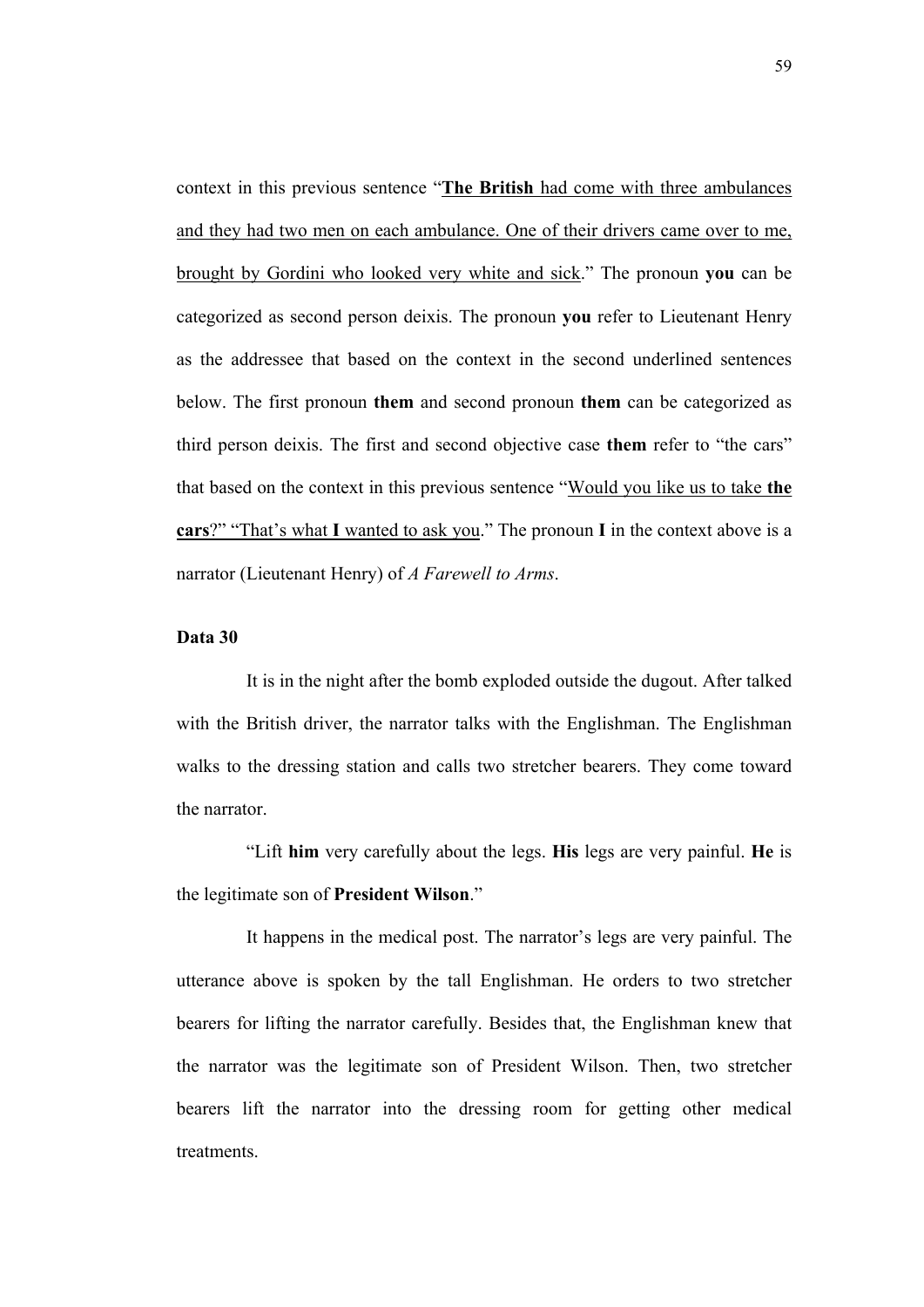context in this previous sentence "**The British** had come with three ambulances and they had two men on each ambulance. One of their drivers came over to me, brought by Gordini who looked very white and sick." The pronoun **you** can be categorized as second person deixis. The pronoun **you** refer to Lieutenant Henry as the addressee that based on the context in the second underlined sentences below. The first pronoun **them** and second pronoun **them** can be categorized as third person deixis. The first and second objective case **them** refer to "the cars" that based on the context in this previous sentence "Would you like us to take **the cars**?" "That's what **I** wanted to ask you." The pronoun **I** in the context above is a narrator (Lieutenant Henry) of *A Farewell to Arms*.

**Data 30**

It is in the night after the bomb exploded outside the dugout. After talked with the British driver, the narrator talks with the Englishman. The Englishman walks to the dressing station and calls two stretcher bearers. They come toward the narrator.

"Lift **him** very carefully about the legs. **His** legs are very painful. **He** is the legitimate son of **President Wilson**."

It happens in the medical post. The narrator's legs are very painful. The utterance above is spoken by the tall Englishman. He orders to two stretcher bearers for lifting the narrator carefully. Besides that, the Englishman knew that the narrator was the legitimate son of President Wilson. Then, two stretcher bearers lift the narrator into the dressing room for getting other medical treatments.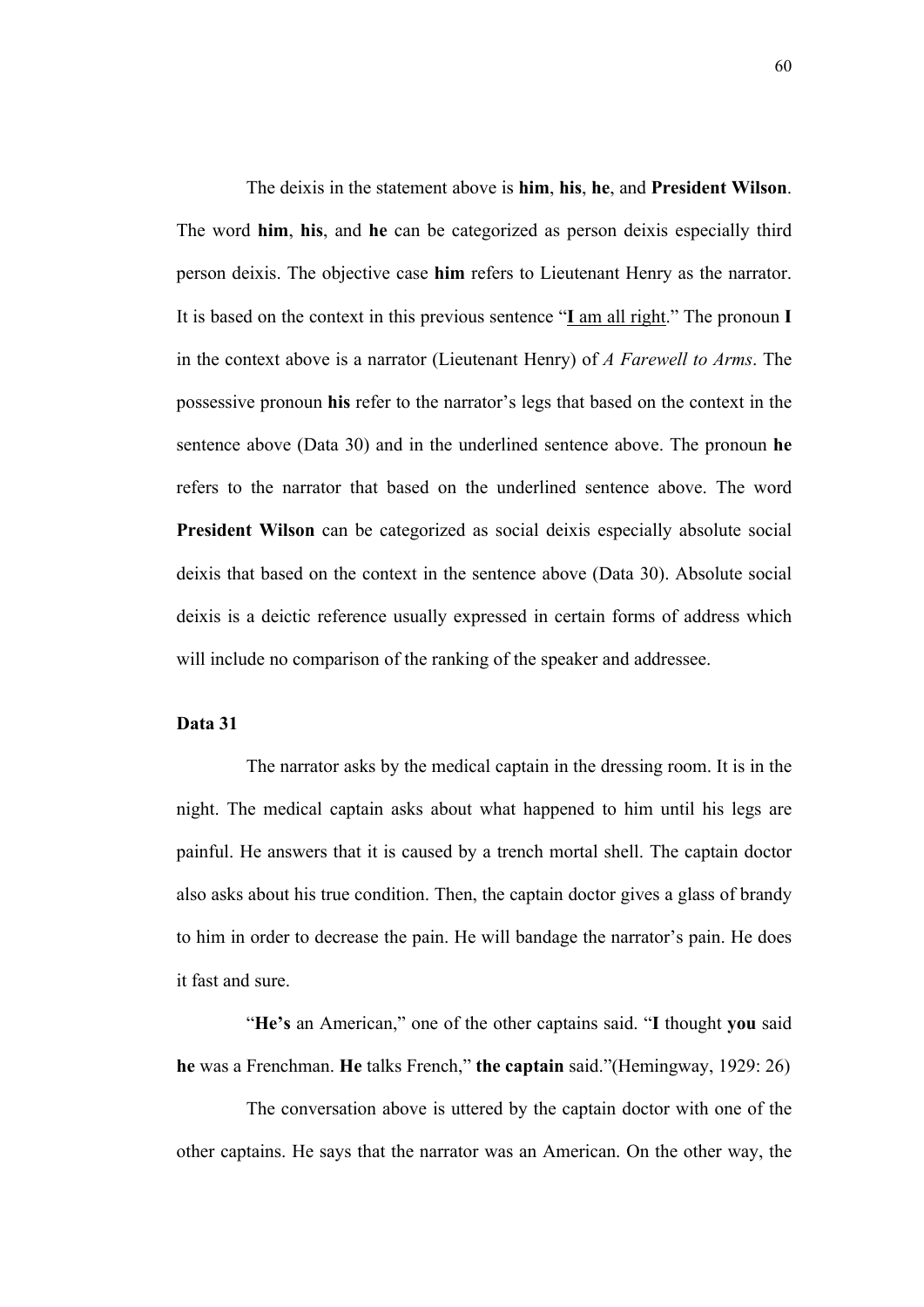The deixis in the statement above is **him**, **his**, **he**, and **President Wilson**. The word **him**, **his**, and **he** can be categorized as person deixis especially third person deixis. The objective case **him** refers to Lieutenant Henry as the narrator. It is based on the context in this previous sentence "<u>**I** am all right</u>." The pronoun **I** in the context above is a narrator (Lieutenant Henry) of *A Farewell to Arms*. The possessive pronoun **his** refer to the narrator's legs that based on the context in the sentence above (Data 30) and in the underlined sentence above. The pronoun **he** refers to the narrator that based on the underlined sentence above. The word **President Wilson** can be categorized as social deixis especially absolute social deixis that based on the context in the sentence above (Data 30). Absolute social deixis is a deictic reference usually expressed in certain forms of address which will include no comparison of the ranking of the speaker and addressee.

**Data 31**

The narrator asks by the medical captain in the dressing room. It is in the night. The medical captain asks about what happened to him until his legs are painful. He answers that it is caused by a trench mortal shell. The captain doctor also asks about his true condition. Then, the captain doctor gives a glass of brandy to him in order to decrease the pain. He will bandage the narrator's pain. He does it fast and sure.

"**He's** an American," one of the other captains said. "**I** thought **you** said **he** was a Frenchman. **He** talks French," **the captain** said."(Hemingway, 1929: 26)

The conversation above is uttered by the captain doctor with one of the other captains. He says that the narrator was an American. On the other way, the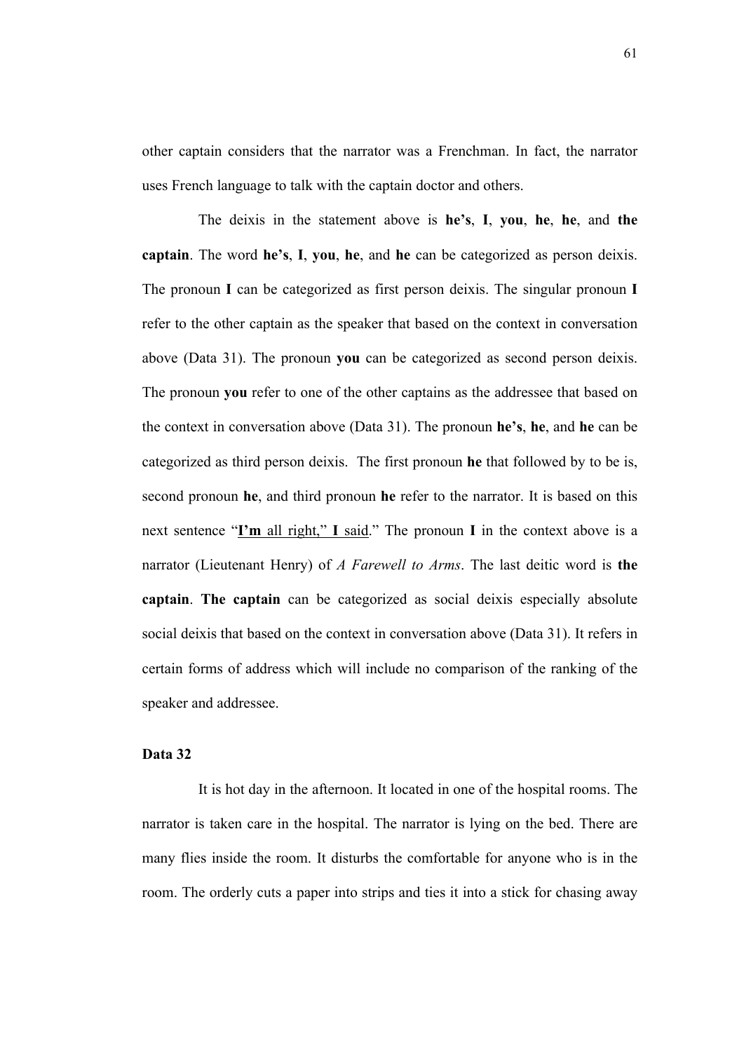other captain considers that the narrator was a Frenchman. In fact, the narrator uses French language to talk with the captain doctor and others.

The deixis in the statement above is **he's**, **I**, **you**, **he**, **he**, and **the captain**. The word **he's**, **I**, **you**, **he**, and **he** can be categorized as person deixis. The pronoun **I** can be categorized as first person deixis. The singular pronoun **I** refer to the other captain as the speaker that based on the context in conversation above (Data 31). The pronoun **you** can be categorized as second person deixis. The pronoun **you** refer to one of the other captains as the addressee that based on the context in conversation above (Data 31). The pronoun **he's**, **he**, and **he** can be categorized as third person deixis. The first pronoun **he** that followed by to be is, second pronoun **he**, and third pronoun **he** refer to the narrator. It is based on this next sentence "<u>**I'm** all right," **I** said</u>." The pronoun **I** in the context above is a narrator (Lieutenant Henry) of *A Farewell to Arms*. The last deitic word is **the captain**. **The captain** can be categorized as social deixis especially absolute social deixis that based on the context in conversation above (Data 31). It refers in certain forms of address which will include no comparison of the ranking of the speaker and addressee.

**Data 32**

It is hot day in the afternoon. It located in one of the hospital rooms. The narrator is taken care in the hospital. The narrator is lying on the bed. There are many flies inside the room. It disturbs the comfortable for anyone who is in the room. The orderly cuts a paper into strips and ties it into a stick for chasing away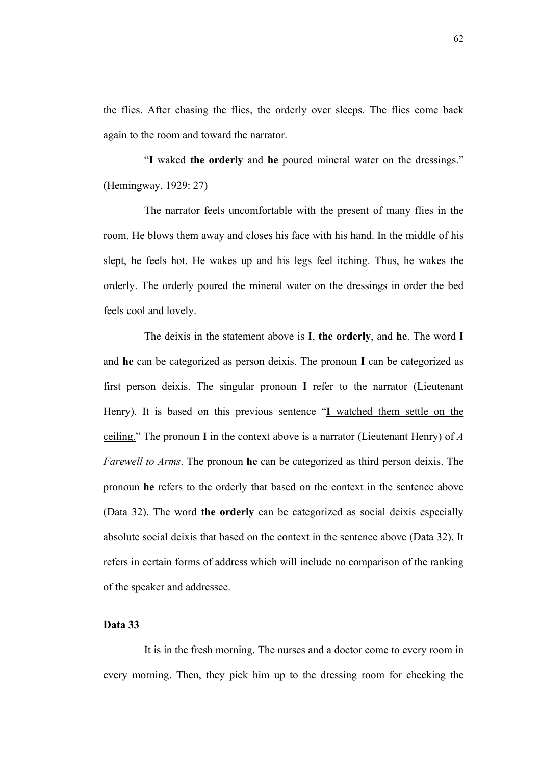the flies. After chasing the flies, the orderly over sleeps. The flies come back again to the room and toward the narrator.

"**I** waked **the orderly** and **he** poured mineral water on the dressings." (Hemingway, 1929: 27)

The narrator feels uncomfortable with the present of many flies in the room. He blows them away and closes his face with his hand. In the middle of his slept, he feels hot. He wakes up and his legs feel itching. Thus, he wakes the orderly. The orderly poured the mineral water on the dressings in order the bed feels cool and lovely.

The deixis in the statement above is **I**, **the orderly**, and **he**. The word **I** and **he** can be categorized as person deixis. The pronoun **I** can be categorized as first person deixis. The singular pronoun **I** refer to the narrator (Lieutenant Henry). It is based on this previous sentence "<u>**I** watched them settle on the ceiling.</u>" The pronoun **I** in the context above is a narrator (Lieutenant Henry) of *A Farewell to Arms*. The pronoun **he** can be categorized as third person deixis. The pronoun **he** refers to the orderly that based on the context in the sentence above (Data 32). The word **the orderly** can be categorized as social deixis especially absolute social deixis that based on the context in the sentence above (Data 32). It refers in certain forms of address which will include no comparison of the ranking of the speaker and addressee.

**Data 33**

It is in the fresh morning. The nurses and a doctor come to every room in every morning. Then, they pick him up to the dressing room for checking the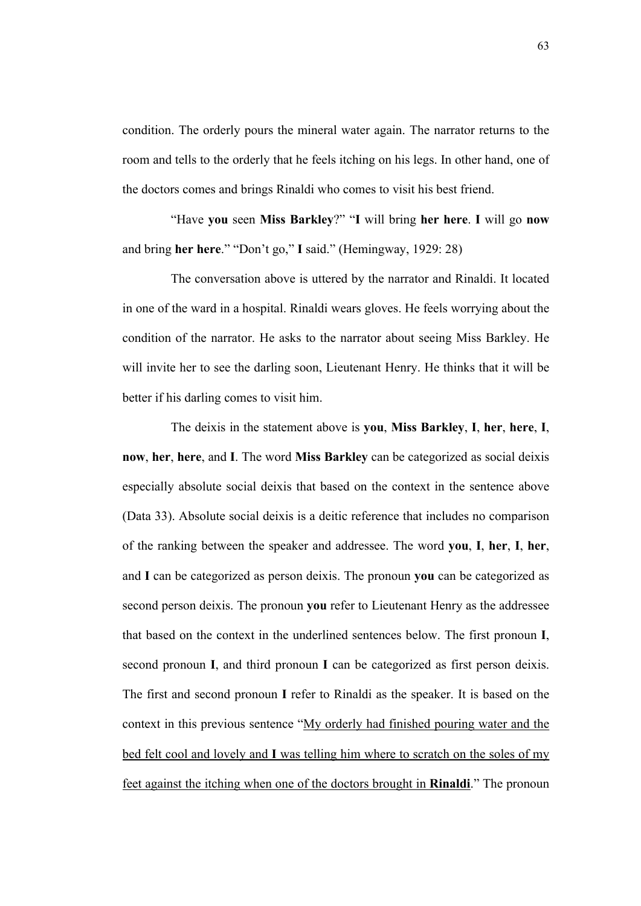condition. The orderly pours the mineral water again. The narrator returns to the room and tells to the orderly that he feels itching on his legs. In other hand, one of the doctors comes and brings Rinaldi who comes to visit his best friend.

"Have **you** seen **Miss Barkley**?" "**I** will bring **her here**. **I** will go **now** and bring **her here**." "Don't go," **I** said." (Hemingway, 1929: 28)

The conversation above is uttered by the narrator and Rinaldi. It located in one of the ward in a hospital. Rinaldi wears gloves. He feels worrying about the condition of the narrator. He asks to the narrator about seeing Miss Barkley. He will invite her to see the darling soon, Lieutenant Henry. He thinks that it will be better if his darling comes to visit him.

The deixis in the statement above is **you**, **Miss Barkley**, **I**, **her**, **here**, **I**, **now**, **her**, **here**, and **I**. The word **Miss Barkley** can be categorized as social deixis especially absolute social deixis that based on the context in the sentence above (Data 33). Absolute social deixis is a deitic reference that includes no comparison of the ranking between the speaker and addressee. The word **you**, **I**, **her**, **I**, **her**, and **I** can be categorized as person deixis. The pronoun **you** can be categorized as second person deixis. The pronoun **you** refer to Lieutenant Henry as the addressee that based on the context in the underlined sentences below. The first pronoun **I**, second pronoun **I**, and third pronoun **I** can be categorized as first person deixis. The first and second pronoun **I** refer to Rinaldi as the speaker. It is based on the context in this previous sentence "<u>My orderly had finished pouring water and the bed felt cool and lovely and **I** was telling him where to scratch on the soles of my feet against the itching when one of the doctors brought in **Rinaldi**</u>." The pronoun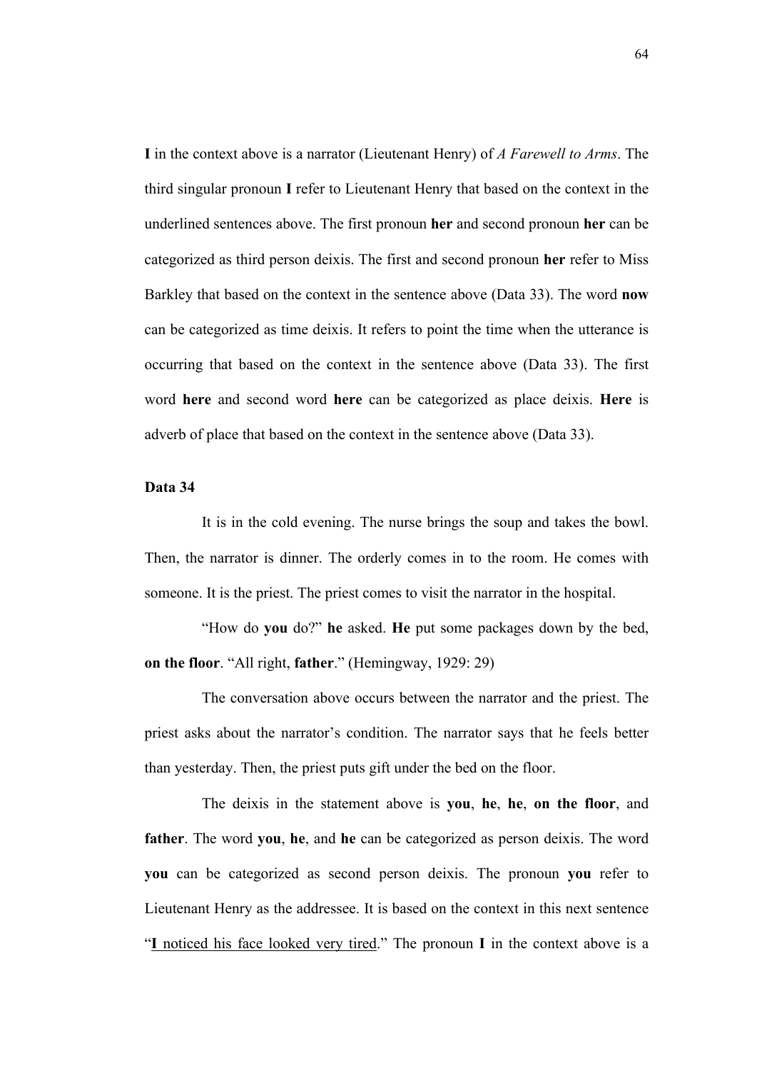**I** in the context above is a narrator (Lieutenant Henry) of *A Farewell to Arms*. The third singular pronoun **I** refer to Lieutenant Henry that based on the context in the underlined sentences above. The first pronoun **her** and second pronoun **her** can be categorized as third person deixis. The first and second pronoun **her** refer to Miss Barkley that based on the context in the sentence above (Data 33). The word **now** can be categorized as time deixis. It refers to point the time when the utterance is occurring that based on the context in the sentence above (Data 33). The first word **here** and second word **here** can be categorized as place deixis. **Here** is adverb of place that based on the context in the sentence above (Data 33).

**Data 34**

It is in the cold evening. The nurse brings the soup and takes the bowl. Then, the narrator is dinner. The orderly comes in to the room. He comes with someone. It is the priest. The priest comes to visit the narrator in the hospital.

"How do **you** do?" **he** asked. **He** put some packages down by the bed, **on the floor**. "All right, **father**." (Hemingway, 1929: 29)

The conversation above occurs between the narrator and the priest. The priest asks about the narrator's condition. The narrator says that he feels better than yesterday. Then, the priest puts gift under the bed on the floor.

The deixis in the statement above is **you**, **he**, **he**, **on the floor**, and **father**. The word **you**, **he**, and **he** can be categorized as person deixis. The word **you** can be categorized as second person deixis. The pronoun **you** refer to Lieutenant Henry as the addressee. It is based on the context in this next sentence "<u>**I** noticed his face looked very tired</u>." The pronoun **I** in the context above is a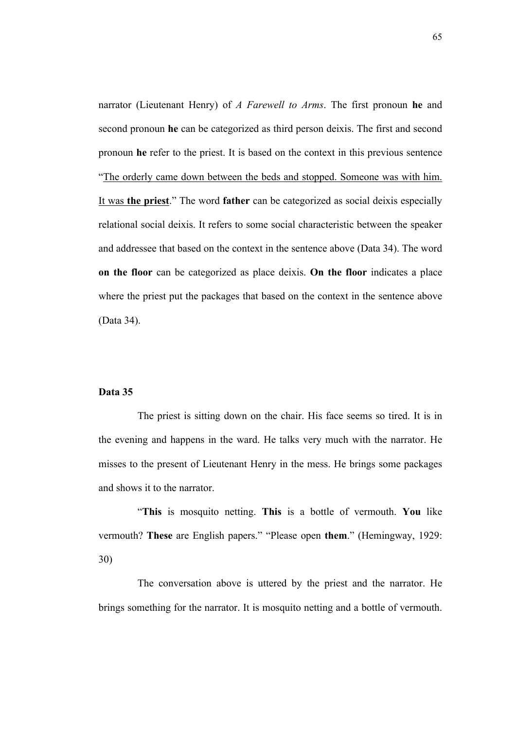narrator (Lieutenant Henry) of *A Farewell to Arms*. The first pronoun **he** and second pronoun **he** can be categorized as third person deixis. The first and second pronoun **he** refer to the priest. It is based on the context in this previous sentence "<u>The orderly came down between the beds and stopped. Someone was with him. It was **the priest**</u>." The word **father** can be categorized as social deixis especially relational social deixis. It refers to some social characteristic between the speaker and addressee that based on the context in the sentence above (Data 34). The word **on the floor** can be categorized as place deixis. **On the floor** indicates a place where the priest put the packages that based on the context in the sentence above (Data 34).

**Data 35**

The priest is sitting down on the chair. His face seems so tired. It is in the evening and happens in the ward. He talks very much with the narrator. He misses to the present of Lieutenant Henry in the mess. He brings some packages and shows it to the narrator.

"**This** is mosquito netting. **This** is a bottle of vermouth. **You** like vermouth? **These** are English papers." "Please open **them**." (Hemingway, 1929: 30)

The conversation above is uttered by the priest and the narrator. He brings something for the narrator. It is mosquito netting and a bottle of vermouth.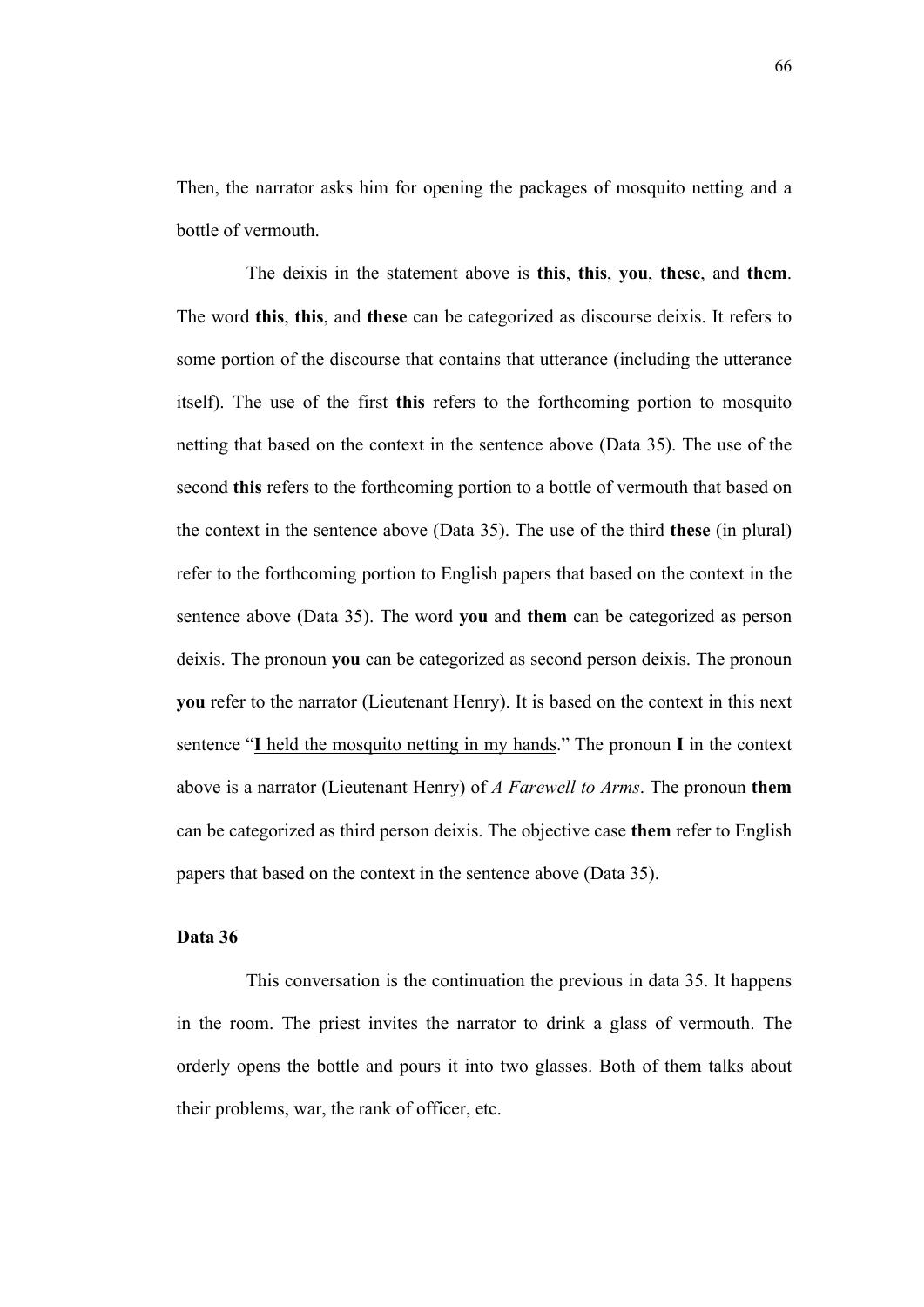Then, the narrator asks him for opening the packages of mosquito netting and a bottle of vermouth.

The deixis in the statement above is **this**, **this**, **you**, **these**, and **them**. The word **this**, **this**, and **these** can be categorized as discourse deixis. It refers to some portion of the discourse that contains that utterance (including the utterance itself). The use of the first **this** refers to the forthcoming portion to mosquito netting that based on the context in the sentence above (Data 35). The use of the second **this** refers to the forthcoming portion to a bottle of vermouth that based on the context in the sentence above (Data 35). The use of the third **these** (in plural) refer to the forthcoming portion to English papers that based on the context in the sentence above (Data 35). The word **you** and **them** can be categorized as person deixis. The pronoun **you** can be categorized as second person deixis. The pronoun **you** refer to the narrator (Lieutenant Henry). It is based on the context in this next sentence "<u>**I** held the mosquito netting in my hands</u>." The pronoun **I** in the context above is a narrator (Lieutenant Henry) of *A Farewell to Arms*. The pronoun **them** can be categorized as third person deixis. The objective case **them** refer to English papers that based on the context in the sentence above (Data 35).

**Data 36**

This conversation is the continuation the previous in data 35. It happens in the room. The priest invites the narrator to drink a glass of vermouth. The orderly opens the bottle and pours it into two glasses. Both of them talks about their problems, war, the rank of officer, etc.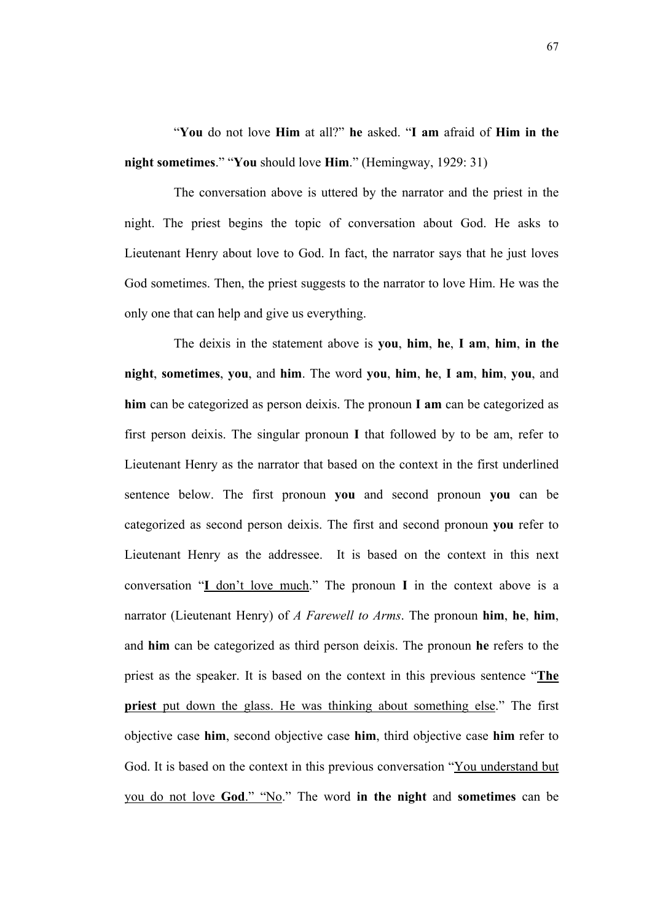"**You** do not love **Him** at all?" **he** asked. "**I am** afraid of **Him in the night sometimes**." "**You** should love **Him**." (Hemingway, 1929: 31)

The conversation above is uttered by the narrator and the priest in the night. The priest begins the topic of conversation about God. He asks to Lieutenant Henry about love to God. In fact, the narrator says that he just loves God sometimes. Then, the priest suggests to the narrator to love Him. He was the only one that can help and give us everything.

The deixis in the statement above is **you**, **him**, **he**, **I am**, **him**, **in the night**, **sometimes**, **you**, and **him**. The word **you**, **him**, **he**, **I am**, **him**, **you**, and **him** can be categorized as person deixis. The pronoun **I am** can be categorized as first person deixis. The singular pronoun **I** that followed by to be am, refer to Lieutenant Henry as the narrator that based on the context in the first underlined sentence below. The first pronoun **you** and second pronoun **you** can be categorized as second person deixis. The first and second pronoun **you** refer to Lieutenant Henry as the addressee. It is based on the context in this next conversation "<u>**I** don't love much</u>." The pronoun **I** in the context above is a narrator (Lieutenant Henry) of *A Farewell to Arms*. The pronoun **him**, **he**, **him**, and **him** can be categorized as third person deixis. The pronoun **he** refers to the priest as the speaker. It is based on the context in this previous sentence "<u>**The priest** put down the glass. He was thinking about something else</u>." The first objective case **him**, second objective case **him**, third objective case **him** refer to God. It is based on the context in this previous conversation "<u>You understand but you do not love **God**</u>." "<u>No</u>." The word **in the night** and **sometimes** can be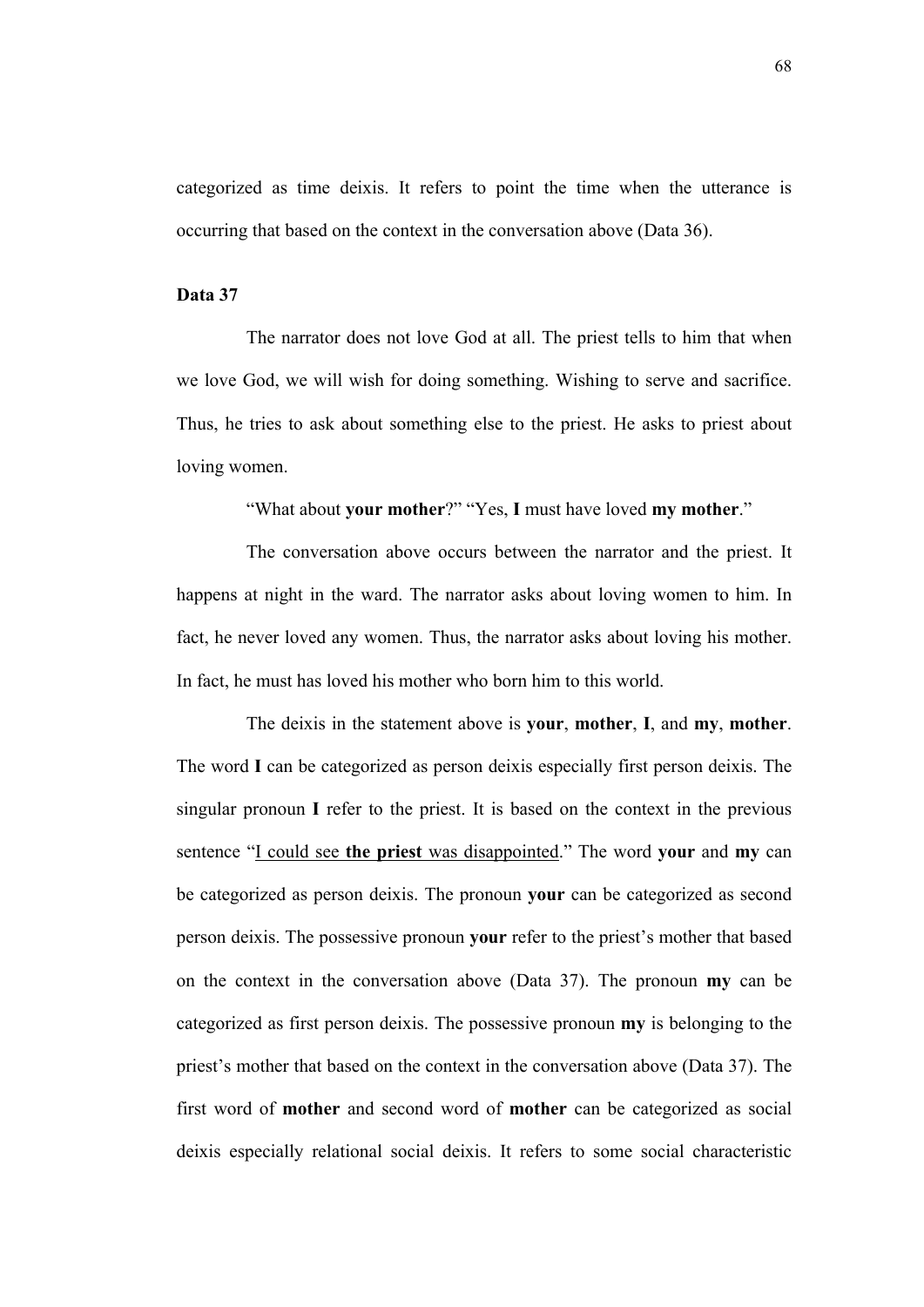categorized as time deixis. It refers to point the time when the utterance is occurring that based on the context in the conversation above (Data 36).

**Data 37**

The narrator does not love God at all. The priest tells to him that when we love God, we will wish for doing something. Wishing to serve and sacrifice. Thus, he tries to ask about something else to the priest. He asks to priest about loving women.

"What about **your mother**?" "Yes, **I** must have loved **my mother**."

The conversation above occurs between the narrator and the priest. It happens at night in the ward. The narrator asks about loving women to him. In fact, he never loved any women. Thus, the narrator asks about loving his mother. In fact, he must has loved his mother who born him to this world.

The deixis in the statement above is **your**, **mother**, **I**, and **my**, **mother**. The word **I** can be categorized as person deixis especially first person deixis. The singular pronoun **I** refer to the priest. It is based on the context in the previous sentence "<u>I could see **the priest** was disappointed</u>." The word **your** and **my** can be categorized as person deixis. The pronoun **your** can be categorized as second person deixis. The possessive pronoun **your** refer to the priest's mother that based on the context in the conversation above (Data 37). The pronoun **my** can be categorized as first person deixis. The possessive pronoun **my** is belonging to the priest's mother that based on the context in the conversation above (Data 37). The first word of **mother** and second word of **mother** can be categorized as social deixis especially relational social deixis. It refers to some social characteristic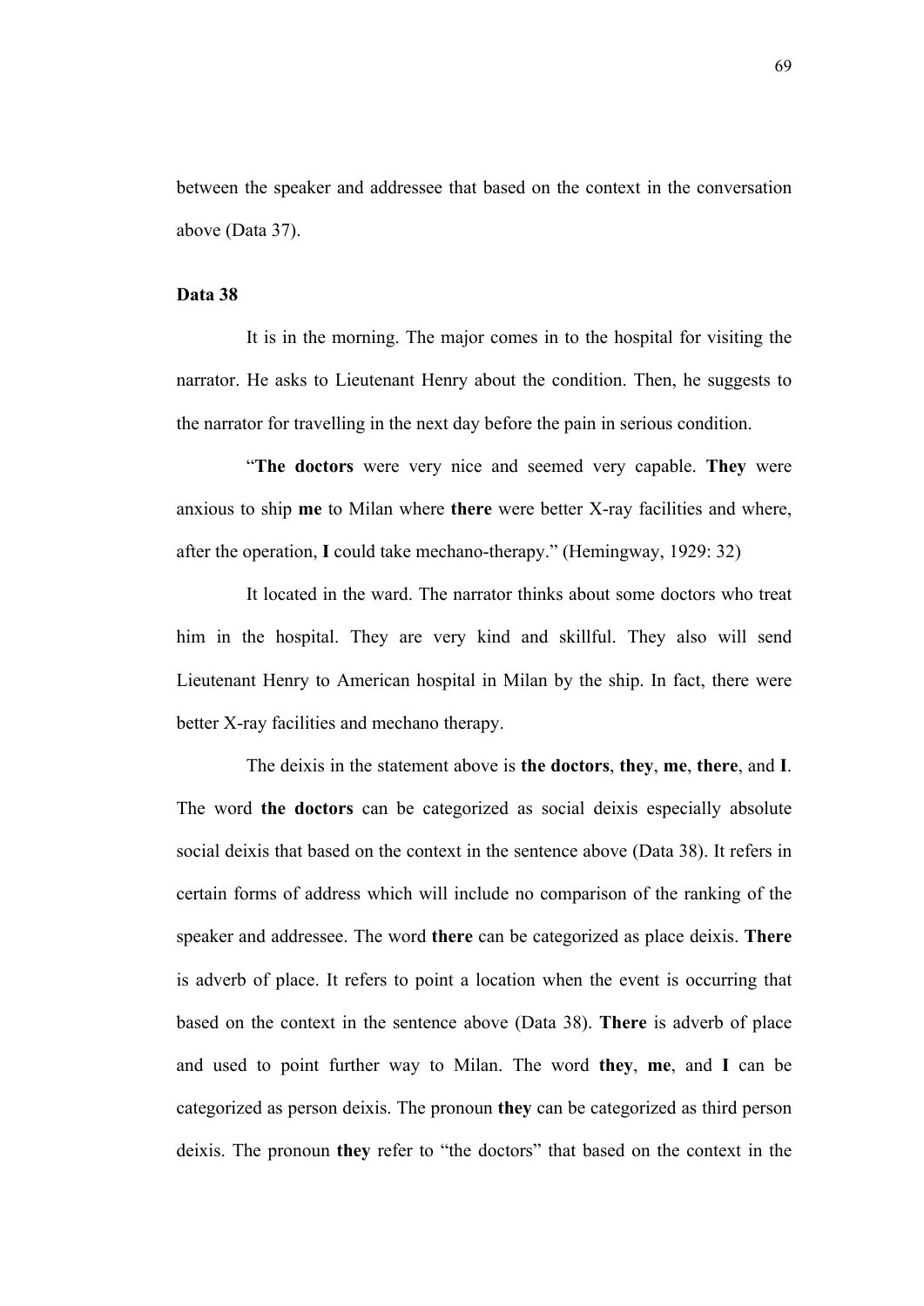between the speaker and addressee that based on the context in the conversation above (Data 37).

**Data 38**

It is in the morning. The major comes in to the hospital for visiting the narrator. He asks to Lieutenant Henry about the condition. Then, he suggests to the narrator for travelling in the next day before the pain in serious condition.

"**The doctors** were very nice and seemed very capable. **They** were anxious to ship **me** to Milan where **there** were better X-ray facilities and where, after the operation, **I** could take mechano-therapy." (Hemingway, 1929: 32)

It located in the ward. The narrator thinks about some doctors who treat him in the hospital. They are very kind and skillful. They also will send Lieutenant Henry to American hospital in Milan by the ship. In fact, there were better X-ray facilities and mechano therapy.

The deixis in the statement above is **the doctors**, **they**, **me**, **there**, and **I**. The word **the doctors** can be categorized as social deixis especially absolute social deixis that based on the context in the sentence above (Data 38). It refers in certain forms of address which will include no comparison of the ranking of the speaker and addressee. The word **there** can be categorized as place deixis. **There** is adverb of place. It refers to point a location when the event is occurring that based on the context in the sentence above (Data 38). **There** is adverb of place and used to point further way to Milan. The word **they**, **me**, and **I** can be categorized as person deixis. The pronoun **they** can be categorized as third person deixis. The pronoun **they** refer to "the doctors" that based on the context in the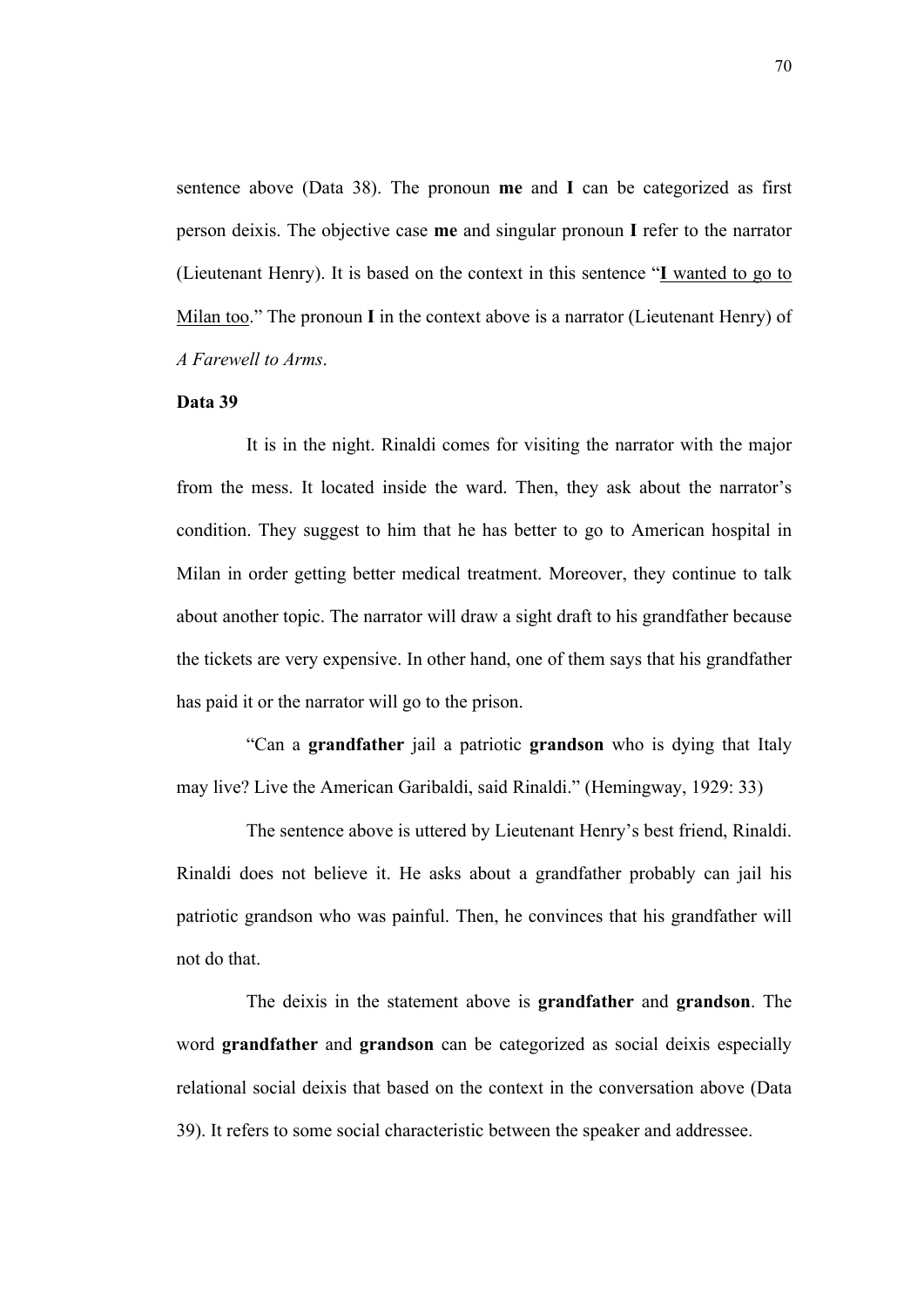sentence above (Data 38). The pronoun **me** and **I** can be categorized as first person deixis. The objective case **me** and singular pronoun **I** refer to the narrator (Lieutenant Henry). It is based on the context in this sentence "<u>**I** wanted to go to Milan too</u>." The pronoun **I** in the context above is a narrator (Lieutenant Henry) of *A Farewell to Arms*.

**Data 39**

It is in the night. Rinaldi comes for visiting the narrator with the major from the mess. It located inside the ward. Then, they ask about the narrator's condition. They suggest to him that he has better to go to American hospital in Milan in order getting better medical treatment. Moreover, they continue to talk about another topic. The narrator will draw a sight draft to his grandfather because the tickets are very expensive. In other hand, one of them says that his grandfather has paid it or the narrator will go to the prison.

"Can a **grandfather** jail a patriotic **grandson** who is dying that Italy may live? Live the American Garibaldi, said Rinaldi." (Hemingway, 1929: 33)

The sentence above is uttered by Lieutenant Henry's best friend, Rinaldi. Rinaldi does not believe it. He asks about a grandfather probably can jail his patriotic grandson who was painful. Then, he convinces that his grandfather will not do that.

The deixis in the statement above is **grandfather** and **grandson**. The word **grandfather** and **grandson** can be categorized as social deixis especially relational social deixis that based on the context in the conversation above (Data 39). It refers to some social characteristic between the speaker and addressee.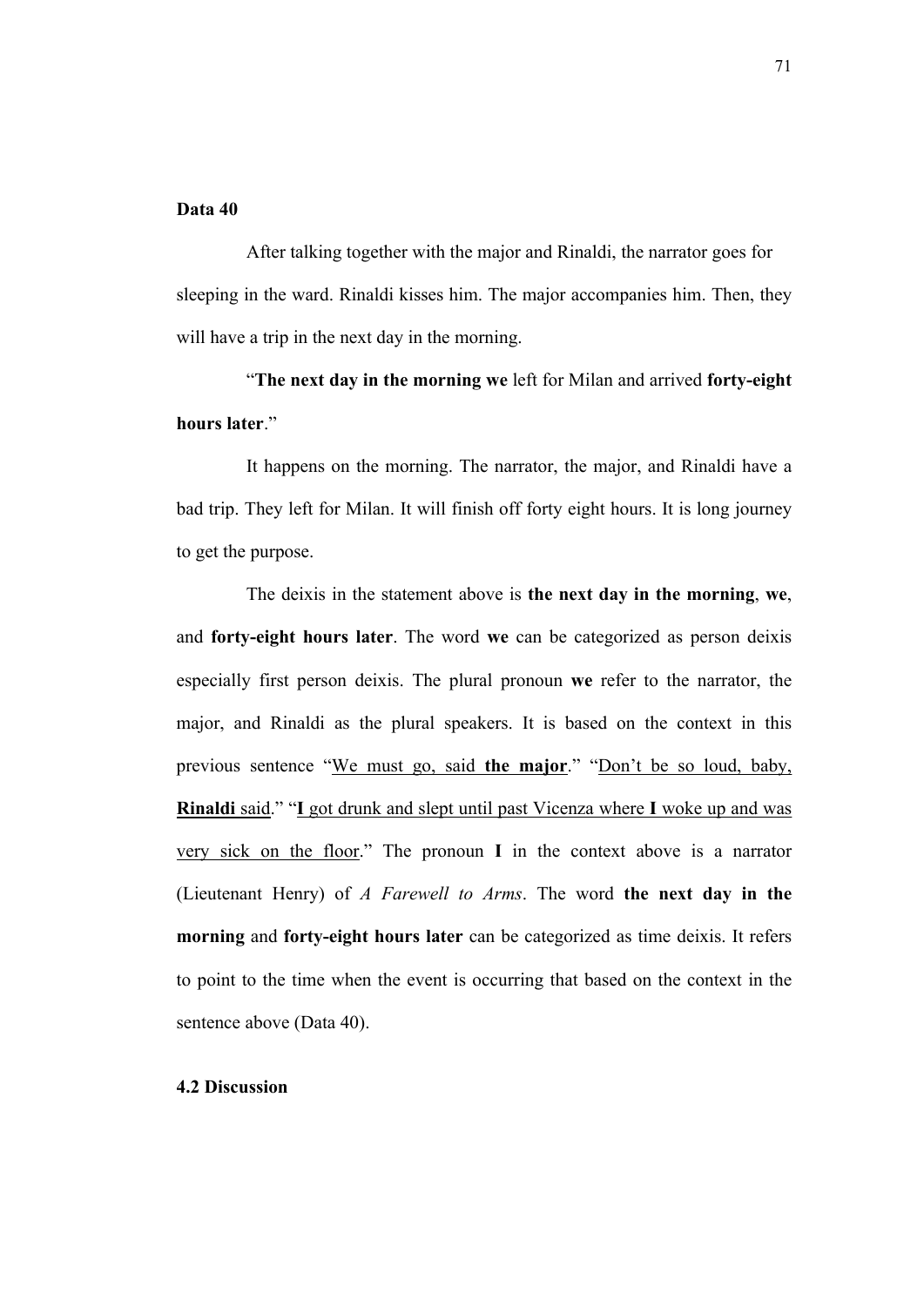**Data 40**

After talking together with the major and Rinaldi, the narrator goes for sleeping in the ward. Rinaldi kisses him. The major accompanies him. Then, they will have a trip in the next day in the morning.

"**The next day in the morning we** left for Milan and arrived **forty-eight hours later**."

It happens on the morning. The narrator, the major, and Rinaldi have a bad trip. They left for Milan. It will finish off forty eight hours. It is long journey to get the purpose.

The deixis in the statement above is **the next day in the morning**, **we**, and **forty-eight hours later**. The word **we** can be categorized as person deixis especially first person deixis. The plural pronoun **we** refer to the narrator, the major, and Rinaldi as the plural speakers. It is based on the context in this previous sentence "<u>We must go, said **the major**</u>." "<u>Don't be so loud, baby, **Rinaldi** said</u>." "<u>**I** got drunk and slept until past Vicenza where **I** woke up and was very sick on the floor</u>." The pronoun **I** in the context above is a narrator (Lieutenant Henry) of *A Farewell to Arms*. The word **the next day in the morning** and **forty-eight hours later** can be categorized as time deixis. It refers to point to the time when the event is occurring that based on the context in the sentence above (Data 40).

## 4.2 Discussion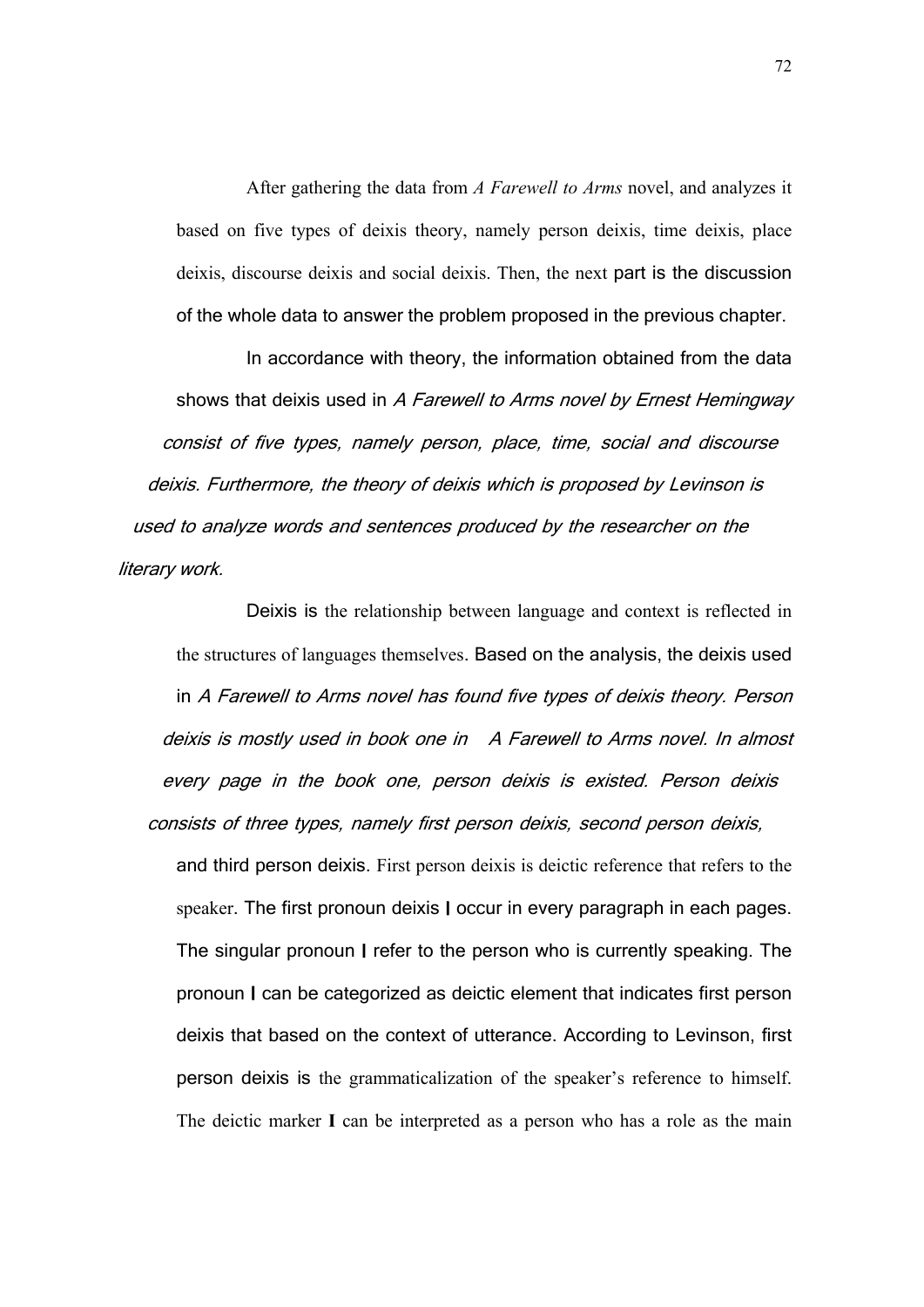After gathering the data from *A Farewell to Arms* novel, and analyzes it based on five types of deixis theory, namely person deixis, time deixis, place deixis, discourse deixis and social deixis. Then, the next part is the discussion of the whole data to answer the problem proposed in the previous chapter.

In accordance with theory, the information obtained from the data shows that deixis used in *A Farewell to Arms novel by Ernest Hemingway consist of five types, namely person, place, time, social and discourse deixis. Furthermore, the theory of deixis which is proposed by Levinson is used to analyze words and sentences produced by the researcher on the literary work.*

Deixis is the relationship between language and context is reflected in the structures of languages themselves. Based on the analysis, the deixis used in *A Farewell to Arms novel has found five types of deixis theory. Person deixis is mostly used in book one in A Farewell to Arms novel. In almost every page in the book one, person deixis is existed. Person deixis consists of three types, namely first person deixis, second person deixis,* and third person deixis. First person deixis is deictic reference that refers to the speaker. The first pronoun deixis **I** occur in every paragraph in each pages. The singular pronoun **I** refer to the person who is currently speaking. The pronoun **I** can be categorized as deictic element that indicates first person deixis that based on the context of utterance. According to Levinson, first person deixis is the grammaticalization of the speaker's reference to himself. The deictic marker **I** can be interpreted as a person who has a role as the main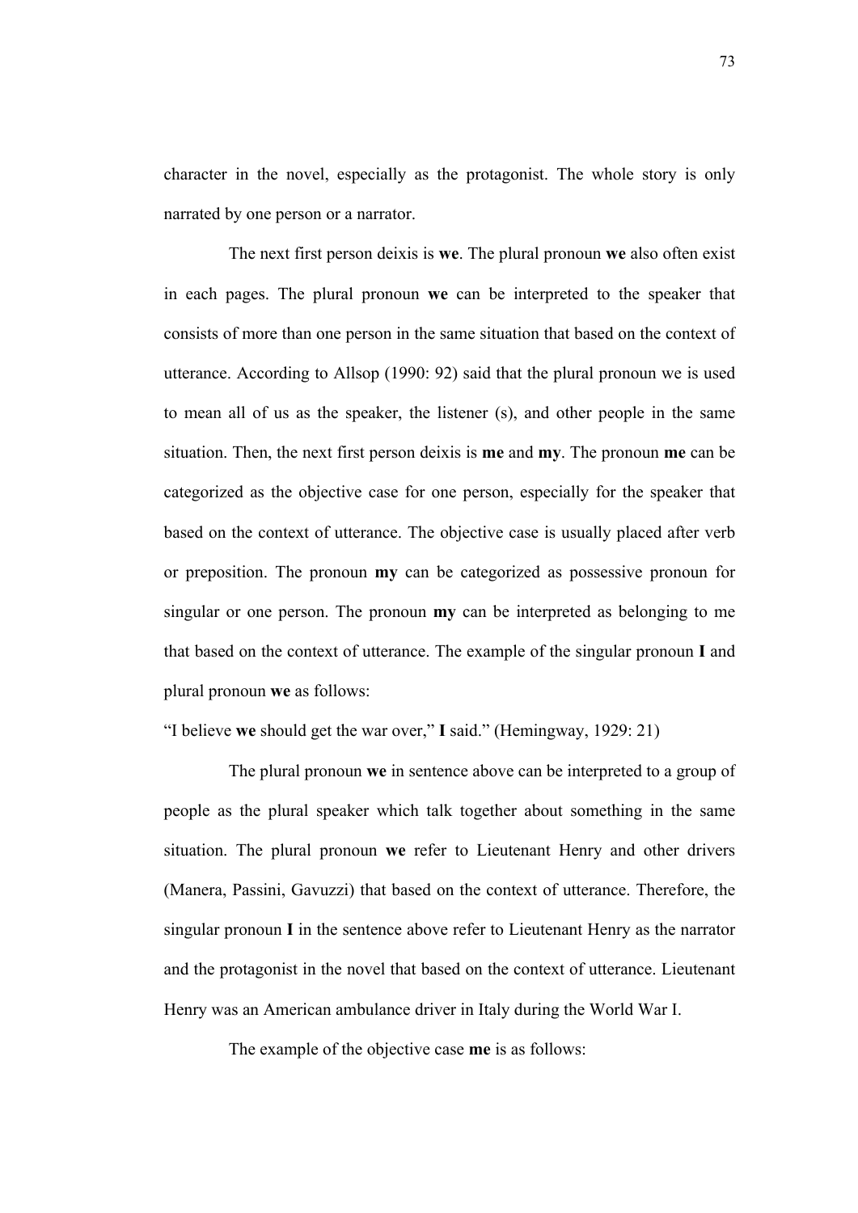character in the novel, especially as the protagonist. The whole story is only narrated by one person or a narrator.

The next first person deixis is **we**. The plural pronoun **we** also often exist in each pages. The plural pronoun **we** can be interpreted to the speaker that consists of more than one person in the same situation that based on the context of utterance. According to Allsop (1990: 92) said that the plural pronoun we is used to mean all of us as the speaker, the listener (s), and other people in the same situation. Then, the next first person deixis is **me** and **my**. The pronoun **me** can be categorized as the objective case for one person, especially for the speaker that based on the context of utterance. The objective case is usually placed after verb or preposition. The pronoun **my** can be categorized as possessive pronoun for singular or one person. The pronoun **my** can be interpreted as belonging to me that based on the context of utterance. The example of the singular pronoun **I** and plural pronoun **we** as follows:

"I believe **we** should get the war over," **I** said." (Hemingway, 1929: 21)

The plural pronoun **we** in sentence above can be interpreted to a group of people as the plural speaker which talk together about something in the same situation. The plural pronoun **we** refer to Lieutenant Henry and other drivers (Manera, Passini, Gavuzzi) that based on the context of utterance. Therefore, the singular pronoun **I** in the sentence above refer to Lieutenant Henry as the narrator and the protagonist in the novel that based on the context of utterance. Lieutenant Henry was an American ambulance driver in Italy during the World War I.

The example of the objective case **me** is as follows: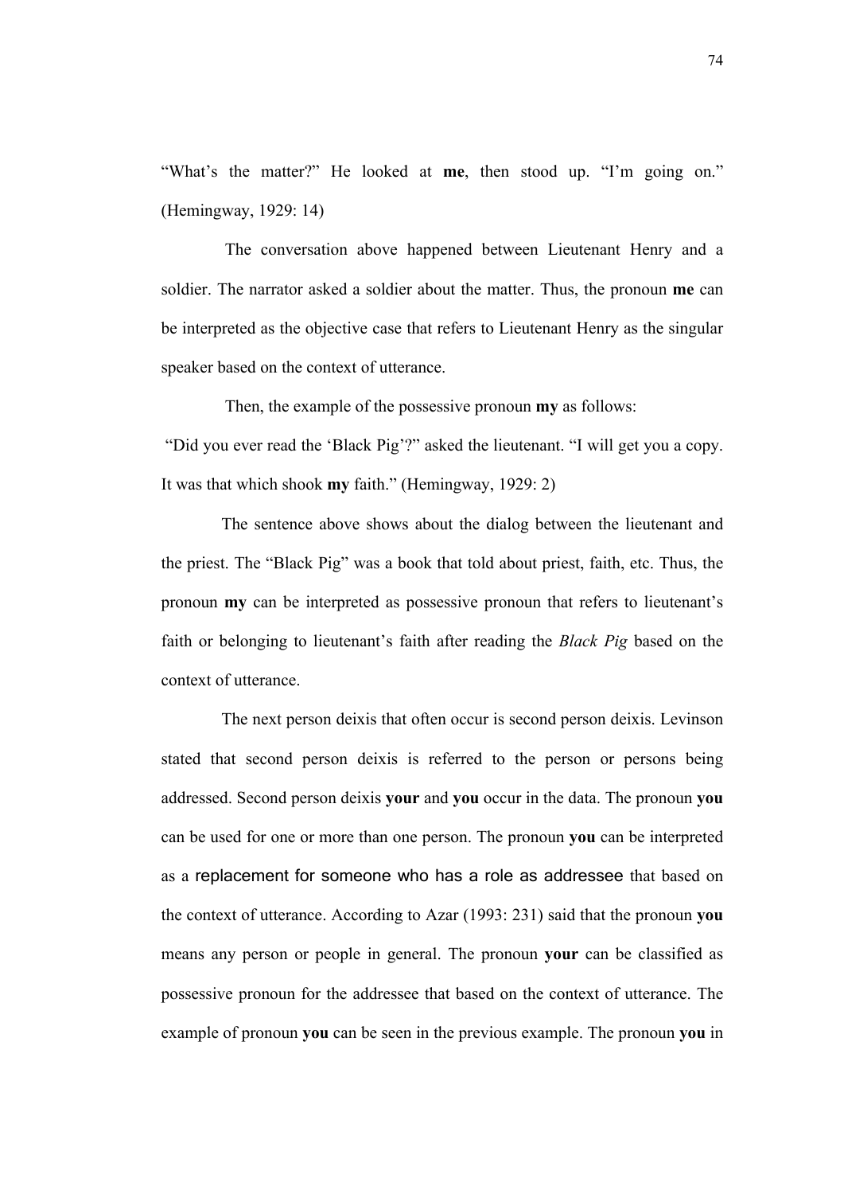"What's the matter?" He looked at **me**, then stood up. "I'm going on." (Hemingway, 1929: 14)

The conversation above happened between Lieutenant Henry and a soldier. The narrator asked a soldier about the matter. Thus, the pronoun **me** can be interpreted as the objective case that refers to Lieutenant Henry as the singular speaker based on the context of utterance.

Then, the example of the possessive pronoun **my** as follows:

"Did you ever read the 'Black Pig'?" asked the lieutenant. "I will get you a copy. It was that which shook **my** faith." (Hemingway, 1929: 2)

The sentence above shows about the dialog between the lieutenant and the priest. The "Black Pig" was a book that told about priest, faith, etc. Thus, the pronoun **my** can be interpreted as possessive pronoun that refers to lieutenant's faith or belonging to lieutenant's faith after reading the *Black Pig* based on the context of utterance.

The next person deixis that often occur is second person deixis. Levinson stated that second person deixis is referred to the person or persons being addressed. Second person deixis **your** and **you** occur in the data. The pronoun **you** can be used for one or more than one person. The pronoun **you** can be interpreted as a replacement for someone who has a role as addressee that based on the context of utterance. According to Azar (1993: 231) said that the pronoun **you** means any person or people in general. The pronoun **your** can be classified as possessive pronoun for the addressee that based on the context of utterance. The example of pronoun **you** can be seen in the previous example. The pronoun **you** in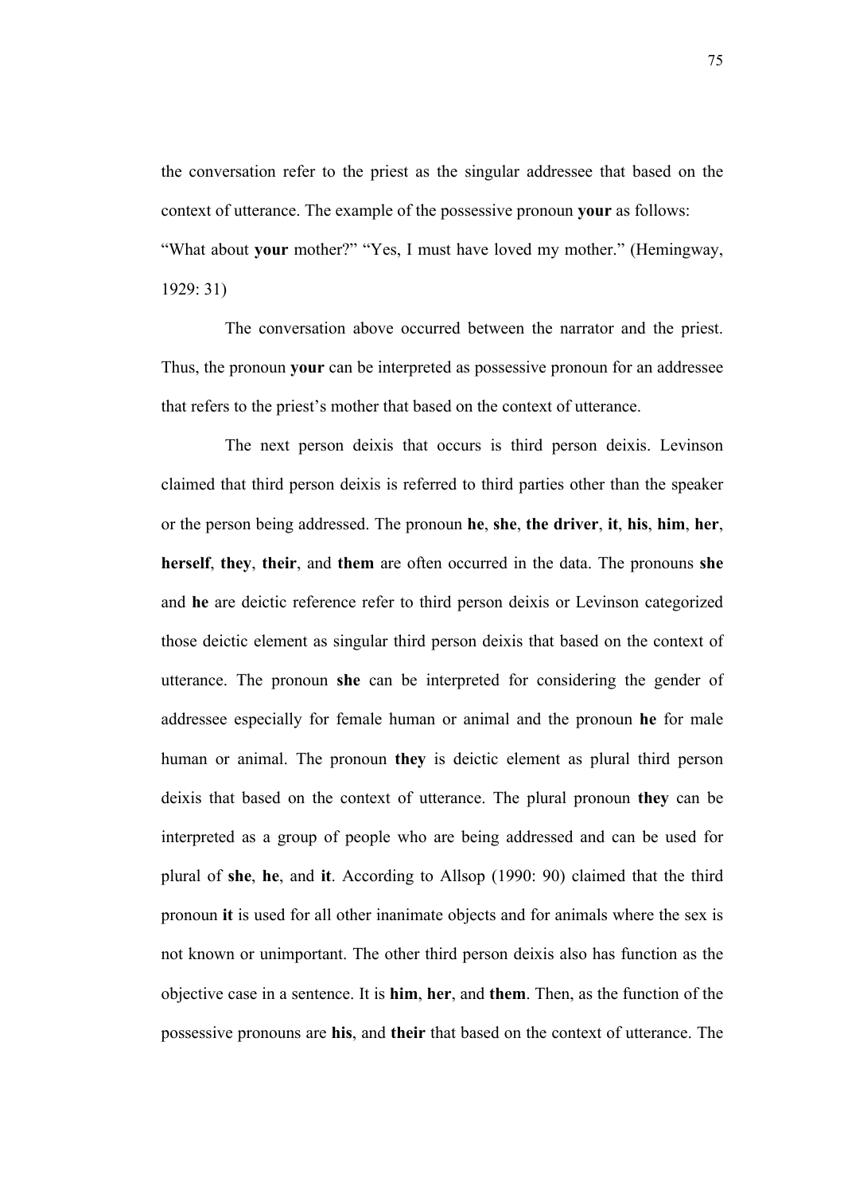the conversation refer to the priest as the singular addressee that based on the context of utterance. The example of the possessive pronoun **your** as follows:

"What about **your** mother?" "Yes, I must have loved my mother." (Hemingway, 1929: 31)

The conversation above occurred between the narrator and the priest. Thus, the pronoun **your** can be interpreted as possessive pronoun for an addressee that refers to the priest's mother that based on the context of utterance.

The next person deixis that occurs is third person deixis. Levinson claimed that third person deixis is referred to third parties other than the speaker or the person being addressed. The pronoun **he**, **she**, **the driver**, **it**, **his**, **him**, **her**, **herself**, **they**, **their**, and **them** are often occurred in the data. The pronouns **she** and **he** are deictic reference refer to third person deixis or Levinson categorized those deictic element as singular third person deixis that based on the context of utterance. The pronoun **she** can be interpreted for considering the gender of addressee especially for female human or animal and the pronoun **he** for male human or animal. The pronoun **they** is deictic element as plural third person deixis that based on the context of utterance. The plural pronoun **they** can be interpreted as a group of people who are being addressed and can be used for plural of **she**, **he**, and **it**. According to Allsop (1990: 90) claimed that the third pronoun **it** is used for all other inanimate objects and for animals where the sex is not known or unimportant. The other third person deixis also has function as the objective case in a sentence. It is **him**, **her**, and **them**. Then, as the function of the possessive pronouns are **his**, and **their** that based on the context of utterance. The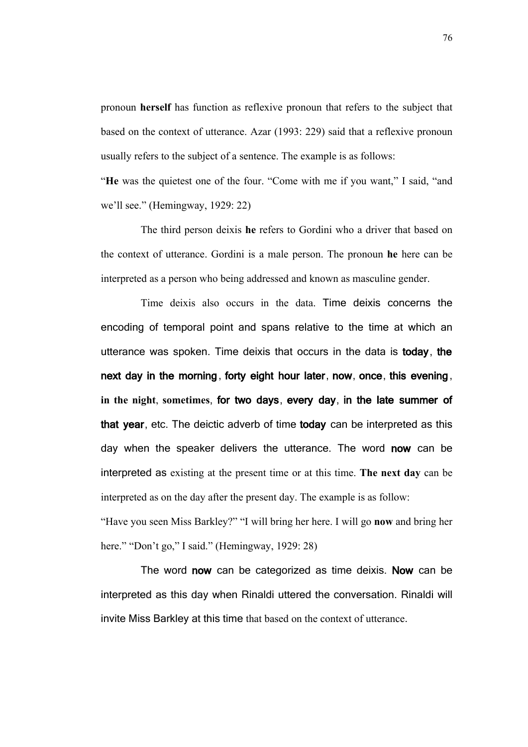pronoun **herself** has function as reflexive pronoun that refers to the subject that based on the context of utterance. Azar (1993: 229) said that a reflexive pronoun usually refers to the subject of a sentence. The example is as follows:

"**He** was the quietest one of the four. "Come with me if you want," I said, "and we'll see." (Hemingway, 1929: 22)

The third person deixis **he** refers to Gordini who a driver that based on the context of utterance. Gordini is a male person. The pronoun **he** here can be interpreted as a person who being addressed and known as masculine gender.

Time deixis also occurs in the data. Time deixis concerns the encoding of temporal point and spans relative to the time at which an utterance was spoken. Time deixis that occurs in the data is **today**, **the next day in the morning**, **forty eight hour later**, **now**, **once**, **this evening**, **in the night**, **sometimes**, **for two days**, **every day**, **in the late summer of that year**, etc. The deictic adverb of time **today** can be interpreted as this day when the speaker delivers the utterance. The word **now** can be interpreted as existing at the present time or at this time. **The next day** can be interpreted as on the day after the present day. The example is as follow:

"Have you seen Miss Barkley?" "I will bring her here. I will go **now** and bring her here." "Don't go," I said." (Hemingway, 1929: 28)

The word **now** can be categorized as time deixis. **Now** can be interpreted as this day when Rinaldi uttered the conversation. Rinaldi will invite Miss Barkley at this time that based on the context of utterance.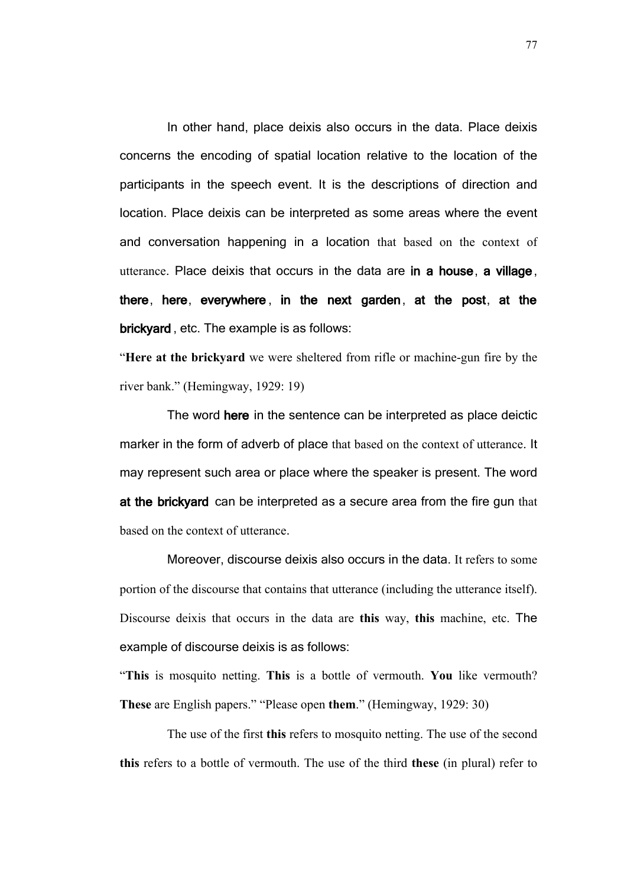In other hand, place deixis also occurs in the data. Place deixis concerns the encoding of spatial location relative to the location of the participants in the speech event. It is the descriptions of direction and location. Place deixis can be interpreted as some areas where the event and conversation happening in a location that based on the context of utterance. Place deixis that occurs in the data are **in a house**, **a village**, **there**, **here**, **everywhere**, **in the next garden**, **at the post**, **at the brickyard**, etc. The example is as follows:

"**Here at the brickyard** we were sheltered from rifle or machine-gun fire by the river bank." (Hemingway, 1929: 19)

The word **here** in the sentence can be interpreted as place deictic marker in the form of adverb of place that based on the context of utterance. It may represent such area or place where the speaker is present. The word **at the brickyard** can be interpreted as a secure area from the fire gun that based on the context of utterance.

Moreover, discourse deixis also occurs in the data. It refers to some portion of the discourse that contains that utterance (including the utterance itself). Discourse deixis that occurs in the data are **this** way, **this** machine, etc. The example of discourse deixis is as follows:

"**This** is mosquito netting. **This** is a bottle of vermouth. **You** like vermouth? **These** are English papers." "Please open **them**." (Hemingway, 1929: 30)

The use of the first **this** refers to mosquito netting. The use of the second **this** refers to a bottle of vermouth. The use of the third **these** (in plural) refer to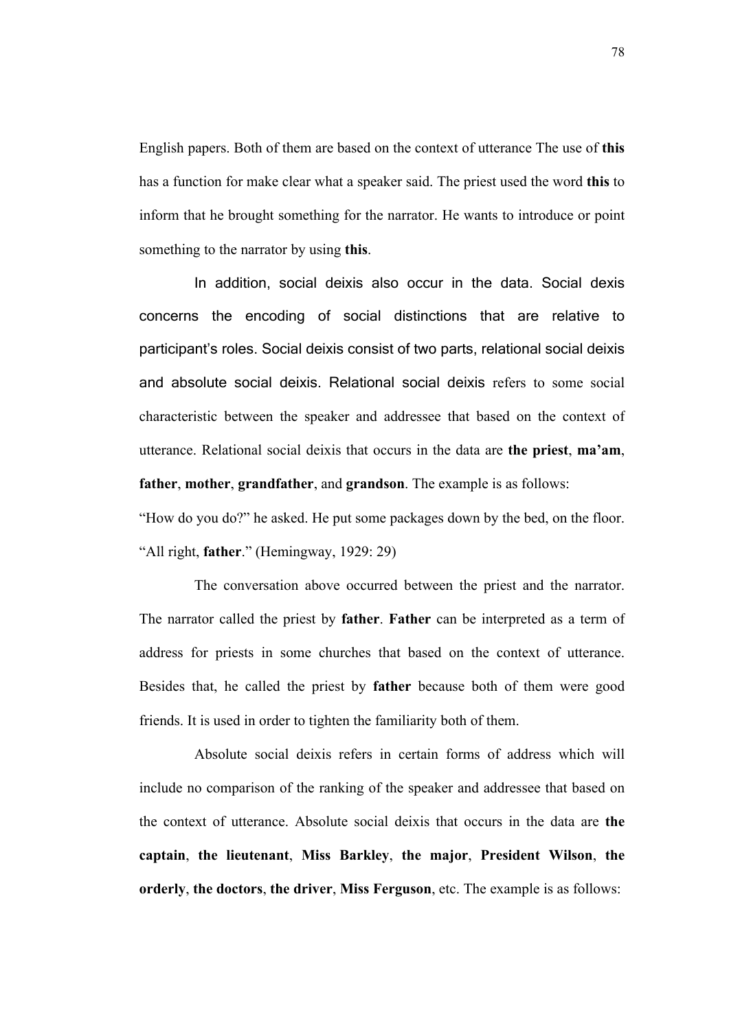English papers. Both of them are based on the context of utterance The use of **this** has a function for make clear what a speaker said. The priest used the word **this** to inform that he brought something for the narrator. He wants to introduce or point something to the narrator by using **this**.

In addition, social deixis also occur in the data. Social dexis concerns the encoding of social distinctions that are relative to participant's roles. Social deixis consist of two parts, relational social deixis and absolute social deixis. Relational social deixis refers to some social characteristic between the speaker and addressee that based on the context of utterance. Relational social deixis that occurs in the data are **the priest**, **ma'am**, **father**, **mother**, **grandfather**, and **grandson**. The example is as follows:

"How do you do?" he asked. He put some packages down by the bed, on the floor. "All right, **father**." (Hemingway, 1929: 29)

The conversation above occurred between the priest and the narrator. The narrator called the priest by **father**. **Father** can be interpreted as a term of address for priests in some churches that based on the context of utterance. Besides that, he called the priest by **father** because both of them were good friends. It is used in order to tighten the familiarity both of them.

Absolute social deixis refers in certain forms of address which will include no comparison of the ranking of the speaker and addressee that based on the context of utterance. Absolute social deixis that occurs in the data are **the captain**, **the lieutenant**, **Miss Barkley**, **the major**, **President Wilson**, **the orderly**, **the doctors**, **the driver**, **Miss Ferguson**, etc. The example is as follows: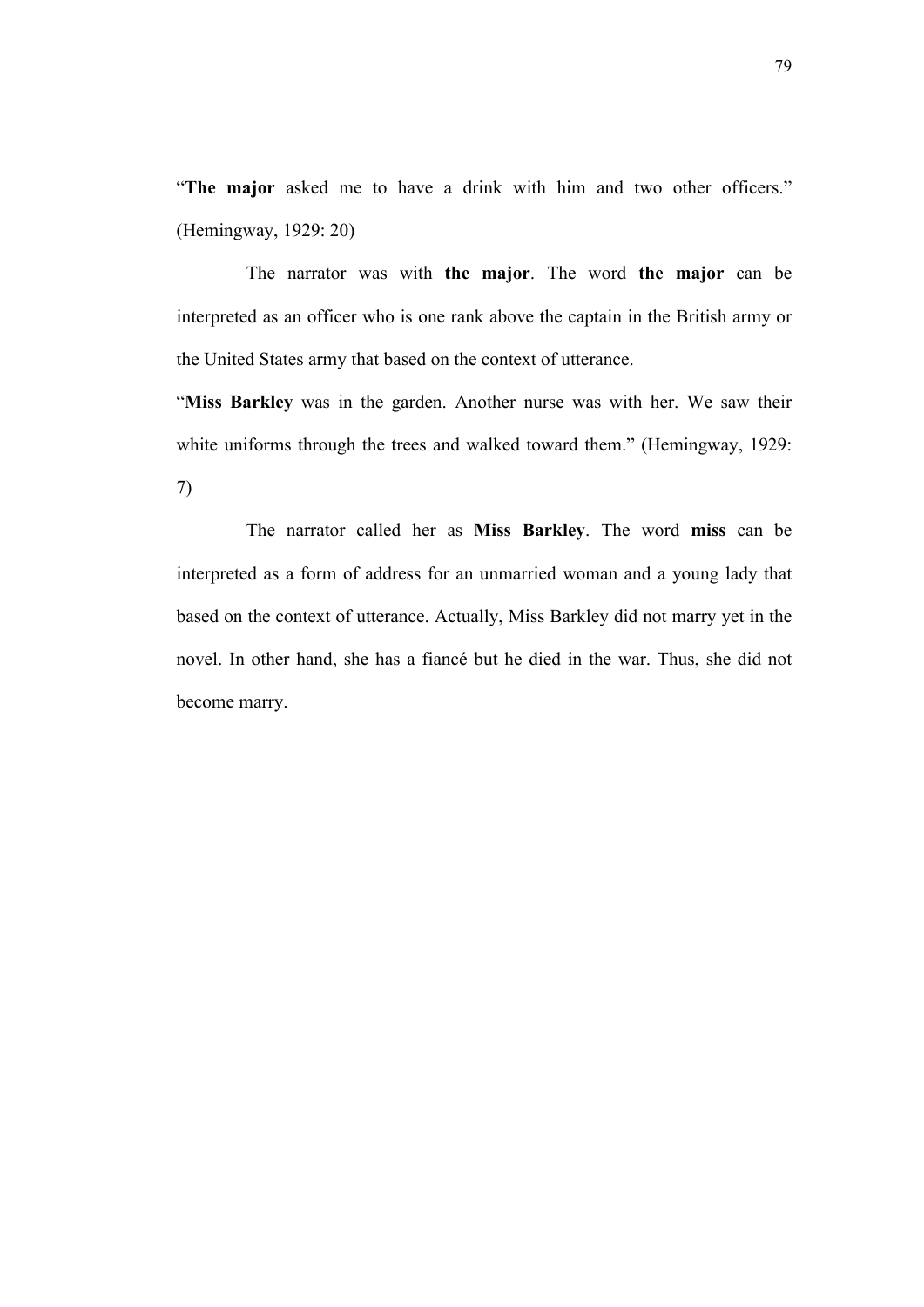"**The major** asked me to have a drink with him and two other officers." (Hemingway, 1929: 20)

The narrator was with **the major**. The word **the major** can be interpreted as an officer who is one rank above the captain in the British army or the United States army that based on the context of utterance.

"**Miss Barkley** was in the garden. Another nurse was with her. We saw their white uniforms through the trees and walked toward them." (Hemingway, 1929: 7)

The narrator called her as **Miss Barkley**. The word **miss** can be interpreted as a form of address for an unmarried woman and a young lady that based on the context of utterance. Actually, Miss Barkley did not marry yet in the novel. In other hand, she has a fiancé but he died in the war. Thus, she did not become marry.